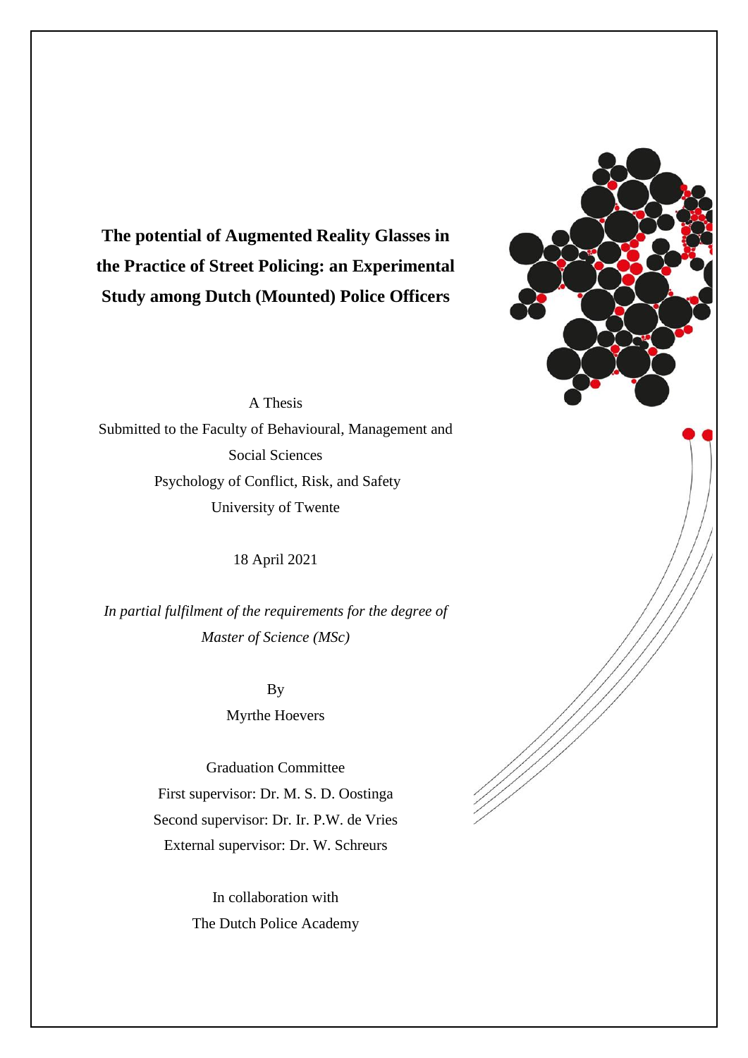# The potential of Augmented Reality Glasses in the Practice of Street Policing: an Experimental Study among Dutch (Mounted) Police Officers

A Thesis

Submitted to the Faculty of Behavioural, Management and Social Sciences

Psychology of Conflict, Risk, and Safety

University of Twente

18 April 2021

*In partial fulfilment of the requirements for the degree of Master of Science (MSc)*

By

Myrthe Hoevers

Graduation Committee

First supervisor: Dr. M. S. D. Oostinga

Second supervisor: Dr. Ir. P.W. de Vries

External supervisor: Dr. W. Schreurs

In collaboration with

The Dutch Police Academy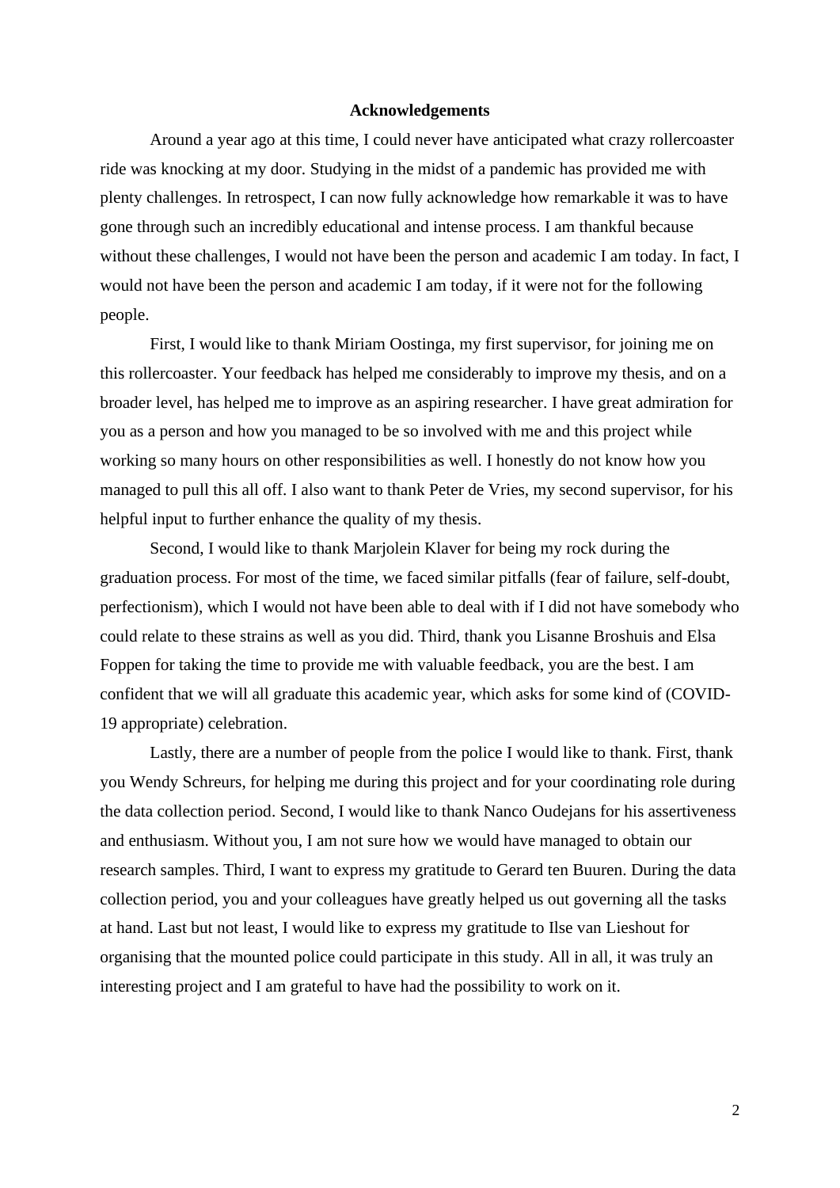# Acknowledgements

Around a year ago at this time, I could never have anticipated what crazy rollercoaster ride was knocking at my door. Studying in the midst of a pandemic has provided me with plenty challenges. In retrospect, I can now fully acknowledge how remarkable it was to have gone through such an incredibly educational and intense process. I am thankful because without these challenges, I would not have been the person and academic I am today. In fact, I would not have been the person and academic I am today, if it were not for the following people.

First, I would like to thank Miriam Oostinga, my first supervisor, for joining me on this rollercoaster. Your feedback has helped me considerably to improve my thesis, and on a broader level, has helped me to improve as an aspiring researcher. I have great admiration for you as a person and how you managed to be so involved with me and this project while working so many hours on other responsibilities as well. I honestly do not know how you managed to pull this all off. I also want to thank Peter de Vries, my second supervisor, for his helpful input to further enhance the quality of my thesis.

Second, I would like to thank Marjolein Klaver for being my rock during the graduation process. For most of the time, we faced similar pitfalls (fear of failure, self-doubt, perfectionism), which I would not have been able to deal with if I did not have somebody who could relate to these strains as well as you did. Third, thank you Lisanne Broshuis and Elsa Foppen for taking the time to provide me with valuable feedback, you are the best. I am confident that we will all graduate this academic year, which asks for some kind of (COVID-19 appropriate) celebration.

Lastly, there are a number of people from the police I would like to thank. First, thank you Wendy Schreurs, for helping me during this project and for your coordinating role during the data collection period. Second, I would like to thank Nanco Oudejans for his assertiveness and enthusiasm. Without you, I am not sure how we would have managed to obtain our research samples. Third, I want to express my gratitude to Gerard ten Buuren. During the data collection period, you and your colleagues have greatly helped us out governing all the tasks at hand. Last but not least, I would like to express my gratitude to Ilse van Lieshout for organising that the mounted police could participate in this study. All in all, it was truly an interesting project and I am grateful to have had the possibility to work on it.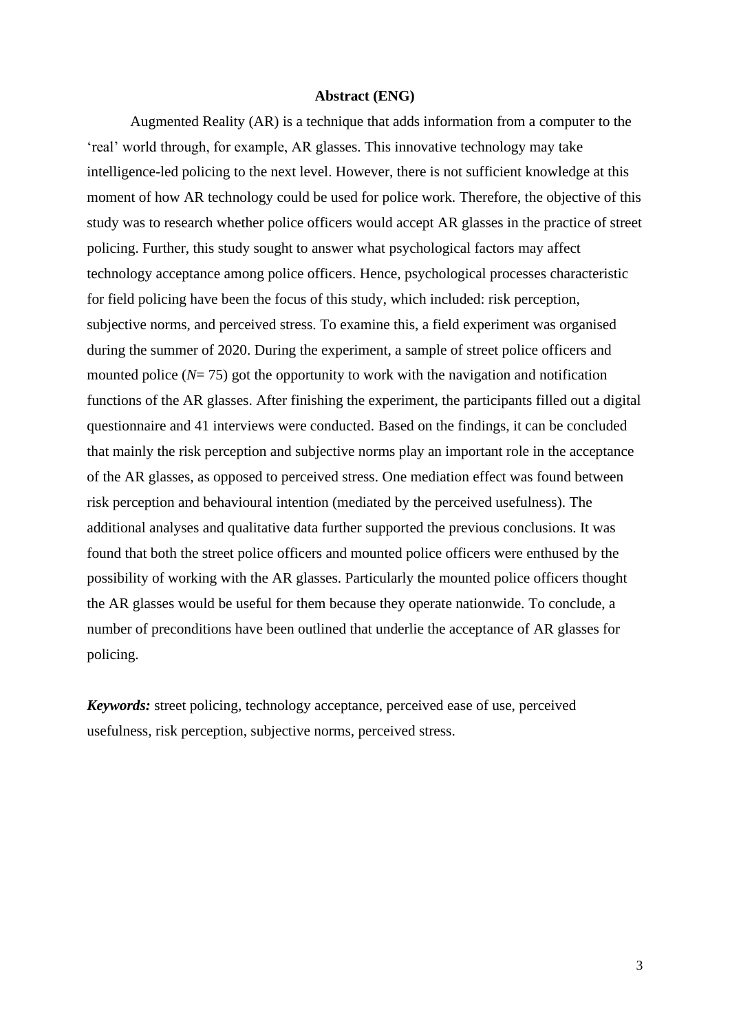## Abstract (ENG)

Augmented Reality (AR) is a technique that adds information from a computer to the 'real' world through, for example, AR glasses. This innovative technology may take intelligence-led policing to the next level. However, there is not sufficient knowledge at this moment of how AR technology could be used for police work. Therefore, the objective of this study was to research whether police officers would accept AR glasses in the practice of street policing. Further, this study sought to answer what psychological factors may affect technology acceptance among police officers. Hence, psychological processes characteristic for field policing have been the focus of this study, which included: risk perception, subjective norms, and perceived stress. To examine this, a field experiment was organised during the summer of 2020. During the experiment, a sample of street police officers and mounted police (*N*= 75) got the opportunity to work with the navigation and notification functions of the AR glasses. After finishing the experiment, the participants filled out a digital questionnaire and 41 interviews were conducted. Based on the findings, it can be concluded that mainly the risk perception and subjective norms play an important role in the acceptance of the AR glasses, as opposed to perceived stress. One mediation effect was found between risk perception and behavioural intention (mediated by the perceived usefulness). The additional analyses and qualitative data further supported the previous conclusions. It was found that both the street police officers and mounted police officers were enthused by the possibility of working with the AR glasses. Particularly the mounted police officers thought the AR glasses would be useful for them because they operate nationwide. To conclude, a number of preconditions have been outlined that underlie the acceptance of AR glasses for policing.

***Keywords:*** street policing, technology acceptance, perceived ease of use, perceived usefulness, risk perception, subjective norms, perceived stress.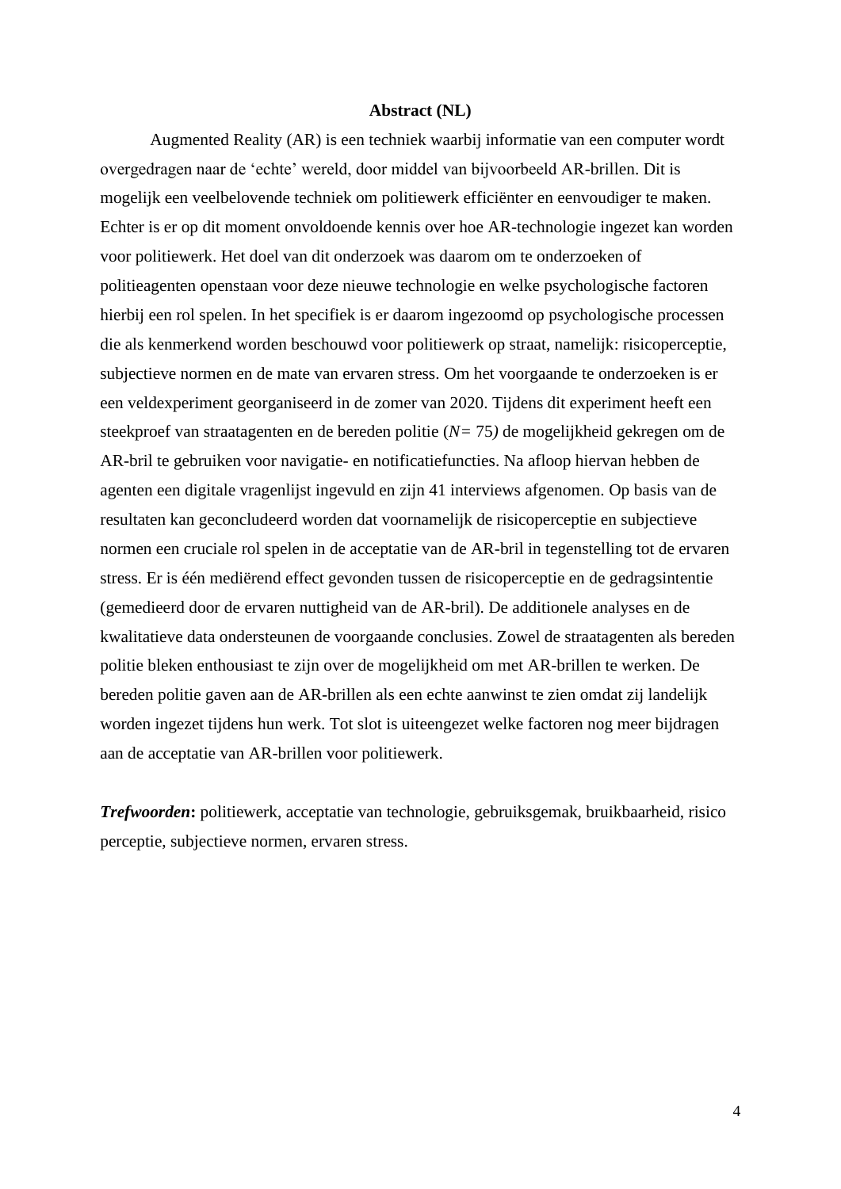## Abstract (NL)

Augmented Reality (AR) is een techniek waarbij informatie van een computer wordt overgedragen naar de 'echte' wereld, door middel van bijvoorbeeld AR-brillen. Dit is mogelijk een veelbelovende techniek om politiewerk efficiënter en eenvoudiger te maken. Echter is er op dit moment onvoldoende kennis over hoe AR-technologie ingezet kan worden voor politiewerk. Het doel van dit onderzoek was daarom om te onderzoeken of politieagenten openstaan voor deze nieuwe technologie en welke psychologische factoren hierbij een rol spelen. In het specifiek is er daarom ingezoomd op psychologische processen die als kenmerkend worden beschouwd voor politiewerk op straat, namelijk: risicoperceptie, subjectieve normen en de mate van ervaren stress. Om het voorgaande te onderzoeken is er een veldexperiment georganiseerd in de zomer van 2020. Tijdens dit experiment heeft een steekproef van straatagenten en de bereden politie ($N = 75$) de mogelijkheid gekregen om de AR-bril te gebruiken voor navigatie- en notificatiefuncties. Na afloop hiervan hebben de agenten een digitale vragenlijst ingevuld en zijn 41 interviews afgenomen. Op basis van de resultaten kan geconcludeerd worden dat voornamelijk de risicoperceptie en subjectieve normen een cruciale rol spelen in de acceptatie van de AR-bril in tegenstelling tot de ervaren stress. Er is één mediërend effect gevonden tussen de risicoperceptie en de gedragsintentie (gemedieerd door de ervaren nuttigheid van de AR-bril). De additionele analyses en de kwalitatieve data ondersteunen de voorgaande conclusies. Zowel de straatagenten als bereden politie bleken enthousiast te zijn over de mogelijkheid om met AR-brillen te werken. De bereden politie gaven aan de AR-brillen als een echte aanwinst te zien omdat zij landelijk worden ingezet tijdens hun werk. Tot slot is uiteengezet welke factoren nog meer bijdragen aan de acceptatie van AR-brillen voor politiewerk.

***Trefwoorden*:** politiewerk, acceptatie van technologie, gebruiksgemak, bruikbaarheid, risico perceptie, subjectieve normen, ervaren stress.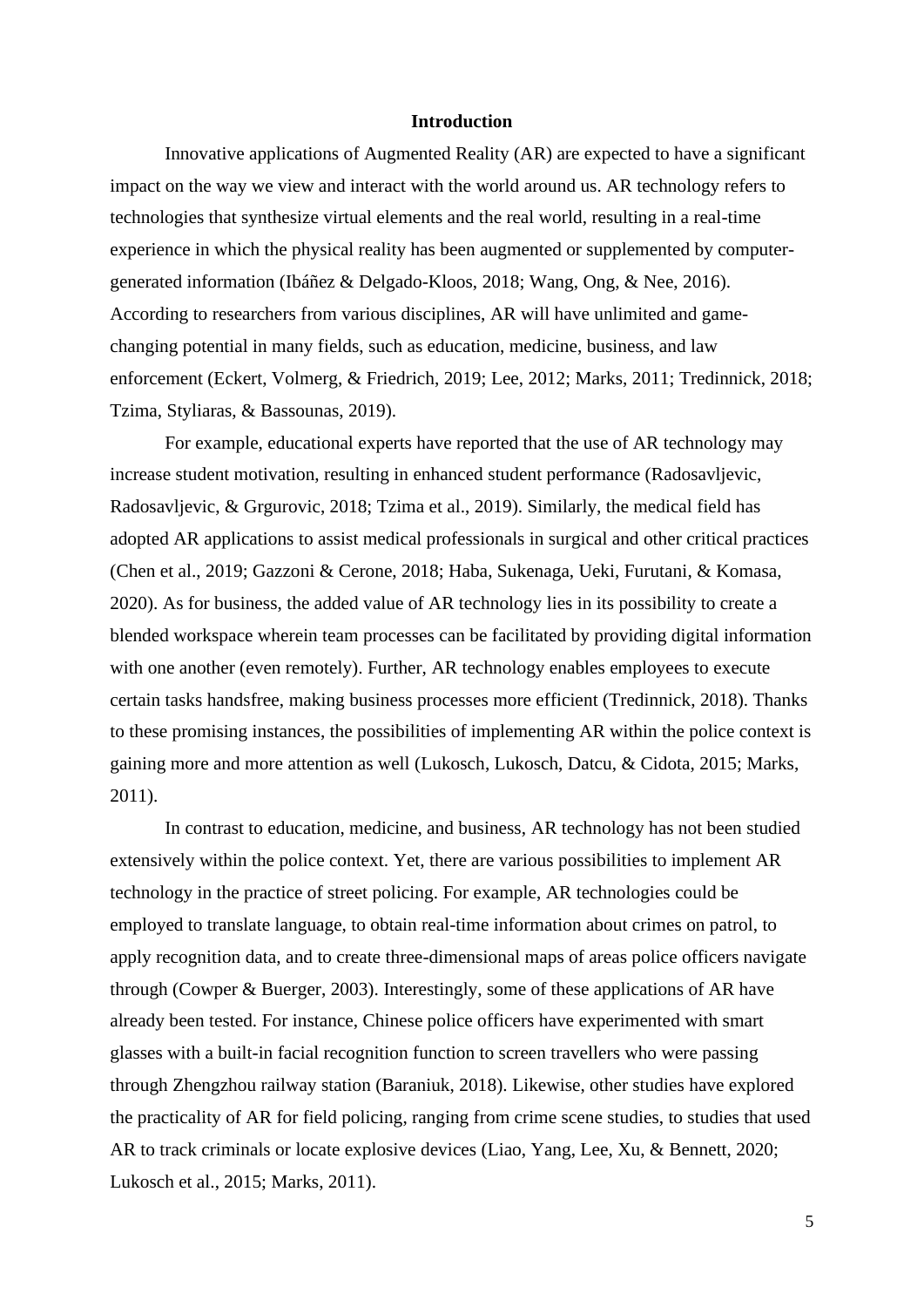# Introduction

Innovative applications of Augmented Reality (AR) are expected to have a significant impact on the way we view and interact with the world around us. AR technology refers to technologies that synthesize virtual elements and the real world, resulting in a real-time experience in which the physical reality has been augmented or supplemented by computer-generated information (Ibáñez & Delgado-Kloos, 2018; Wang, Ong, & Nee, 2016). According to researchers from various disciplines, AR will have unlimited and game-changing potential in many fields, such as education, medicine, business, and law enforcement (Eckert, Volmerg, & Friedrich, 2019; Lee, 2012; Marks, 2011; Tredinnick, 2018; Tzima, Styliaras, & Bassounas, 2019).

For example, educational experts have reported that the use of AR technology may increase student motivation, resulting in enhanced student performance (Radosavljevic, Radosavljevic, & Grgurovic, 2018; Tzima et al., 2019). Similarly, the medical field has adopted AR applications to assist medical professionals in surgical and other critical practices (Chen et al., 2019; Gazzoni & Cerone, 2018; Haba, Sukenaga, Ueki, Furutani, & Komasa, 2020). As for business, the added value of AR technology lies in its possibility to create a blended workspace wherein team processes can be facilitated by providing digital information with one another (even remotely). Further, AR technology enables employees to execute certain tasks handsfree, making business processes more efficient (Tredinnick, 2018). Thanks to these promising instances, the possibilities of implementing AR within the police context is gaining more and more attention as well (Lukosch, Lukosch, Datcu, & Cidota, 2015; Marks, 2011).

In contrast to education, medicine, and business, AR technology has not been studied extensively within the police context. Yet, there are various possibilities to implement AR technology in the practice of street policing. For example, AR technologies could be employed to translate language, to obtain real-time information about crimes on patrol, to apply recognition data, and to create three-dimensional maps of areas police officers navigate through (Cowper & Buerger, 2003). Interestingly, some of these applications of AR have already been tested. For instance, Chinese police officers have experimented with smart glasses with a built-in facial recognition function to screen travellers who were passing through Zhengzhou railway station (Baraniuk, 2018). Likewise, other studies have explored the practicality of AR for field policing, ranging from crime scene studies, to studies that used AR to track criminals or locate explosive devices (Liao, Yang, Lee, Xu, & Bennett, 2020; Lukosch et al., 2015; Marks, 2011).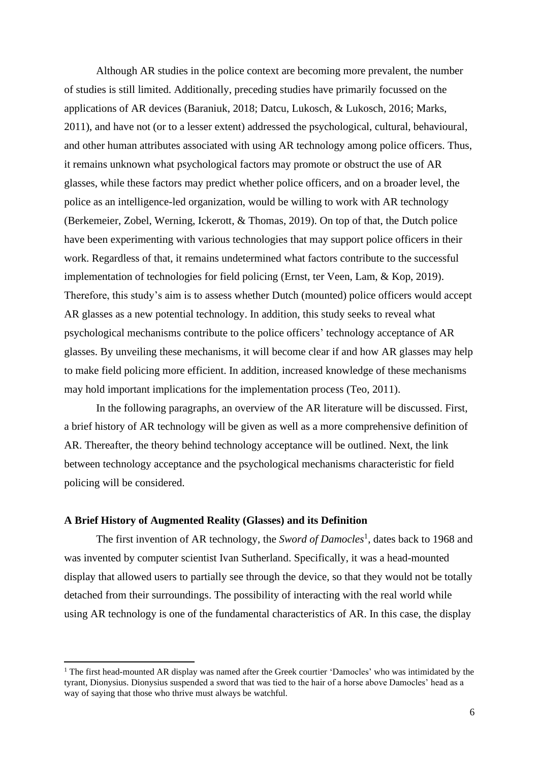Although AR studies in the police context are becoming more prevalent, the number of studies is still limited. Additionally, preceding studies have primarily focussed on the applications of AR devices (Baraniuk, 2018; Datcu, Lukosch, & Lukosch, 2016; Marks, 2011), and have not (or to a lesser extent) addressed the psychological, cultural, behavioural, and other human attributes associated with using AR technology among police officers. Thus, it remains unknown what psychological factors may promote or obstruct the use of AR glasses, while these factors may predict whether police officers, and on a broader level, the police as an intelligence-led organization, would be willing to work with AR technology (Berkemeier, Zobel, Werning, Ickerott, & Thomas, 2019). On top of that, the Dutch police have been experimenting with various technologies that may support police officers in their work. Regardless of that, it remains undetermined what factors contribute to the successful implementation of technologies for field policing (Ernst, ter Veen, Lam, & Kop, 2019). Therefore, this study's aim is to assess whether Dutch (mounted) police officers would accept AR glasses as a new potential technology. In addition, this study seeks to reveal what psychological mechanisms contribute to the police officers' technology acceptance of AR glasses. By unveiling these mechanisms, it will become clear if and how AR glasses may help to make field policing more efficient. In addition, increased knowledge of these mechanisms may hold important implications for the implementation process (Teo, 2011).

In the following paragraphs, an overview of the AR literature will be discussed. First, a brief history of AR technology will be given as well as a more comprehensive definition of AR. Thereafter, the theory behind technology acceptance will be outlined. Next, the link between technology acceptance and the psychological mechanisms characteristic for field policing will be considered.

### A Brief History of Augmented Reality (Glasses) and its Definition

The first invention of AR technology, the *Sword of Damocles*[1], dates back to 1968 and was invented by computer scientist Ivan Sutherland. Specifically, it was a head-mounted display that allowed users to partially see through the device, so that they would not be totally detached from their surroundings. The possibility of interacting with the real world while using AR technology is one of the fundamental characteristics of AR. In this case, the display

---

[1] The first head-mounted AR display was named after the Greek courtier 'Damocles' who was intimidated by the tyrant, Dionysius. Dionysius suspended a sword that was tied to the hair of a horse above Damocles' head as a way of saying that those who thrive must always be watchful.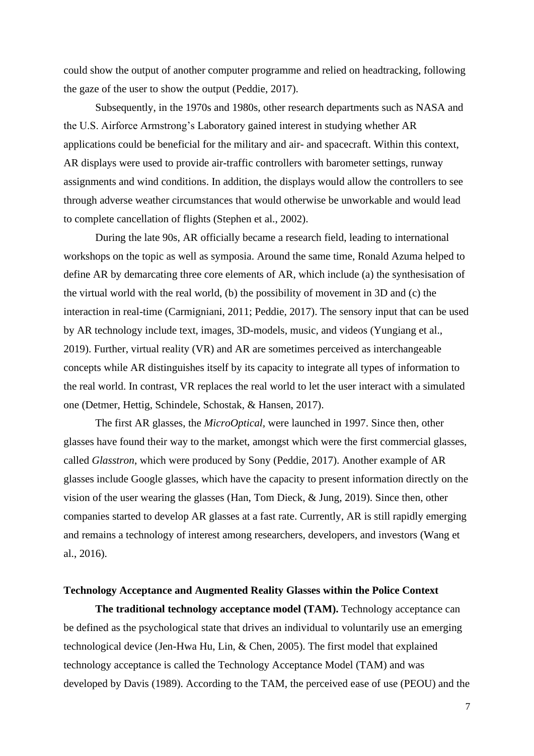could show the output of another computer programme and relied on headtracking, following the gaze of the user to show the output (Peddie, 2017).

Subsequently, in the 1970s and 1980s, other research departments such as NASA and the U.S. Airforce Armstrong's Laboratory gained interest in studying whether AR applications could be beneficial for the military and air- and spacecraft. Within this context, AR displays were used to provide air-traffic controllers with barometer settings, runway assignments and wind conditions. In addition, the displays would allow the controllers to see through adverse weather circumstances that would otherwise be unworkable and would lead to complete cancellation of flights (Stephen et al., 2002).

During the late 90s, AR officially became a research field, leading to international workshops on the topic as well as symposia. Around the same time, Ronald Azuma helped to define AR by demarcating three core elements of AR, which include (a) the synthesisation of the virtual world with the real world, (b) the possibility of movement in 3D and (c) the interaction in real-time (Carmigniani, 2011; Peddie, 2017). The sensory input that can be used by AR technology include text, images, 3D-models, music, and videos (Yungiang et al., 2019). Further, virtual reality (VR) and AR are sometimes perceived as interchangeable concepts while AR distinguishes itself by its capacity to integrate all types of information to the real world. In contrast, VR replaces the real world to let the user interact with a simulated one (Detmer, Hettig, Schindele, Schostak, & Hansen, 2017).

The first AR glasses, the *MicroOptical*, were launched in 1997. Since then, other glasses have found their way to the market, amongst which were the first commercial glasses, called *Glasstron*, which were produced by Sony (Peddie, 2017). Another example of AR glasses include Google glasses, which have the capacity to present information directly on the vision of the user wearing the glasses (Han, Tom Dieck, & Jung, 2019). Since then, other companies started to develop AR glasses at a fast rate. Currently, AR is still rapidly emerging and remains a technology of interest among researchers, developers, and investors (Wang et al., 2016).

## Technology Acceptance and Augmented Reality Glasses within the Police Context

**The traditional technology acceptance model (TAM).** Technology acceptance can be defined as the psychological state that drives an individual to voluntarily use an emerging technological device (Jen-Hwa Hu, Lin, & Chen, 2005). The first model that explained technology acceptance is called the Technology Acceptance Model (TAM) and was developed by Davis (1989). According to the TAM, the perceived ease of use (PEOU) and the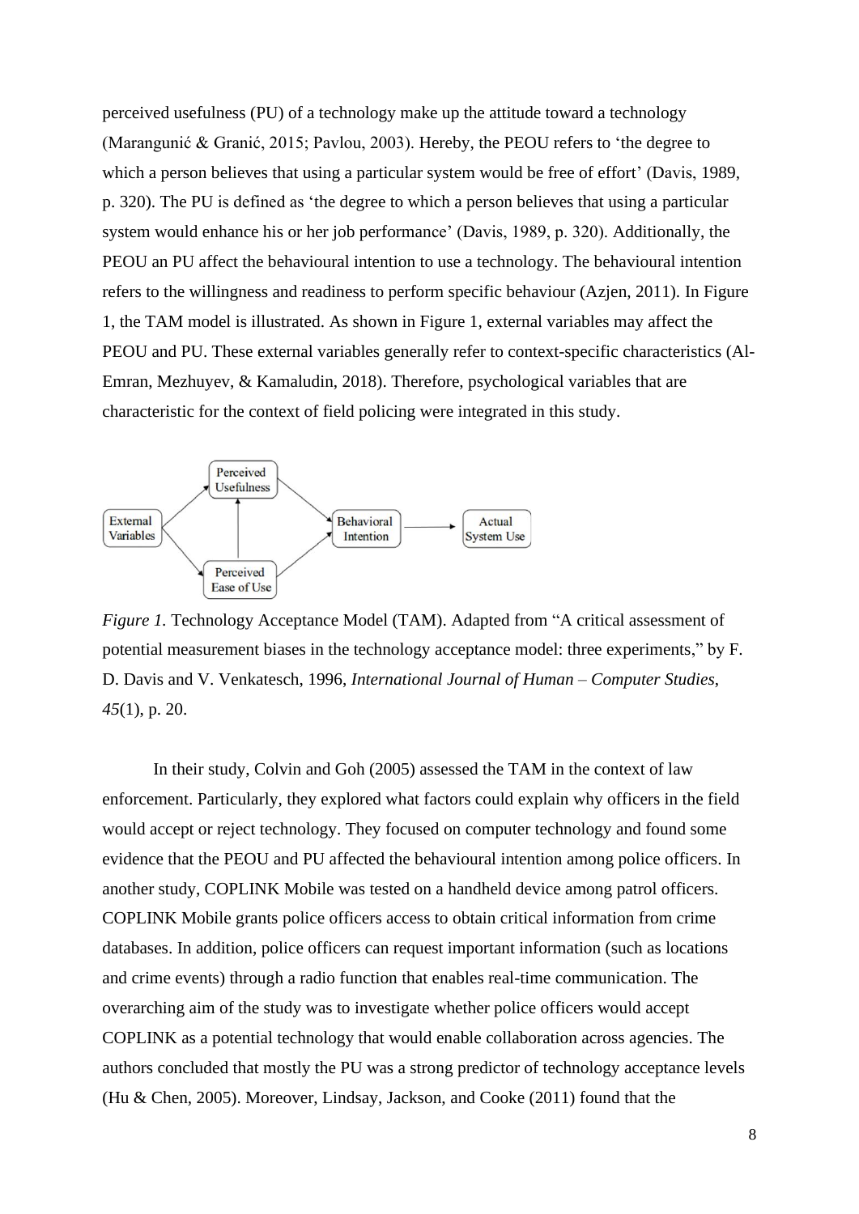perceived usefulness (PU) of a technology make up the attitude toward a technology (Marangunić & Granić, 2015; Pavlou, 2003). Hereby, the PEOU refers to 'the degree to which a person believes that using a particular system would be free of effort' (Davis, 1989, p. 320). The PU is defined as 'the degree to which a person believes that using a particular system would enhance his or her job performance' (Davis, 1989, p. 320). Additionally, the PEOU an PU affect the behavioural intention to use a technology. The behavioural intention refers to the willingness and readiness to perform specific behaviour (Azjen, 2011). In Figure 1, the TAM model is illustrated. As shown in Figure 1, external variables may affect the PEOU and PU. These external variables generally refer to context-specific characteristics (Al-Emran, Mezhuyev, & Kamaludin, 2018). Therefore, psychological variables that are characteristic for the context of field policing were integrated in this study.

*Figure 1.* Technology Acceptance Model (TAM). Adapted from "A critical assessment of potential measurement biases in the technology acceptance model: three experiments," by F. D. Davis and V. Venkatesch, 1996, *International Journal of Human – Computer Studies*, *45*(1), p. 20.

In their study, Colvin and Goh (2005) assessed the TAM in the context of law enforcement. Particularly, they explored what factors could explain why officers in the field would accept or reject technology. They focused on computer technology and found some evidence that the PEOU and PU affected the behavioural intention among police officers. In another study, COPLINK Mobile was tested on a handheld device among patrol officers. COPLINK Mobile grants police officers access to obtain critical information from crime databases. In addition, police officers can request important information (such as locations and crime events) through a radio function that enables real-time communication. The overarching aim of the study was to investigate whether police officers would accept COPLINK as a potential technology that would enable collaboration across agencies. The authors concluded that mostly the PU was a strong predictor of technology acceptance levels (Hu & Chen, 2005). Moreover, Lindsay, Jackson, and Cooke (2011) found that the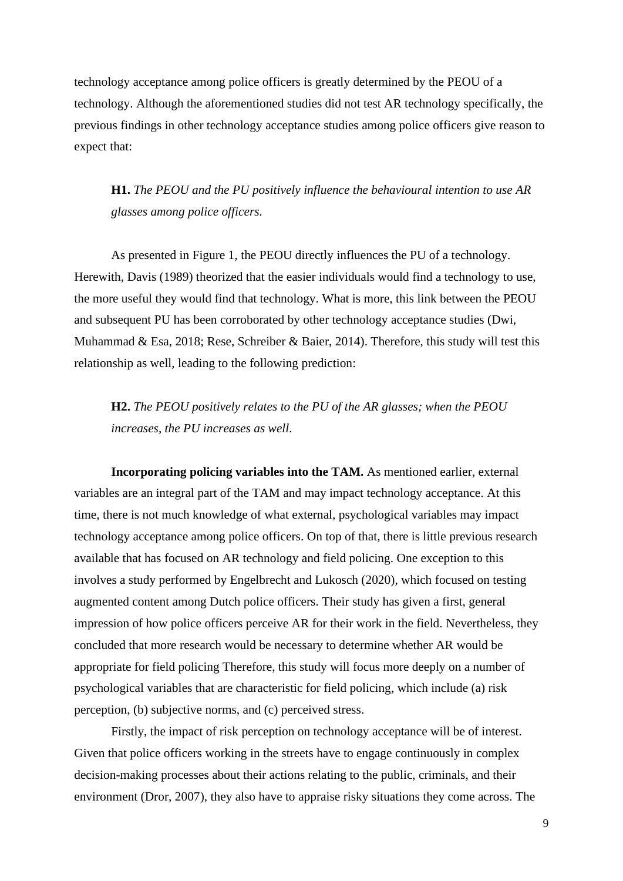technology acceptance among police officers is greatly determined by the PEOU of a technology. Although the aforementioned studies did not test AR technology specifically, the previous findings in other technology acceptance studies among police officers give reason to expect that:

> **H1.** *The PEOU and the PU positively influence the behavioural intention to use AR glasses among police officers.*

As presented in Figure 1, the PEOU directly influences the PU of a technology. Herewith, Davis (1989) theorized that the easier individuals would find a technology to use, the more useful they would find that technology. What is more, this link between the PEOU and subsequent PU has been corroborated by other technology acceptance studies (Dwi, Muhammad & Esa, 2018; Rese, Schreiber & Baier, 2014). Therefore, this study will test this relationship as well, leading to the following prediction:

> **H2.** *The PEOU positively relates to the PU of the AR glasses; when the PEOU increases, the PU increases as well.*

**Incorporating policing variables into the TAM.** As mentioned earlier, external variables are an integral part of the TAM and may impact technology acceptance. At this time, there is not much knowledge of what external, psychological variables may impact technology acceptance among police officers. On top of that, there is little previous research available that has focused on AR technology and field policing. One exception to this involves a study performed by Engelbrecht and Lukosch (2020), which focused on testing augmented content among Dutch police officers. Their study has given a first, general impression of how police officers perceive AR for their work in the field. Nevertheless, they concluded that more research would be necessary to determine whether AR would be appropriate for field policing Therefore, this study will focus more deeply on a number of psychological variables that are characteristic for field policing, which include (a) risk perception, (b) subjective norms, and (c) perceived stress.

Firstly, the impact of risk perception on technology acceptance will be of interest. Given that police officers working in the streets have to engage continuously in complex decision-making processes about their actions relating to the public, criminals, and their environment (Dror, 2007), they also have to appraise risky situations they come across. The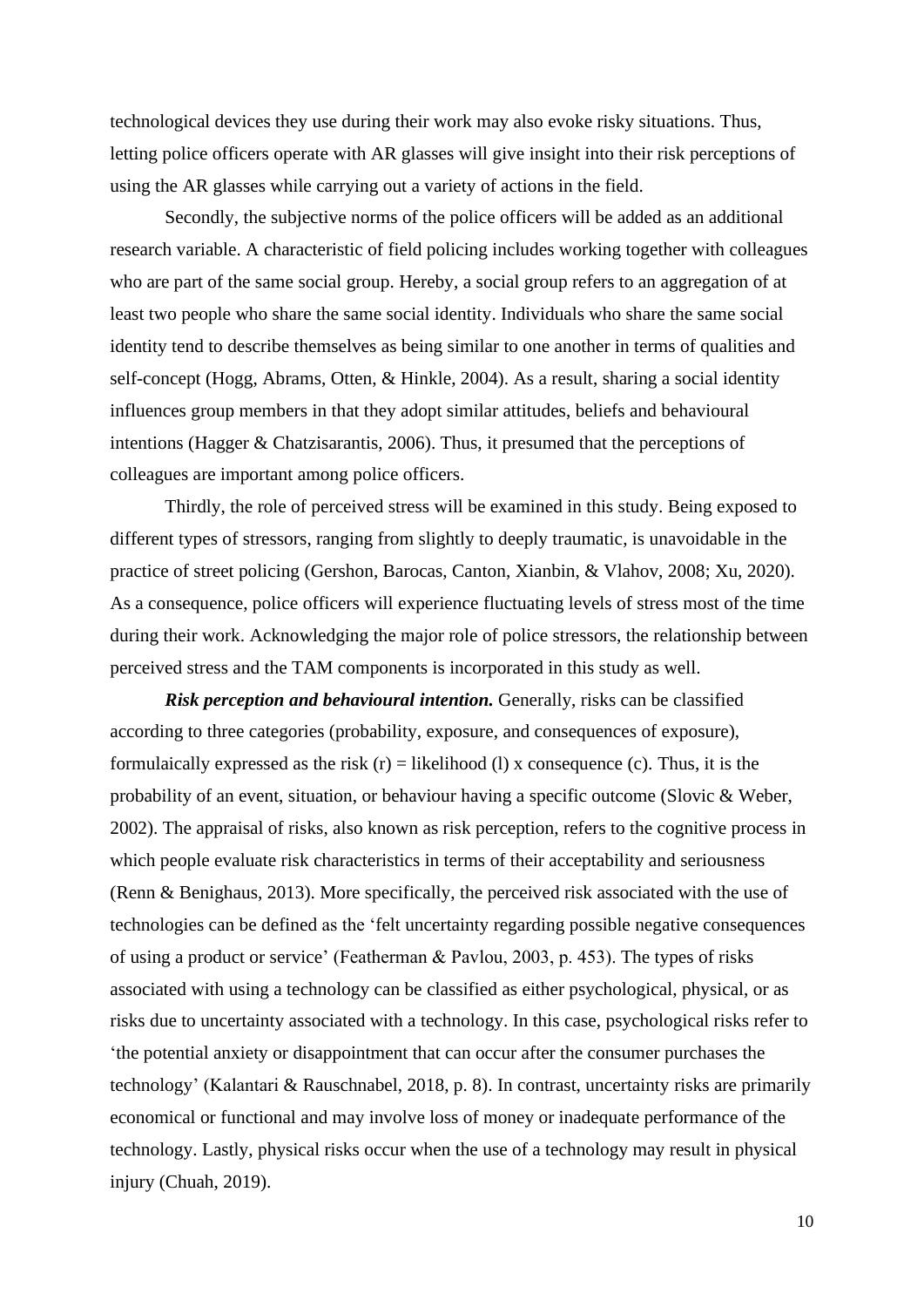technological devices they use during their work may also evoke risky situations. Thus, letting police officers operate with AR glasses will give insight into their risk perceptions of using the AR glasses while carrying out a variety of actions in the field.

Secondly, the subjective norms of the police officers will be added as an additional research variable. A characteristic of field policing includes working together with colleagues who are part of the same social group. Hereby, a social group refers to an aggregation of at least two people who share the same social identity. Individuals who share the same social identity tend to describe themselves as being similar to one another in terms of qualities and self-concept (Hogg, Abrams, Otten, & Hinkle, 2004). As a result, sharing a social identity influences group members in that they adopt similar attitudes, beliefs and behavioural intentions (Hagger & Chatzisarantis, 2006). Thus, it presumed that the perceptions of colleagues are important among police officers.

Thirdly, the role of perceived stress will be examined in this study. Being exposed to different types of stressors, ranging from slightly to deeply traumatic, is unavoidable in the practice of street policing (Gershon, Barocas, Canton, Xianbin, & Vlahov, 2008; Xu, 2020). As a consequence, police officers will experience fluctuating levels of stress most of the time during their work. Acknowledging the major role of police stressors, the relationship between perceived stress and the TAM components is incorporated in this study as well.

***Risk perception and behavioural intention.*** Generally, risks can be classified according to three categories (probability, exposure, and consequences of exposure), formulaically expressed as the risk (r) = likelihood (l) x consequence (c). Thus, it is the probability of an event, situation, or behaviour having a specific outcome (Slovic & Weber, 2002). The appraisal of risks, also known as risk perception, refers to the cognitive process in which people evaluate risk characteristics in terms of their acceptability and seriousness (Renn & Benighaus, 2013). More specifically, the perceived risk associated with the use of technologies can be defined as the 'felt uncertainty regarding possible negative consequences of using a product or service' (Featherman & Pavlou, 2003, p. 453). The types of risks associated with using a technology can be classified as either psychological, physical, or as risks due to uncertainty associated with a technology. In this case, psychological risks refer to 'the potential anxiety or disappointment that can occur after the consumer purchases the technology' (Kalantari & Rauschnabel, 2018, p. 8). In contrast, uncertainty risks are primarily economical or functional and may involve loss of money or inadequate performance of the technology. Lastly, physical risks occur when the use of a technology may result in physical injury (Chuah, 2019).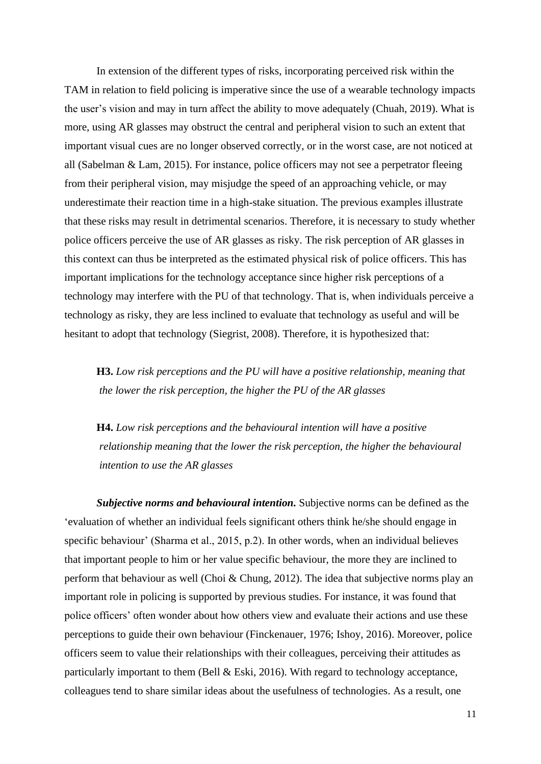In extension of the different types of risks, incorporating perceived risk within the TAM in relation to field policing is imperative since the use of a wearable technology impacts the user's vision and may in turn affect the ability to move adequately (Chuah, 2019). What is more, using AR glasses may obstruct the central and peripheral vision to such an extent that important visual cues are no longer observed correctly, or in the worst case, are not noticed at all (Sabelman & Lam, 2015). For instance, police officers may not see a perpetrator fleeing from their peripheral vision, may misjudge the speed of an approaching vehicle, or may underestimate their reaction time in a high-stake situation. The previous examples illustrate that these risks may result in detrimental scenarios. Therefore, it is necessary to study whether police officers perceive the use of AR glasses as risky. The risk perception of AR glasses in this context can thus be interpreted as the estimated physical risk of police officers. This has important implications for the technology acceptance since higher risk perceptions of a technology may interfere with the PU of that technology. That is, when individuals perceive a technology as risky, they are less inclined to evaluate that technology as useful and will be hesitant to adopt that technology (Siegrist, 2008). Therefore, it is hypothesized that:

> **H3.** *Low risk perceptions and the PU will have a positive relationship, meaning that the lower the risk perception, the higher the PU of the AR glasses*

> **H4.** *Low risk perceptions and the behavioural intention will have a positive relationship meaning that the lower the risk perception, the higher the behavioural intention to use the AR glasses*

***Subjective norms and behavioural intention.*** Subjective norms can be defined as the 'evaluation of whether an individual feels significant others think he/she should engage in specific behaviour' (Sharma et al., 2015, p.2). In other words, when an individual believes that important people to him or her value specific behaviour, the more they are inclined to perform that behaviour as well (Choi & Chung, 2012). The idea that subjective norms play an important role in policing is supported by previous studies. For instance, it was found that police officers' often wonder about how others view and evaluate their actions and use these perceptions to guide their own behaviour (Finckenauer, 1976; Ishoy, 2016). Moreover, police officers seem to value their relationships with their colleagues, perceiving their attitudes as particularly important to them (Bell & Eski, 2016). With regard to technology acceptance, colleagues tend to share similar ideas about the usefulness of technologies. As a result, one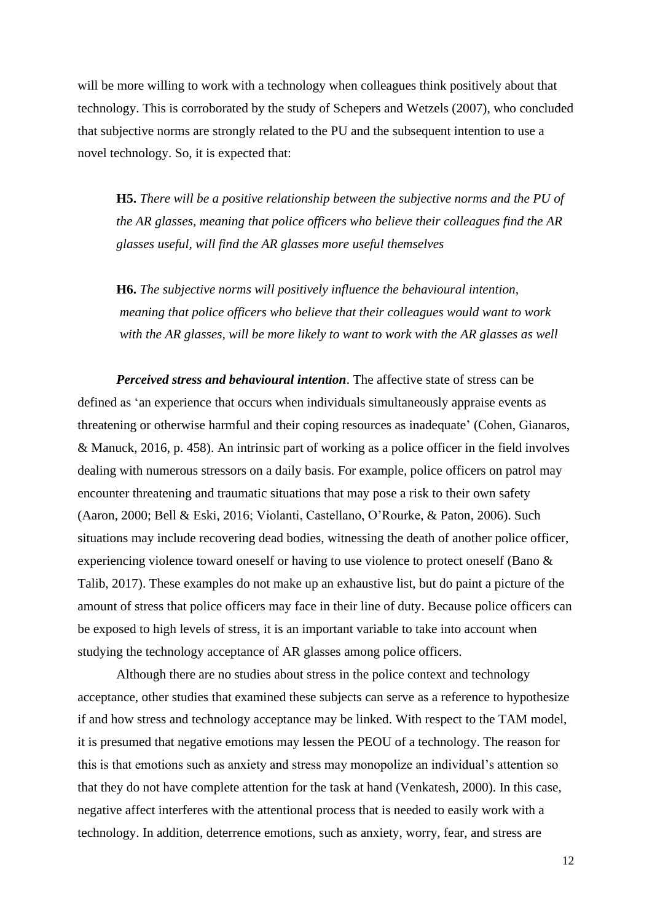will be more willing to work with a technology when colleagues think positively about that technology. This is corroborated by the study of Schepers and Wetzels (2007), who concluded that subjective norms are strongly related to the PU and the subsequent intention to use a novel technology. So, it is expected that:

> **H5.** *There will be a positive relationship between the subjective norms and the PU of the AR glasses, meaning that police officers who believe their colleagues find the AR glasses useful, will find the AR glasses more useful themselves*

> **H6.** *The subjective norms will positively influence the behavioural intention, meaning that police officers who believe that their colleagues would want to work with the AR glasses, will be more likely to want to work with the AR glasses as well*

***Perceived stress and behavioural intention***. The affective state of stress can be defined as 'an experience that occurs when individuals simultaneously appraise events as threatening or otherwise harmful and their coping resources as inadequate' (Cohen, Gianaros, & Manuck, 2016, p. 458). An intrinsic part of working as a police officer in the field involves dealing with numerous stressors on a daily basis. For example, police officers on patrol may encounter threatening and traumatic situations that may pose a risk to their own safety (Aaron, 2000; Bell & Eski, 2016; Violanti, Castellano, O'Rourke, & Paton, 2006). Such situations may include recovering dead bodies, witnessing the death of another police officer, experiencing violence toward oneself or having to use violence to protect oneself (Bano & Talib, 2017). These examples do not make up an exhaustive list, but do paint a picture of the amount of stress that police officers may face in their line of duty. Because police officers can be exposed to high levels of stress, it is an important variable to take into account when studying the technology acceptance of AR glasses among police officers.

Although there are no studies about stress in the police context and technology acceptance, other studies that examined these subjects can serve as a reference to hypothesize if and how stress and technology acceptance may be linked. With respect to the TAM model, it is presumed that negative emotions may lessen the PEOU of a technology. The reason for this is that emotions such as anxiety and stress may monopolize an individual's attention so that they do not have complete attention for the task at hand (Venkatesh, 2000). In this case, negative affect interferes with the attentional process that is needed to easily work with a technology. In addition, deterrence emotions, such as anxiety, worry, fear, and stress are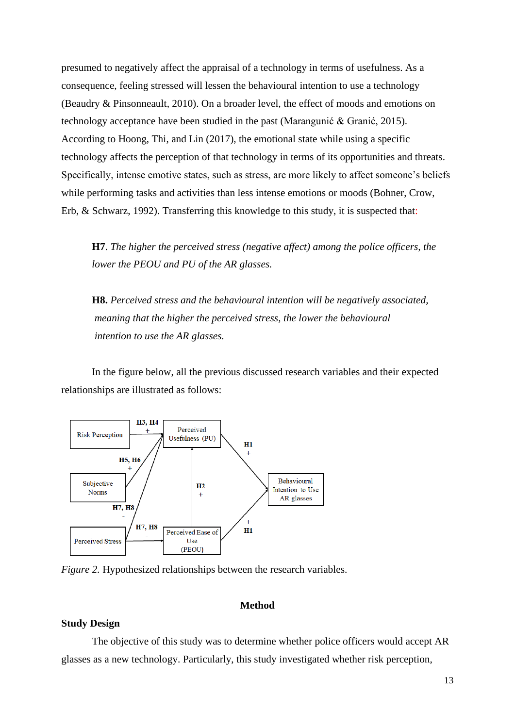presumed to negatively affect the appraisal of a technology in terms of usefulness. As a consequence, feeling stressed will lessen the behavioural intention to use a technology (Beaudry & Pinsonneault, 2010). On a broader level, the effect of moods and emotions on technology acceptance have been studied in the past (Marangunić & Granić, 2015). According to Hoong, Thi, and Lin (2017), the emotional state while using a specific technology affects the perception of that technology in terms of its opportunities and threats. Specifically, intense emotive states, such as stress, are more likely to affect someone's beliefs while performing tasks and activities than less intense emotions or moods (Bohner, Crow, Erb, & Schwarz, 1992). Transferring this knowledge to this study, it is suspected that:

> **H7**. *The higher the perceived stress (negative affect) among the police officers, the lower the PEOU and PU of the AR glasses.*

> **H8.** *Perceived stress and the behavioural intention will be negatively associated, meaning that the higher the perceived stress, the lower the behavioural intention to use the AR glasses.*

In the figure below, all the previous discussed research variables and their expected relationships are illustrated as follows:

*Figure 2.* Hypothesized relationships between the research variables.

## Method

### Study Design

The objective of this study was to determine whether police officers would accept AR glasses as a new technology. Particularly, this study investigated whether risk perception,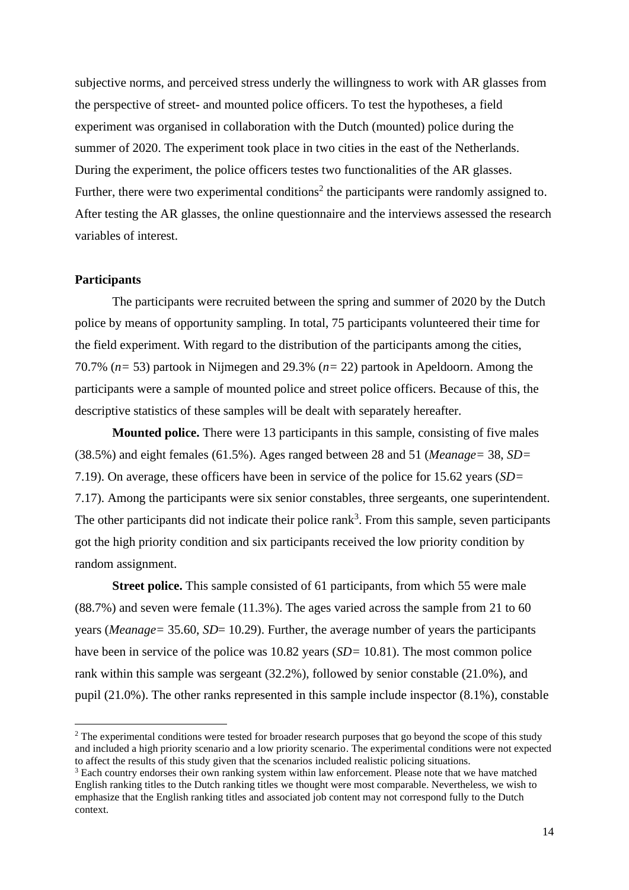subjective norms, and perceived stress underly the willingness to work with AR glasses from the perspective of street- and mounted police officers. To test the hypotheses, a field experiment was organised in collaboration with the Dutch (mounted) police during the summer of 2020. The experiment took place in two cities in the east of the Netherlands. During the experiment, the police officers testes two functionalities of the AR glasses. Further, there were two experimental conditions[2] the participants were randomly assigned to. After testing the AR glasses, the online questionnaire and the interviews assessed the research variables of interest.

**Participants**

The participants were recruited between the spring and summer of 2020 by the Dutch police by means of opportunity sampling. In total, 75 participants volunteered their time for the field experiment. With regard to the distribution of the participants among the cities, 70.7% (*n*= 53) partook in Nijmegen and 29.3% (*n*= 22) partook in Apeldoorn. Among the participants were a sample of mounted police and street police officers. Because of this, the descriptive statistics of these samples will be dealt with separately hereafter.

**Mounted police.** There were 13 participants in this sample, consisting of five males (38.5%) and eight females (61.5%). Ages ranged between 28 and 51 (*Meanage*= 38, *SD*= 7.19). On average, these officers have been in service of the police for 15.62 years (*SD*= 7.17). Among the participants were six senior constables, three sergeants, one superintendent. The other participants did not indicate their police rank[3]. From this sample, seven participants got the high priority condition and six participants received the low priority condition by random assignment.

**Street police.** This sample consisted of 61 participants, from which 55 were male (88.7%) and seven were female (11.3%). The ages varied across the sample from 21 to 60 years (*Meanage*= 35.60, *SD*= 10.29). Further, the average number of years the participants have been in service of the police was 10.82 years (*SD*= 10.81). The most common police rank within this sample was sergeant (32.2%), followed by senior constable (21.0%), and pupil (21.0%). The other ranks represented in this sample include inspector (8.1%), constable

[2] The experimental conditions were tested for broader research purposes that go beyond the scope of this study and included a high priority scenario and a low priority scenario. The experimental conditions were not expected to affect the results of this study given that the scenarios included realistic policing situations.

[3] Each country endorses their own ranking system within law enforcement. Please note that we have matched English ranking titles to the Dutch ranking titles we thought were most comparable. Nevertheless, we wish to emphasize that the English ranking titles and associated job content may not correspond fully to the Dutch context.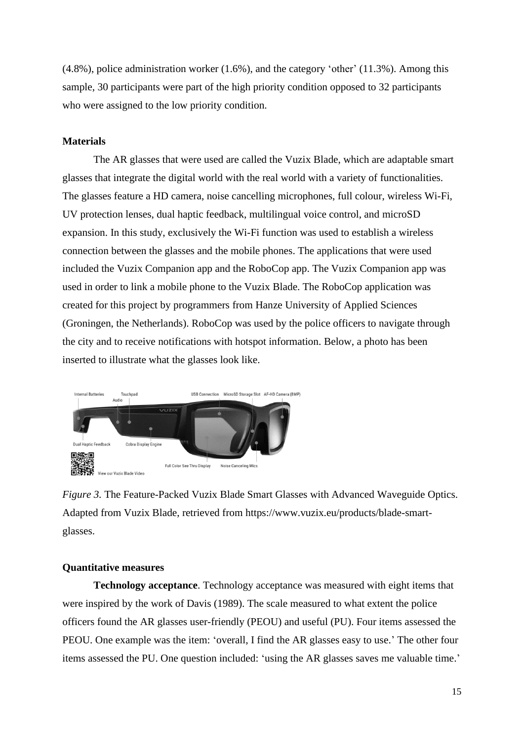(4.8%), police administration worker (1.6%), and the category 'other' (11.3%). Among this sample, 30 participants were part of the high priority condition opposed to 32 participants who were assigned to the low priority condition.

**Materials**

The AR glasses that were used are called the Vuzix Blade, which are adaptable smart glasses that integrate the digital world with the real world with a variety of functionalities. The glasses feature a HD camera, noise cancelling microphones, full colour, wireless Wi-Fi, UV protection lenses, dual haptic feedback, multilingual voice control, and microSD expansion. In this study, exclusively the Wi-Fi function was used to establish a wireless connection between the glasses and the mobile phones. The applications that were used included the Vuzix Companion app and the RoboCop app. The Vuzix Companion app was used in order to link a mobile phone to the Vuzix Blade. The RoboCop application was created for this project by programmers from Hanze University of Applied Sciences (Groningen, the Netherlands). RoboCop was used by the police officers to navigate through the city and to receive notifications with hotspot information. Below, a photo has been inserted to illustrate what the glasses look like.

*Figure 3.* The Feature-Packed Vuzix Blade Smart Glasses with Advanced Waveguide Optics. Adapted from Vuzix Blade, retrieved from https://www.vuzix.eu/products/blade-smart-glasses.

**Quantitative measures**

**Technology acceptance**. Technology acceptance was measured with eight items that were inspired by the work of Davis (1989). The scale measured to what extent the police officers found the AR glasses user-friendly (PEOU) and useful (PU). Four items assessed the PEOU. One example was the item: 'overall, I find the AR glasses easy to use.' The other four items assessed the PU. One question included: 'using the AR glasses saves me valuable time.'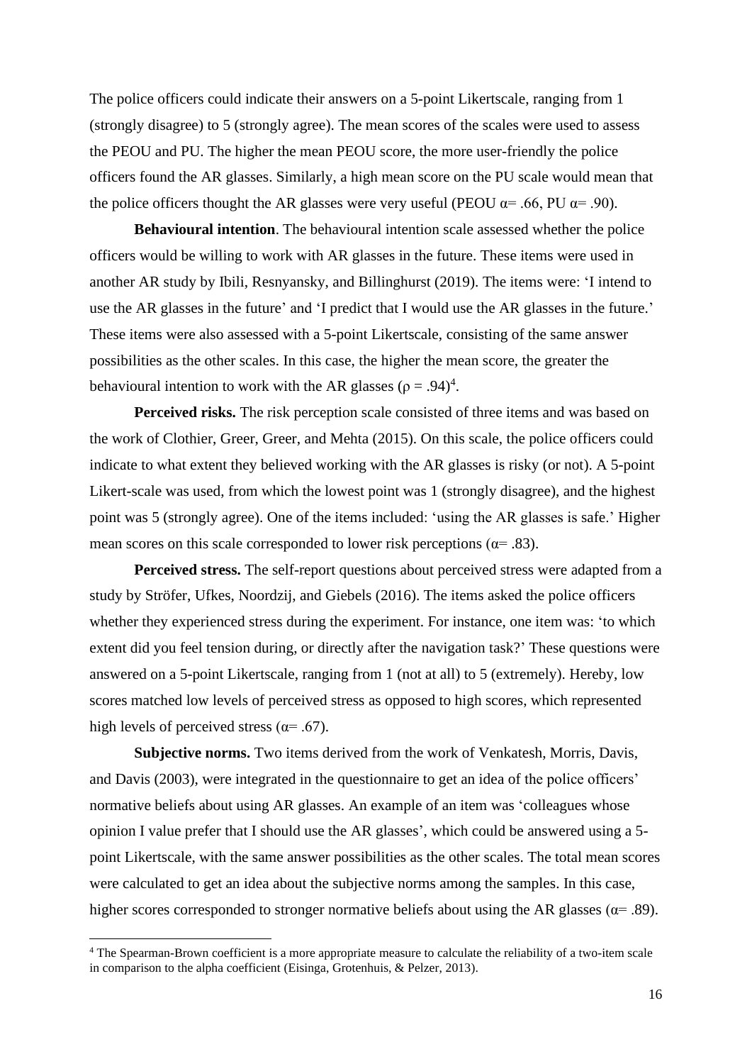The police officers could indicate their answers on a 5-point Likertscale, ranging from 1 (strongly disagree) to 5 (strongly agree). The mean scores of the scales were used to assess the PEOU and PU. The higher the mean PEOU score, the more user-friendly the police officers found the AR glasses. Similarly, a high mean score on the PU scale would mean that the police officers thought the AR glasses were very useful (PEOU $\alpha$= .66, PU $\alpha$= .90).

**Behavioural intention**. The behavioural intention scale assessed whether the police officers would be willing to work with AR glasses in the future. These items were used in another AR study by Ibili, Resnyansky, and Billinghurst (2019). The items were: 'I intend to use the AR glasses in the future' and 'I predict that I would use the AR glasses in the future.' These items were also assessed with a 5-point Likertscale, consisting of the same answer possibilities as the other scales. In this case, the higher the mean score, the greater the behavioural intention to work with the AR glasses ($\rho$ = .94)[4].

**Perceived risks.** The risk perception scale consisted of three items and was based on the work of Clothier, Greer, Greer, and Mehta (2015). On this scale, the police officers could indicate to what extent they believed working with the AR glasses is risky (or not). A 5-point Likert-scale was used, from which the lowest point was 1 (strongly disagree), and the highest point was 5 (strongly agree). One of the items included: 'using the AR glasses is safe.' Higher mean scores on this scale corresponded to lower risk perceptions ($\alpha$= .83).

**Perceived stress.** The self-report questions about perceived stress were adapted from a study by Ströfer, Ufkes, Noordzij, and Giebels (2016). The items asked the police officers whether they experienced stress during the experiment. For instance, one item was: 'to which extent did you feel tension during, or directly after the navigation task?' These questions were answered on a 5-point Likertscale, ranging from 1 (not at all) to 5 (extremely). Hereby, low scores matched low levels of perceived stress as opposed to high scores, which represented high levels of perceived stress ($\alpha$= .67).

**Subjective norms.** Two items derived from the work of Venkatesh, Morris, Davis, and Davis (2003), were integrated in the questionnaire to get an idea of the police officers' normative beliefs about using AR glasses. An example of an item was 'colleagues whose opinion I value prefer that I should use the AR glasses', which could be answered using a 5-point Likertscale, with the same answer possibilities as the other scales. The total mean scores were calculated to get an idea about the subjective norms among the samples. In this case, higher scores corresponded to stronger normative beliefs about using the AR glasses ($\alpha$= .89).

[4] The Spearman-Brown coefficient is a more appropriate measure to calculate the reliability of a two-item scale in comparison to the alpha coefficient (Eisinga, Grotenhuis, & Pelzer, 2013).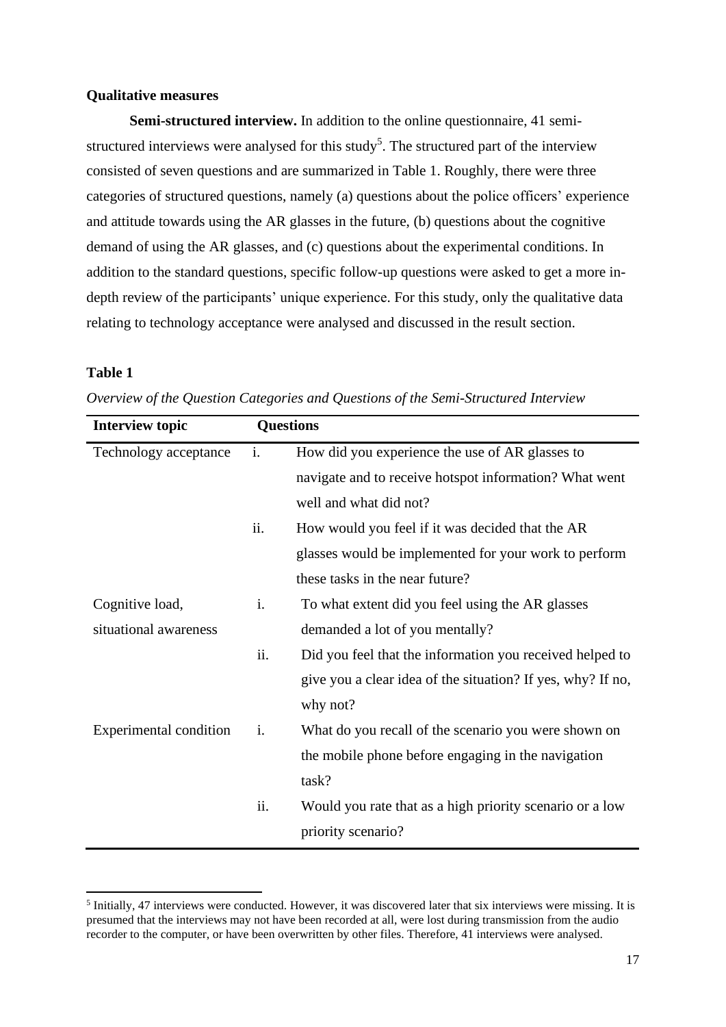**Qualitative measures**

**Semi-structured interview.** In addition to the online questionnaire, 41 semi-structured interviews were analysed for this study[5]. The structured part of the interview consisted of seven questions and are summarized in Table 1. Roughly, there were three categories of structured questions, namely (a) questions about the police officers' experience and attitude towards using the AR glasses in the future, (b) questions about the cognitive demand of using the AR glasses, and (c) questions about the experimental conditions. In addition to the standard questions, specific follow-up questions were asked to get a more in-depth review of the participants' unique experience. For this study, only the qualitative data relating to technology acceptance were analysed and discussed in the result section.

**Table 1**

*Overview of the Question Categories and Questions of the Semi-Structured Interview*

| Interview topic | Questions | |
|---|---|---|
| Technology acceptance | i. | How did you experience the use of AR glasses to navigate and to receive hotspot information? What went well and what did not? |
| | ii. | How would you feel if it was decided that the AR glasses would be implemented for your work to perform these tasks in the near future? |
| Cognitive load, situational awareness | i. | To what extent did you feel using the AR glasses demanded a lot of you mentally? |
| | ii. | Did you feel that the information you received helped to give you a clear idea of the situation? If yes, why? If no, why not? |
| Experimental condition | i. | What do you recall of the scenario you were shown on the mobile phone before engaging in the navigation task? |
| | ii. | Would you rate that as a high priority scenario or a low priority scenario? |

[5] Initially, 47 interviews were conducted. However, it was discovered later that six interviews were missing. It is presumed that the interviews may not have been recorded at all, were lost during transmission from the audio recorder to the computer, or have been overwritten by other files. Therefore, 41 interviews were analysed.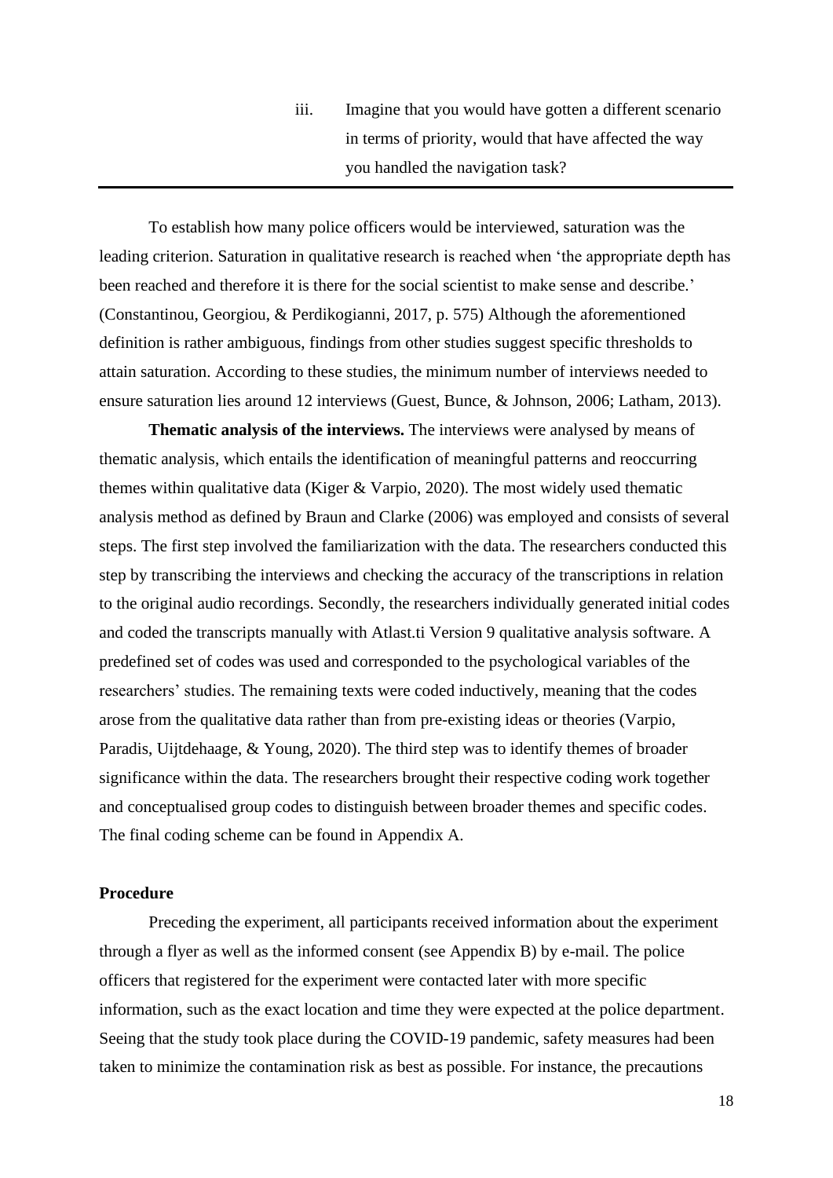iii. Imagine that you would have gotten a different scenario in terms of priority, would that have affected the way you handled the navigation task?

---

To establish how many police officers would be interviewed, saturation was the leading criterion. Saturation in qualitative research is reached when 'the appropriate depth has been reached and therefore it is there for the social scientist to make sense and describe.' (Constantinou, Georgiou, & Perdikogianni, 2017, p. 575) Although the aforementioned definition is rather ambiguous, findings from other studies suggest specific thresholds to attain saturation. According to these studies, the minimum number of interviews needed to ensure saturation lies around 12 interviews (Guest, Bunce, & Johnson, 2006; Latham, 2013).

**Thematic analysis of the interviews.** The interviews were analysed by means of thematic analysis, which entails the identification of meaningful patterns and reoccurring themes within qualitative data (Kiger & Varpio, 2020). The most widely used thematic analysis method as defined by Braun and Clarke (2006) was employed and consists of several steps. The first step involved the familiarization with the data. The researchers conducted this step by transcribing the interviews and checking the accuracy of the transcriptions in relation to the original audio recordings. Secondly, the researchers individually generated initial codes and coded the transcripts manually with Atlast.ti Version 9 qualitative analysis software. A predefined set of codes was used and corresponded to the psychological variables of the researchers' studies. The remaining texts were coded inductively, meaning that the codes arose from the qualitative data rather than from pre-existing ideas or theories (Varpio, Paradis, Uijtdehaage, & Young, 2020). The third step was to identify themes of broader significance within the data. The researchers brought their respective coding work together and conceptualised group codes to distinguish between broader themes and specific codes. The final coding scheme can be found in Appendix A.

## Procedure

Preceding the experiment, all participants received information about the experiment through a flyer as well as the informed consent (see Appendix B) by e-mail. The police officers that registered for the experiment were contacted later with more specific information, such as the exact location and time they were expected at the police department. Seeing that the study took place during the COVID-19 pandemic, safety measures had been taken to minimize the contamination risk as best as possible. For instance, the precautions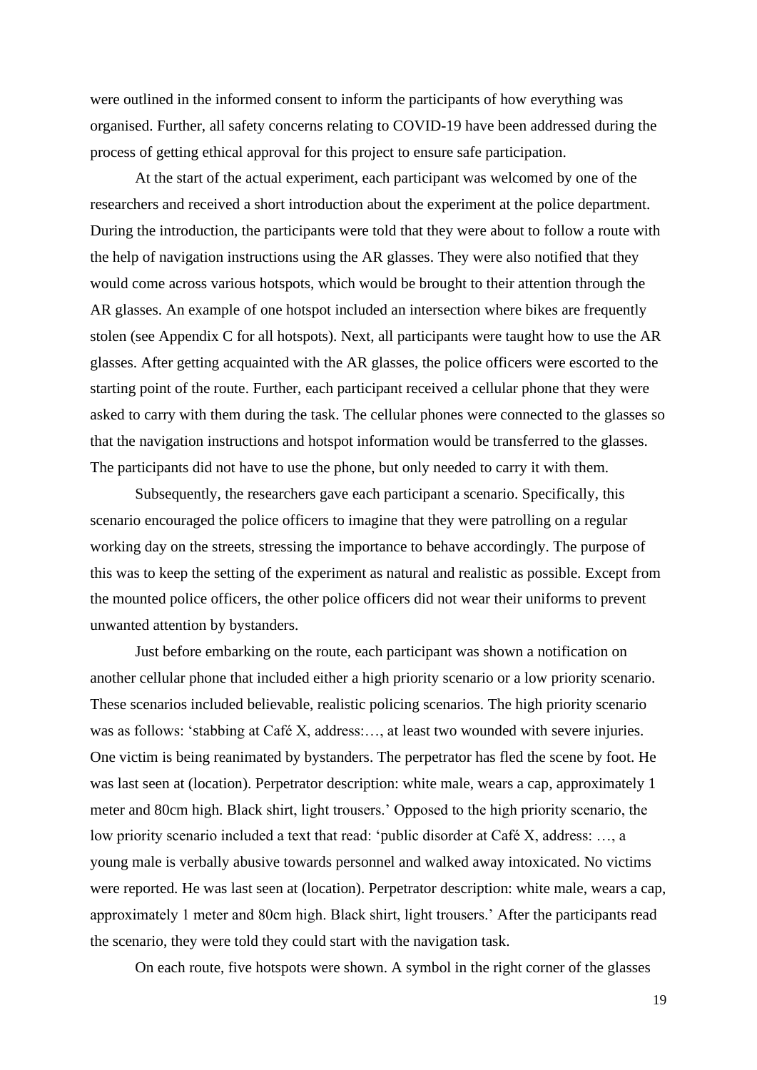were outlined in the informed consent to inform the participants of how everything was organised. Further, all safety concerns relating to COVID-19 have been addressed during the process of getting ethical approval for this project to ensure safe participation.

At the start of the actual experiment, each participant was welcomed by one of the researchers and received a short introduction about the experiment at the police department. During the introduction, the participants were told that they were about to follow a route with the help of navigation instructions using the AR glasses. They were also notified that they would come across various hotspots, which would be brought to their attention through the AR glasses. An example of one hotspot included an intersection where bikes are frequently stolen (see Appendix C for all hotspots). Next, all participants were taught how to use the AR glasses. After getting acquainted with the AR glasses, the police officers were escorted to the starting point of the route. Further, each participant received a cellular phone that they were asked to carry with them during the task. The cellular phones were connected to the glasses so that the navigation instructions and hotspot information would be transferred to the glasses. The participants did not have to use the phone, but only needed to carry it with them.

Subsequently, the researchers gave each participant a scenario. Specifically, this scenario encouraged the police officers to imagine that they were patrolling on a regular working day on the streets, stressing the importance to behave accordingly. The purpose of this was to keep the setting of the experiment as natural and realistic as possible. Except from the mounted police officers, the other police officers did not wear their uniforms to prevent unwanted attention by bystanders.

Just before embarking on the route, each participant was shown a notification on another cellular phone that included either a high priority scenario or a low priority scenario. These scenarios included believable, realistic policing scenarios. The high priority scenario was as follows: 'stabbing at Café X, address:…, at least two wounded with severe injuries. One victim is being reanimated by bystanders. The perpetrator has fled the scene by foot. He was last seen at (location). Perpetrator description: white male, wears a cap, approximately 1 meter and 80cm high. Black shirt, light trousers.' Opposed to the high priority scenario, the low priority scenario included a text that read: 'public disorder at Café X, address: …, a young male is verbally abusive towards personnel and walked away intoxicated. No victims were reported. He was last seen at (location). Perpetrator description: white male, wears a cap, approximately 1 meter and 80cm high. Black shirt, light trousers.' After the participants read the scenario, they were told they could start with the navigation task.

On each route, five hotspots were shown. A symbol in the right corner of the glasses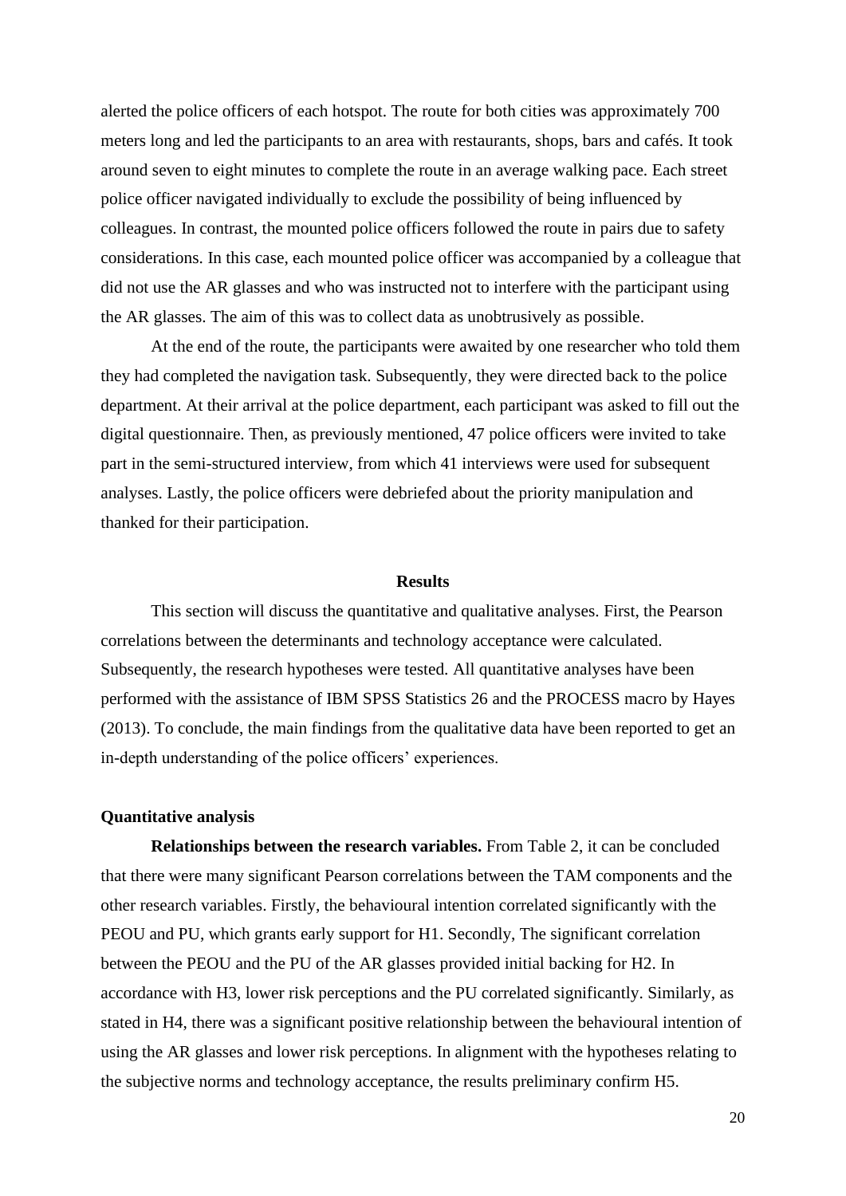alerted the police officers of each hotspot. The route for both cities was approximately 700 meters long and led the participants to an area with restaurants, shops, bars and cafés. It took around seven to eight minutes to complete the route in an average walking pace. Each street police officer navigated individually to exclude the possibility of being influenced by colleagues. In contrast, the mounted police officers followed the route in pairs due to safety considerations. In this case, each mounted police officer was accompanied by a colleague that did not use the AR glasses and who was instructed not to interfere with the participant using the AR glasses. The aim of this was to collect data as unobtrusively as possible.

At the end of the route, the participants were awaited by one researcher who told them they had completed the navigation task. Subsequently, they were directed back to the police department. At their arrival at the police department, each participant was asked to fill out the digital questionnaire. Then, as previously mentioned, 47 police officers were invited to take part in the semi-structured interview, from which 41 interviews were used for subsequent analyses. Lastly, the police officers were debriefed about the priority manipulation and thanked for their participation.

## Results

This section will discuss the quantitative and qualitative analyses. First, the Pearson correlations between the determinants and technology acceptance were calculated. Subsequently, the research hypotheses were tested. All quantitative analyses have been performed with the assistance of IBM SPSS Statistics 26 and the PROCESS macro by Hayes (2013). To conclude, the main findings from the qualitative data have been reported to get an in-depth understanding of the police officers' experiences.

### Quantitative analysis

**Relationships between the research variables.** From Table 2, it can be concluded that there were many significant Pearson correlations between the TAM components and the other research variables. Firstly, the behavioural intention correlated significantly with the PEOU and PU, which grants early support for H1. Secondly, The significant correlation between the PEOU and the PU of the AR glasses provided initial backing for H2. In accordance with H3, lower risk perceptions and the PU correlated significantly. Similarly, as stated in H4, there was a significant positive relationship between the behavioural intention of using the AR glasses and lower risk perceptions. In alignment with the hypotheses relating to the subjective norms and technology acceptance, the results preliminary confirm H5.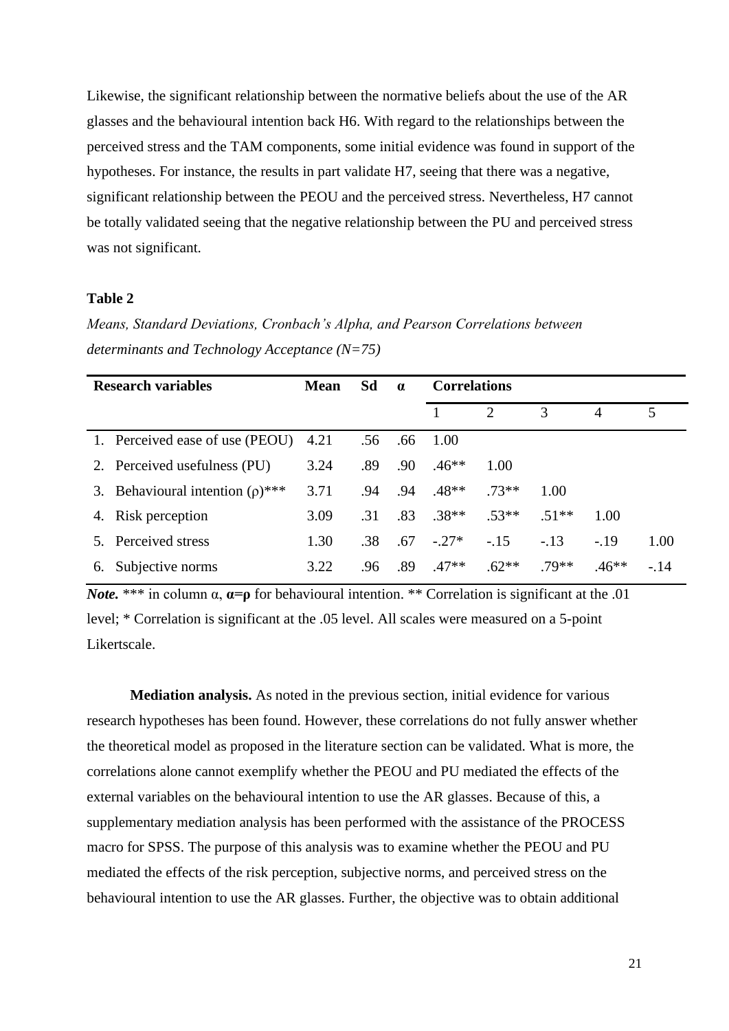Likewise, the significant relationship between the normative beliefs about the use of the AR glasses and the behavioural intention back H6. With regard to the relationships between the perceived stress and the TAM components, some initial evidence was found in support of the hypotheses. For instance, the results in part validate H7, seeing that there was a negative, significant relationship between the PEOU and the perceived stress. Nevertheless, H7 cannot be totally validated seeing that the negative relationship between the PU and perceived stress was not significant.

**Table 2**

*Means, Standard Deviations, Cronbach's Alpha, and Pearson Correlations between determinants and Technology Acceptance (N=75)*

| Research variables | Mean | Sd | α | Correlations | | | | |
|---|---|---|---|---|---|---|---|---|
| | | | | 1 | 2 | 3 | 4 | 5 |
| 1. Perceived ease of use (PEOU) | 4.21 | .56 | .66 | 1.00 | | | | |
| 2. Perceived usefulness (PU) | 3.24 | .89 | .90 | .46** | 1.00 | | | |
| 3. Behavioural intention (ρ)*** | 3.71 | .94 | .94 | .48** | .73** | 1.00 | | |
| 4. Risk perception | 3.09 | .31 | .83 | .38** | .53** | .51** | 1.00 | |
| 5. Perceived stress | 1.30 | .38 | .67 | -.27* | -.15 | -.13 | -.19 | 1.00 |
| 6. Subjective norms | 3.22 | .96 | .89 | .47** | .62** | .79** | .46** | -.14 |

***Note.*** *** in column α, **α=ρ** for behavioural intention. ** Correlation is significant at the .01 level; * Correlation is significant at the .05 level. All scales were measured on a 5-point Likertscale.

**Mediation analysis.** As noted in the previous section, initial evidence for various research hypotheses has been found. However, these correlations do not fully answer whether the theoretical model as proposed in the literature section can be validated. What is more, the correlations alone cannot exemplify whether the PEOU and PU mediated the effects of the external variables on the behavioural intention to use the AR glasses. Because of this, a supplementary mediation analysis has been performed with the assistance of the PROCESS macro for SPSS. The purpose of this analysis was to examine whether the PEOU and PU mediated the effects of the risk perception, subjective norms, and perceived stress on the behavioural intention to use the AR glasses. Further, the objective was to obtain additional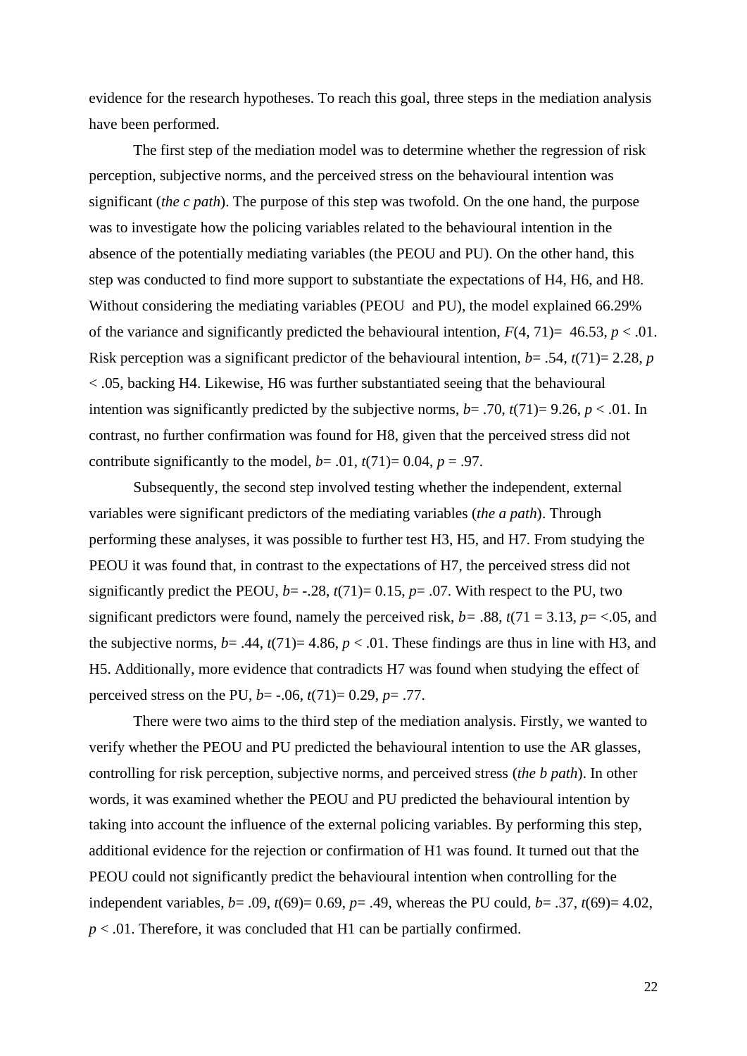evidence for the research hypotheses. To reach this goal, three steps in the mediation analysis have been performed.

The first step of the mediation model was to determine whether the regression of risk perception, subjective norms, and the perceived stress on the behavioural intention was significant (*the c path*). The purpose of this step was twofold. On the one hand, the purpose was to investigate how the policing variables related to the behavioural intention in the absence of the potentially mediating variables (the PEOU and PU). On the other hand, this step was conducted to find more support to substantiate the expectations of H4, H6, and H8. Without considering the mediating variables (PEOU and PU), the model explained 66.29% of the variance and significantly predicted the behavioural intention, $F(4, 71) = 46.53$, $p < .01$. Risk perception was a significant predictor of the behavioural intention, $b = .54$, $t(71) = 2.28$, $p < .05$, backing H4. Likewise, H6 was further substantiated seeing that the behavioural intention was significantly predicted by the subjective norms, $b = .70$, $t(71) = 9.26$, $p < .01$. In contrast, no further confirmation was found for H8, given that the perceived stress did not contribute significantly to the model, $b = .01$, $t(71) = 0.04$, $p = .97$.

Subsequently, the second step involved testing whether the independent, external variables were significant predictors of the mediating variables (*the a path*). Through performing these analyses, it was possible to further test H3, H5, and H7. From studying the PEOU it was found that, in contrast to the expectations of H7, the perceived stress did not significantly predict the PEOU, $b = -.28$, $t(71) = 0.15$, $p = .07$. With respect to the PU, two significant predictors were found, namely the perceived risk, $b = .88$, $t(71 = 3.13$, $p = <.05$, and the subjective norms, $b = .44$, $t(71) = 4.86$, $p < .01$. These findings are thus in line with H3, and H5. Additionally, more evidence that contradicts H7 was found when studying the effect of perceived stress on the PU, $b = -.06$, $t(71) = 0.29$, $p = .77$.

There were two aims to the third step of the mediation analysis. Firstly, we wanted to verify whether the PEOU and PU predicted the behavioural intention to use the AR glasses, controlling for risk perception, subjective norms, and perceived stress (*the b path*). In other words, it was examined whether the PEOU and PU predicted the behavioural intention by taking into account the influence of the external policing variables. By performing this step, additional evidence for the rejection or confirmation of H1 was found. It turned out that the PEOU could not significantly predict the behavioural intention when controlling for the independent variables, $b = .09$, $t(69) = 0.69$, $p = .49$, whereas the PU could, $b = .37$, $t(69) = 4.02$, $p < .01$. Therefore, it was concluded that H1 can be partially confirmed.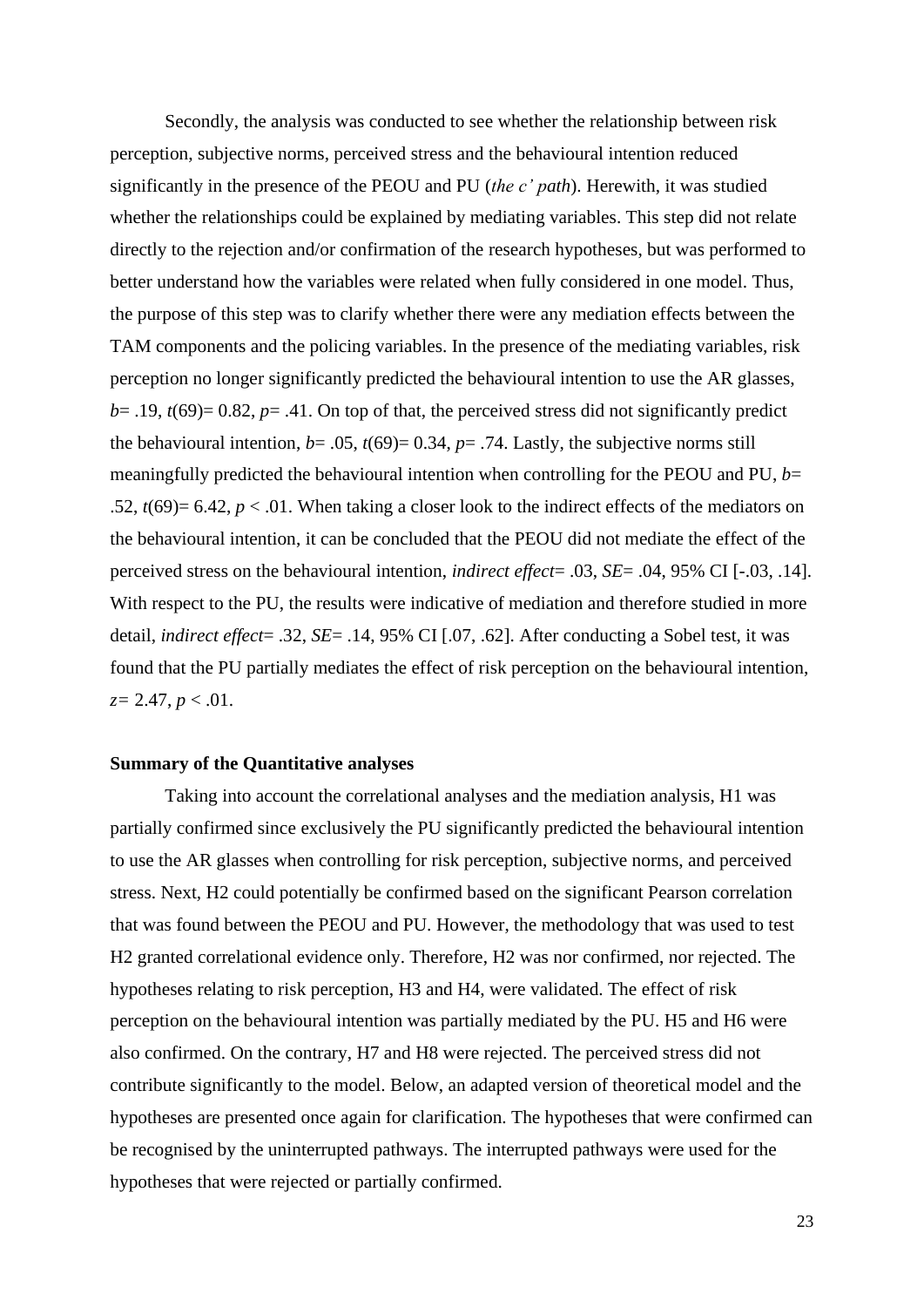Secondly, the analysis was conducted to see whether the relationship between risk perception, subjective norms, perceived stress and the behavioural intention reduced significantly in the presence of the PEOU and PU (*the c' path*). Herewith, it was studied whether the relationships could be explained by mediating variables. This step did not relate directly to the rejection and/or confirmation of the research hypotheses, but was performed to better understand how the variables were related when fully considered in one model. Thus, the purpose of this step was to clarify whether there were any mediation effects between the TAM components and the policing variables. In the presence of the mediating variables, risk perception no longer significantly predicted the behavioural intention to use the AR glasses, $b = .19$, $t(69) = 0.82$, $p = .41$. On top of that, the perceived stress did not significantly predict the behavioural intention, $b = .05$, $t(69) = 0.34$, $p = .74$. Lastly, the subjective norms still meaningfully predicted the behavioural intention when controlling for the PEOU and PU, $b = .52$, $t(69) = 6.42$, $p < .01$. When taking a closer look to the indirect effects of the mediators on the behavioural intention, it can be concluded that the PEOU did not mediate the effect of the perceived stress on the behavioural intention, *indirect effect*= .03, *SE*= .04, 95% CI [-.03, .14]. With respect to the PU, the results were indicative of mediation and therefore studied in more detail, *indirect effect*= .32, *SE*= .14, 95% CI [.07, .62]. After conducting a Sobel test, it was found that the PU partially mediates the effect of risk perception on the behavioural intention, $z = 2.47$, $p < .01$.

**Summary of the Quantitative analyses**

Taking into account the correlational analyses and the mediation analysis, H1 was partially confirmed since exclusively the PU significantly predicted the behavioural intention to use the AR glasses when controlling for risk perception, subjective norms, and perceived stress. Next, H2 could potentially be confirmed based on the significant Pearson correlation that was found between the PEOU and PU. However, the methodology that was used to test H2 granted correlational evidence only. Therefore, H2 was nor confirmed, nor rejected. The hypotheses relating to risk perception, H3 and H4, were validated. The effect of risk perception on the behavioural intention was partially mediated by the PU. H5 and H6 were also confirmed. On the contrary, H7 and H8 were rejected. The perceived stress did not contribute significantly to the model. Below, an adapted version of theoretical model and the hypotheses are presented once again for clarification. The hypotheses that were confirmed can be recognised by the uninterrupted pathways. The interrupted pathways were used for the hypotheses that were rejected or partially confirmed.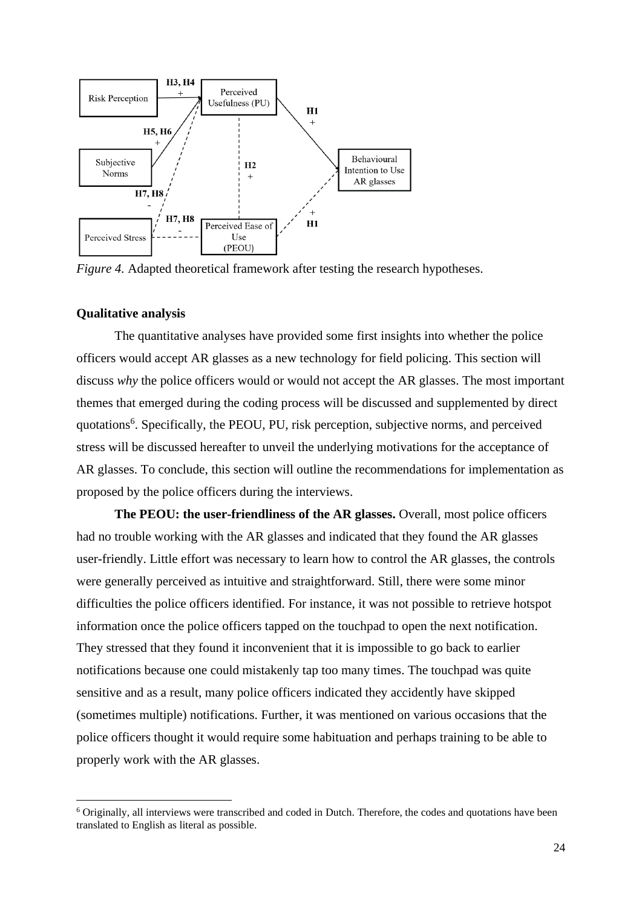*Figure 4.* Adapted theoretical framework after testing the research hypotheses.

**Qualitative analysis**

The quantitative analyses have provided some first insights into whether the police officers would accept AR glasses as a new technology for field policing. This section will discuss *why* the police officers would or would not accept the AR glasses. The most important themes that emerged during the coding process will be discussed and supplemented by direct quotations[6]. Specifically, the PEOU, PU, risk perception, subjective norms, and perceived stress will be discussed hereafter to unveil the underlying motivations for the acceptance of AR glasses. To conclude, this section will outline the recommendations for implementation as proposed by the police officers during the interviews.

**The PEOU: the user-friendliness of the AR glasses.** Overall, most police officers had no trouble working with the AR glasses and indicated that they found the AR glasses user-friendly. Little effort was necessary to learn how to control the AR glasses, the controls were generally perceived as intuitive and straightforward. Still, there were some minor difficulties the police officers identified. For instance, it was not possible to retrieve hotspot information once the police officers tapped on the touchpad to open the next notification. They stressed that they found it inconvenient that it is impossible to go back to earlier notifications because one could mistakenly tap too many times. The touchpad was quite sensitive and as a result, many police officers indicated they accidently have skipped (sometimes multiple) notifications. Further, it was mentioned on various occasions that the police officers thought it would require some habituation and perhaps training to be able to properly work with the AR glasses.

[6] Originally, all interviews were transcribed and coded in Dutch. Therefore, the codes and quotations have been translated to English as literal as possible.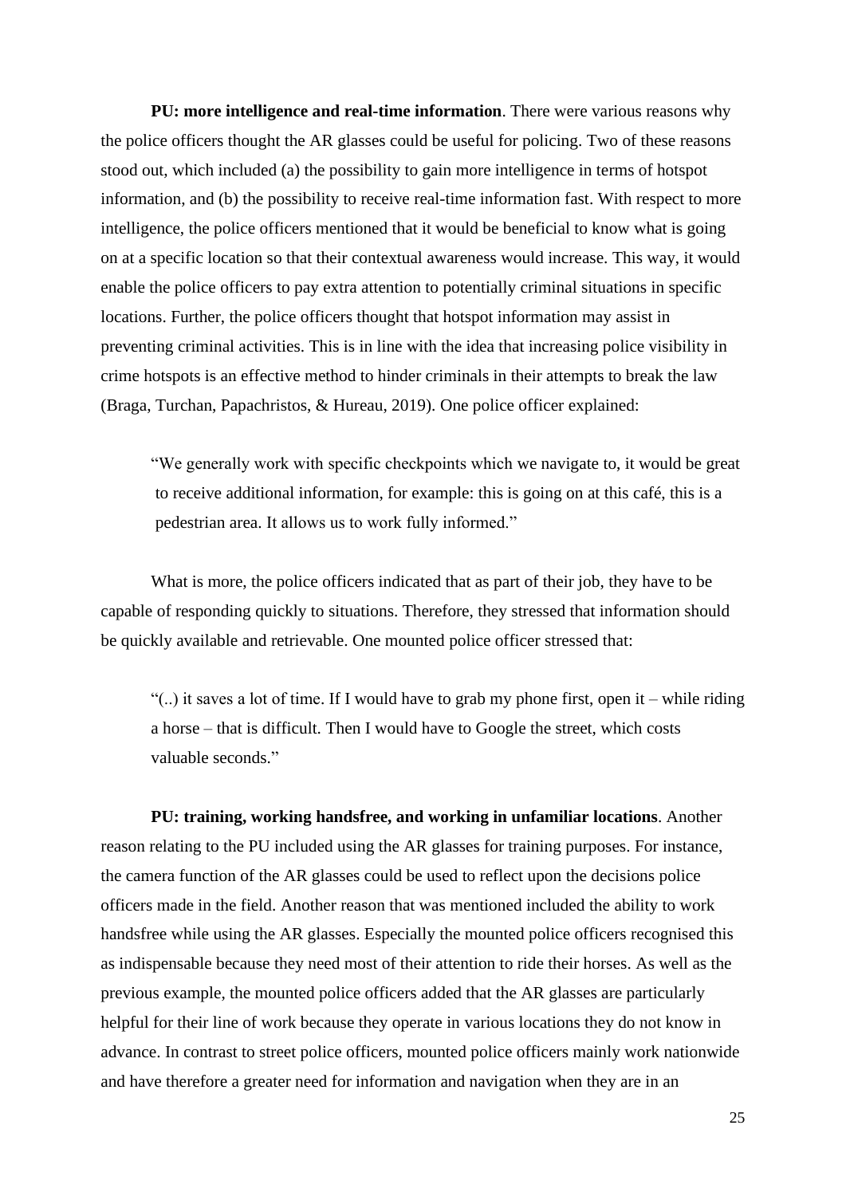**PU: more intelligence and real-time information**. There were various reasons why the police officers thought the AR glasses could be useful for policing. Two of these reasons stood out, which included (a) the possibility to gain more intelligence in terms of hotspot information, and (b) the possibility to receive real-time information fast. With respect to more intelligence, the police officers mentioned that it would be beneficial to know what is going on at a specific location so that their contextual awareness would increase. This way, it would enable the police officers to pay extra attention to potentially criminal situations in specific locations. Further, the police officers thought that hotspot information may assist in preventing criminal activities. This is in line with the idea that increasing police visibility in crime hotspots is an effective method to hinder criminals in their attempts to break the law (Braga, Turchan, Papachristos, & Hureau, 2019). One police officer explained:

> "We generally work with specific checkpoints which we navigate to, it would be great to receive additional information, for example: this is going on at this café, this is a pedestrian area. It allows us to work fully informed."

What is more, the police officers indicated that as part of their job, they have to be capable of responding quickly to situations. Therefore, they stressed that information should be quickly available and retrievable. One mounted police officer stressed that:

> "(..) it saves a lot of time. If I would have to grab my phone first, open it – while riding a horse – that is difficult. Then I would have to Google the street, which costs valuable seconds."

**PU: training, working handsfree, and working in unfamiliar locations**. Another reason relating to the PU included using the AR glasses for training purposes. For instance, the camera function of the AR glasses could be used to reflect upon the decisions police officers made in the field. Another reason that was mentioned included the ability to work handsfree while using the AR glasses. Especially the mounted police officers recognised this as indispensable because they need most of their attention to ride their horses. As well as the previous example, the mounted police officers added that the AR glasses are particularly helpful for their line of work because they operate in various locations they do not know in advance. In contrast to street police officers, mounted police officers mainly work nationwide and have therefore a greater need for information and navigation when they are in an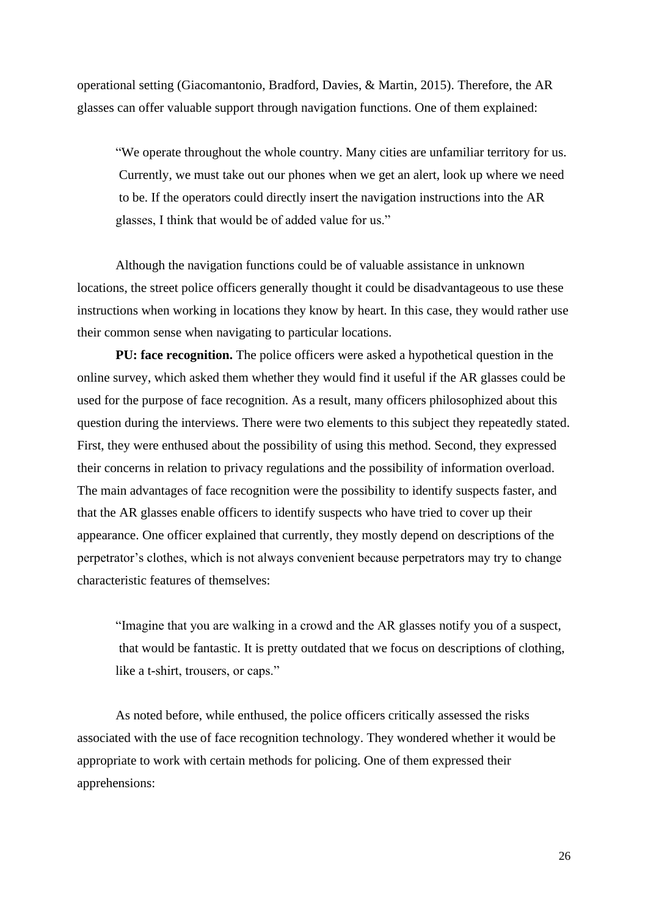operational setting (Giacomantonio, Bradford, Davies, & Martin, 2015). Therefore, the AR glasses can offer valuable support through navigation functions. One of them explained:

> "We operate throughout the whole country. Many cities are unfamiliar territory for us. Currently, we must take out our phones when we get an alert, look up where we need to be. If the operators could directly insert the navigation instructions into the AR glasses, I think that would be of added value for us."

Although the navigation functions could be of valuable assistance in unknown locations, the street police officers generally thought it could be disadvantageous to use these instructions when working in locations they know by heart. In this case, they would rather use their common sense when navigating to particular locations.

**PU: face recognition.** The police officers were asked a hypothetical question in the online survey, which asked them whether they would find it useful if the AR glasses could be used for the purpose of face recognition. As a result, many officers philosophized about this question during the interviews. There were two elements to this subject they repeatedly stated. First, they were enthused about the possibility of using this method. Second, they expressed their concerns in relation to privacy regulations and the possibility of information overload. The main advantages of face recognition were the possibility to identify suspects faster, and that the AR glasses enable officers to identify suspects who have tried to cover up their appearance. One officer explained that currently, they mostly depend on descriptions of the perpetrator's clothes, which is not always convenient because perpetrators may try to change characteristic features of themselves:

> "Imagine that you are walking in a crowd and the AR glasses notify you of a suspect, that would be fantastic. It is pretty outdated that we focus on descriptions of clothing, like a t-shirt, trousers, or caps."

As noted before, while enthused, the police officers critically assessed the risks associated with the use of face recognition technology. They wondered whether it would be appropriate to work with certain methods for policing. One of them expressed their apprehensions: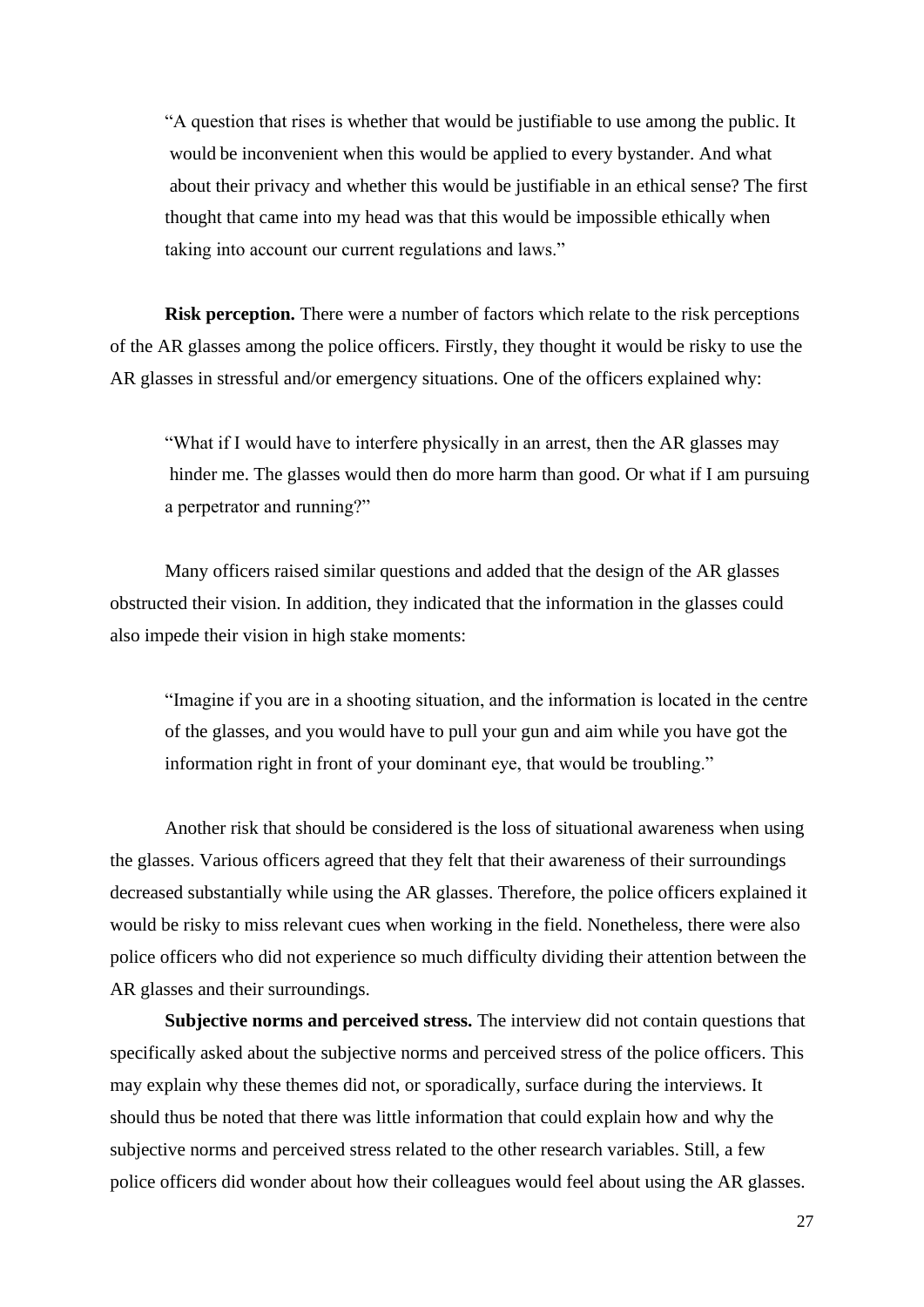> "A question that rises is whether that would be justifiable to use among the public. It would be inconvenient when this would be applied to every bystander. And what about their privacy and whether this would be justifiable in an ethical sense? The first thought that came into my head was that this would be impossible ethically when taking into account our current regulations and laws."

**Risk perception.** There were a number of factors which relate to the risk perceptions of the AR glasses among the police officers. Firstly, they thought it would be risky to use the AR glasses in stressful and/or emergency situations. One of the officers explained why:

> "What if I would have to interfere physically in an arrest, then the AR glasses may hinder me. The glasses would then do more harm than good. Or what if I am pursuing a perpetrator and running?"

Many officers raised similar questions and added that the design of the AR glasses obstructed their vision. In addition, they indicated that the information in the glasses could also impede their vision in high stake moments:

> "Imagine if you are in a shooting situation, and the information is located in the centre of the glasses, and you would have to pull your gun and aim while you have got the information right in front of your dominant eye, that would be troubling."

Another risk that should be considered is the loss of situational awareness when using the glasses. Various officers agreed that they felt that their awareness of their surroundings decreased substantially while using the AR glasses. Therefore, the police officers explained it would be risky to miss relevant cues when working in the field. Nonetheless, there were also police officers who did not experience so much difficulty dividing their attention between the AR glasses and their surroundings.

**Subjective norms and perceived stress.** The interview did not contain questions that specifically asked about the subjective norms and perceived stress of the police officers. This may explain why these themes did not, or sporadically, surface during the interviews. It should thus be noted that there was little information that could explain how and why the subjective norms and perceived stress related to the other research variables. Still, a few police officers did wonder about how their colleagues would feel about using the AR glasses.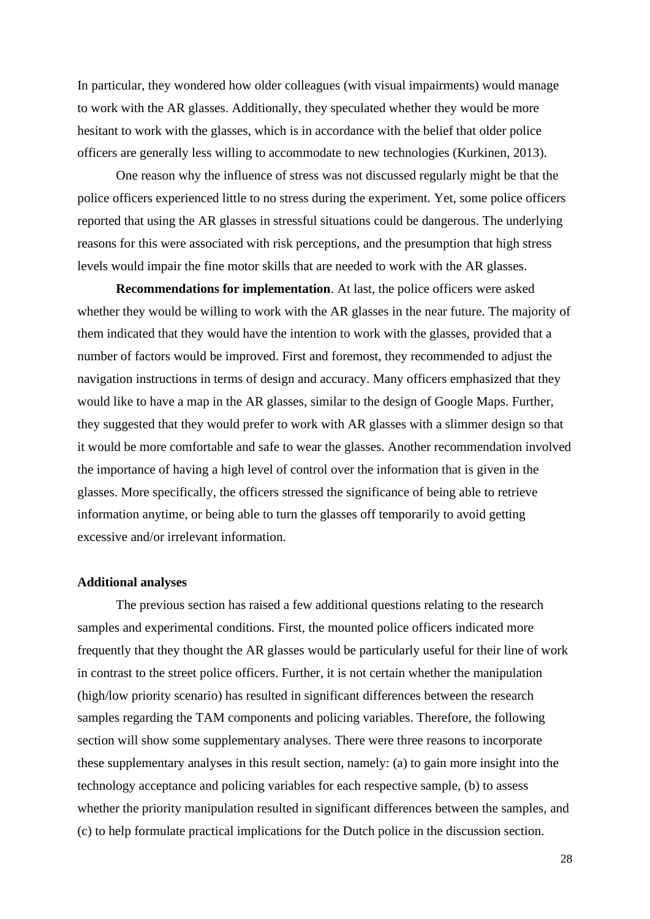In particular, they wondered how older colleagues (with visual impairments) would manage to work with the AR glasses. Additionally, they speculated whether they would be more hesitant to work with the glasses, which is in accordance with the belief that older police officers are generally less willing to accommodate to new technologies (Kurkinen, 2013).

One reason why the influence of stress was not discussed regularly might be that the police officers experienced little to no stress during the experiment. Yet, some police officers reported that using the AR glasses in stressful situations could be dangerous. The underlying reasons for this were associated with risk perceptions, and the presumption that high stress levels would impair the fine motor skills that are needed to work with the AR glasses.

**Recommendations for implementation**. At last, the police officers were asked whether they would be willing to work with the AR glasses in the near future. The majority of them indicated that they would have the intention to work with the glasses, provided that a number of factors would be improved. First and foremost, they recommended to adjust the navigation instructions in terms of design and accuracy. Many officers emphasized that they would like to have a map in the AR glasses, similar to the design of Google Maps. Further, they suggested that they would prefer to work with AR glasses with a slimmer design so that it would be more comfortable and safe to wear the glasses. Another recommendation involved the importance of having a high level of control over the information that is given in the glasses. More specifically, the officers stressed the significance of being able to retrieve information anytime, or being able to turn the glasses off temporarily to avoid getting excessive and/or irrelevant information.

**Additional analyses**

The previous section has raised a few additional questions relating to the research samples and experimental conditions. First, the mounted police officers indicated more frequently that they thought the AR glasses would be particularly useful for their line of work in contrast to the street police officers. Further, it is not certain whether the manipulation (high/low priority scenario) has resulted in significant differences between the research samples regarding the TAM components and policing variables. Therefore, the following section will show some supplementary analyses. There were three reasons to incorporate these supplementary analyses in this result section, namely: (a) to gain more insight into the technology acceptance and policing variables for each respective sample, (b) to assess whether the priority manipulation resulted in significant differences between the samples, and (c) to help formulate practical implications for the Dutch police in the discussion section.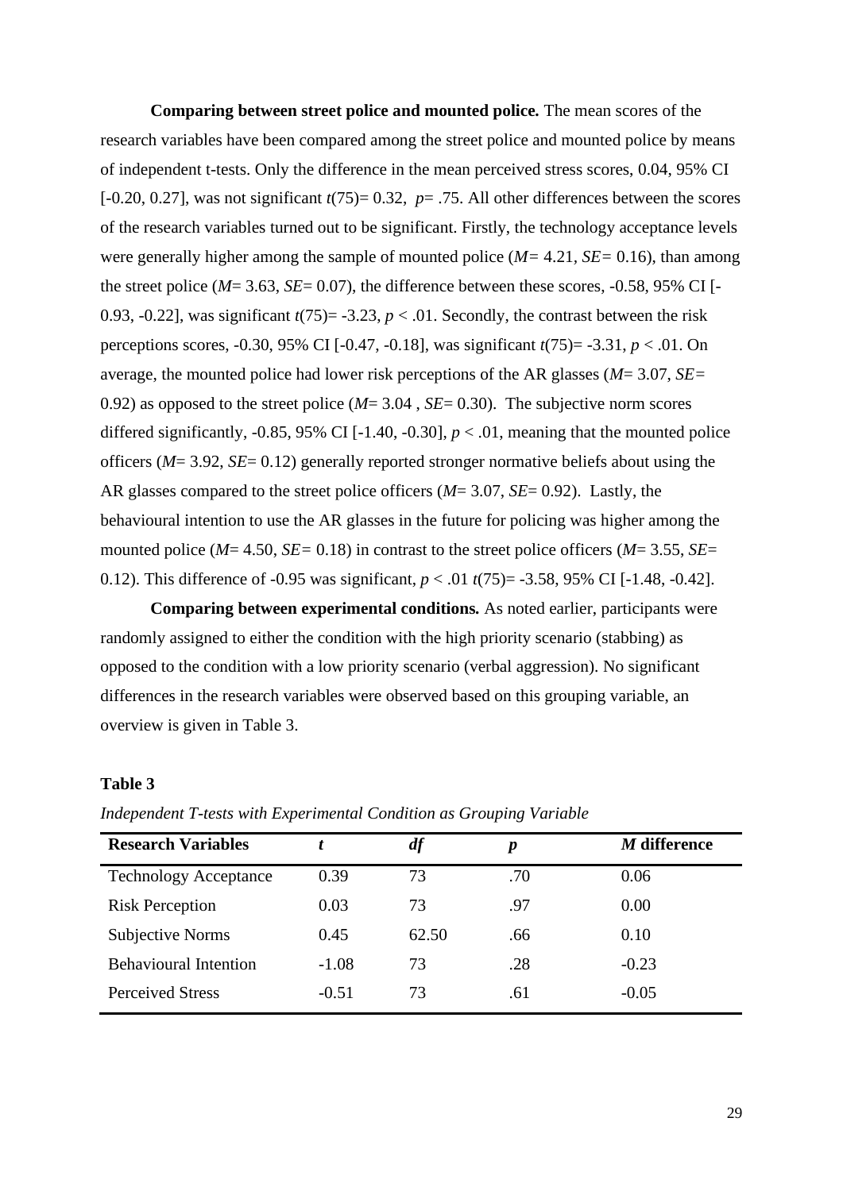**Comparing between street police and mounted police.** The mean scores of the research variables have been compared among the street police and mounted police by means of independent t-tests. Only the difference in the mean perceived stress scores, 0.04, 95% CI [-0.20, 0.27], was not significant $t(75) = 0.32$, $p = .75$. All other differences between the scores of the research variables turned out to be significant. Firstly, the technology acceptance levels were generally higher among the sample of mounted police ($M = 4.21$, $SE = 0.16$), than among the street police ($M = 3.63$, $SE = 0.07$), the difference between these scores, -0.58, 95% CI [-0.93, -0.22], was significant $t(75) = -3.23$, $p < .01$. Secondly, the contrast between the risk perceptions scores, -0.30, 95% CI [-0.47, -0.18], was significant $t(75) = -3.31$, $p < .01$. On average, the mounted police had lower risk perceptions of the AR glasses ($M = 3.07$, $SE = 0.92$) as opposed to the street police ($M = 3.04$ , $SE = 0.30$). The subjective norm scores differed significantly, -0.85, 95% CI [-1.40, -0.30], $p < .01$, meaning that the mounted police officers ($M = 3.92$, $SE = 0.12$) generally reported stronger normative beliefs about using the AR glasses compared to the street police officers ($M = 3.07$, $SE = 0.92$). Lastly, the behavioural intention to use the AR glasses in the future for policing was higher among the mounted police ($M = 4.50$, $SE = 0.18$) in contrast to the street police officers ($M = 3.55$, $SE = 0.12$). This difference of -0.95 was significant, $p < .01$ $t(75) = -3.58$, 95% CI [-1.48, -0.42].

**Comparing between experimental conditions.** As noted earlier, participants were randomly assigned to either the condition with the high priority scenario (stabbing) as opposed to the condition with a low priority scenario (verbal aggression). No significant differences in the research variables were observed based on this grouping variable, an overview is given in Table 3.

**Table 3**

*Independent T-tests with Experimental Condition as Grouping Variable*

| Research Variables | *t* | *df* | *p* | *M* difference |
|---|---|---|---|---|
| Technology Acceptance | 0.39 | 73 | .70 | 0.06 |
| Risk Perception | 0.03 | 73 | .97 | 0.00 |
| Subjective Norms | 0.45 | 62.50 | .66 | 0.10 |
| Behavioural Intention | -1.08 | 73 | .28 | -0.23 |
| Perceived Stress | -0.51 | 73 | .61 | -0.05 |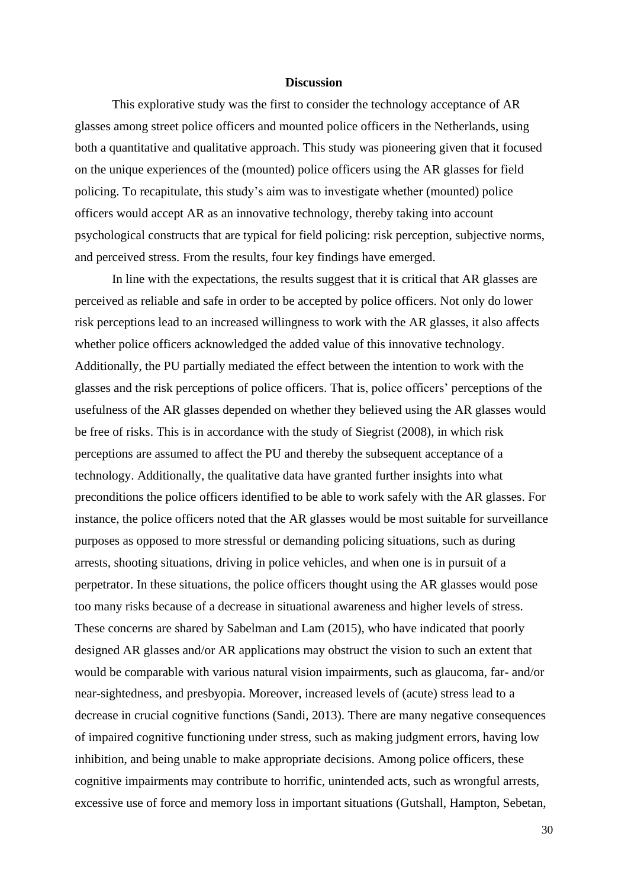# Discussion

This explorative study was the first to consider the technology acceptance of AR glasses among street police officers and mounted police officers in the Netherlands, using both a quantitative and qualitative approach. This study was pioneering given that it focused on the unique experiences of the (mounted) police officers using the AR glasses for field policing. To recapitulate, this study's aim was to investigate whether (mounted) police officers would accept AR as an innovative technology, thereby taking into account psychological constructs that are typical for field policing: risk perception, subjective norms, and perceived stress. From the results, four key findings have emerged.

In line with the expectations, the results suggest that it is critical that AR glasses are perceived as reliable and safe in order to be accepted by police officers. Not only do lower risk perceptions lead to an increased willingness to work with the AR glasses, it also affects whether police officers acknowledged the added value of this innovative technology. Additionally, the PU partially mediated the effect between the intention to work with the glasses and the risk perceptions of police officers. That is, police officers' perceptions of the usefulness of the AR glasses depended on whether they believed using the AR glasses would be free of risks. This is in accordance with the study of Siegrist (2008), in which risk perceptions are assumed to affect the PU and thereby the subsequent acceptance of a technology. Additionally, the qualitative data have granted further insights into what preconditions the police officers identified to be able to work safely with the AR glasses. For instance, the police officers noted that the AR glasses would be most suitable for surveillance purposes as opposed to more stressful or demanding policing situations, such as during arrests, shooting situations, driving in police vehicles, and when one is in pursuit of a perpetrator. In these situations, the police officers thought using the AR glasses would pose too many risks because of a decrease in situational awareness and higher levels of stress. These concerns are shared by Sabelman and Lam (2015), who have indicated that poorly designed AR glasses and/or AR applications may obstruct the vision to such an extent that would be comparable with various natural vision impairments, such as glaucoma, far- and/or near-sightedness, and presbyopia. Moreover, increased levels of (acute) stress lead to a decrease in crucial cognitive functions (Sandi, 2013). There are many negative consequences of impaired cognitive functioning under stress, such as making judgment errors, having low inhibition, and being unable to make appropriate decisions. Among police officers, these cognitive impairments may contribute to horrific, unintended acts, such as wrongful arrests, excessive use of force and memory loss in important situations (Gutshall, Hampton, Sebetan,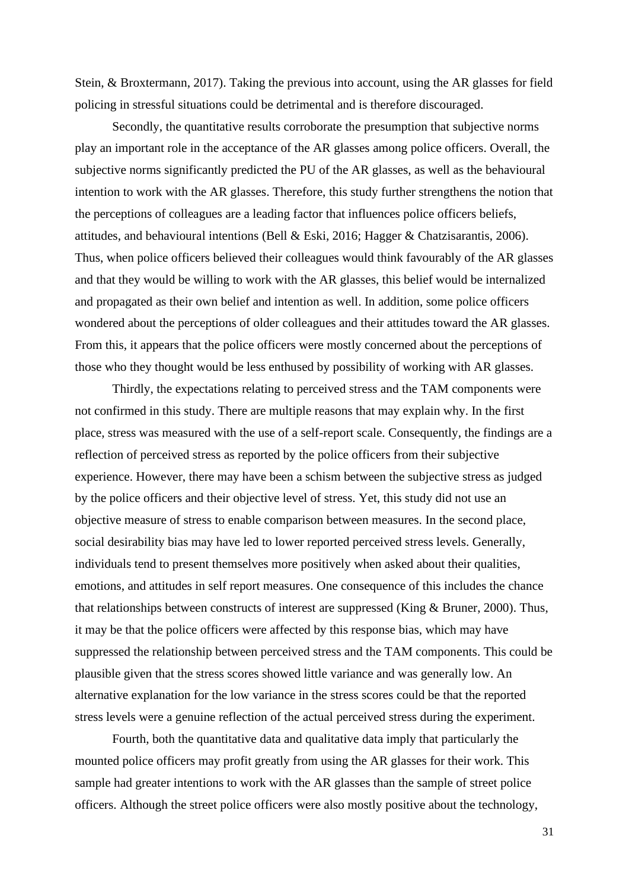Stein, & Broxtermann, 2017). Taking the previous into account, using the AR glasses for field policing in stressful situations could be detrimental and is therefore discouraged.

Secondly, the quantitative results corroborate the presumption that subjective norms play an important role in the acceptance of the AR glasses among police officers. Overall, the subjective norms significantly predicted the PU of the AR glasses, as well as the behavioural intention to work with the AR glasses. Therefore, this study further strengthens the notion that the perceptions of colleagues are a leading factor that influences police officers beliefs, attitudes, and behavioural intentions (Bell & Eski, 2016; Hagger & Chatzisarantis, 2006). Thus, when police officers believed their colleagues would think favourably of the AR glasses and that they would be willing to work with the AR glasses, this belief would be internalized and propagated as their own belief and intention as well. In addition, some police officers wondered about the perceptions of older colleagues and their attitudes toward the AR glasses. From this, it appears that the police officers were mostly concerned about the perceptions of those who they thought would be less enthused by possibility of working with AR glasses.

Thirdly, the expectations relating to perceived stress and the TAM components were not confirmed in this study. There are multiple reasons that may explain why. In the first place, stress was measured with the use of a self-report scale. Consequently, the findings are a reflection of perceived stress as reported by the police officers from their subjective experience. However, there may have been a schism between the subjective stress as judged by the police officers and their objective level of stress. Yet, this study did not use an objective measure of stress to enable comparison between measures. In the second place, social desirability bias may have led to lower reported perceived stress levels. Generally, individuals tend to present themselves more positively when asked about their qualities, emotions, and attitudes in self report measures. One consequence of this includes the chance that relationships between constructs of interest are suppressed (King & Bruner, 2000). Thus, it may be that the police officers were affected by this response bias, which may have suppressed the relationship between perceived stress and the TAM components. This could be plausible given that the stress scores showed little variance and was generally low. An alternative explanation for the low variance in the stress scores could be that the reported stress levels were a genuine reflection of the actual perceived stress during the experiment.

Fourth, both the quantitative data and qualitative data imply that particularly the mounted police officers may profit greatly from using the AR glasses for their work. This sample had greater intentions to work with the AR glasses than the sample of street police officers. Although the street police officers were also mostly positive about the technology,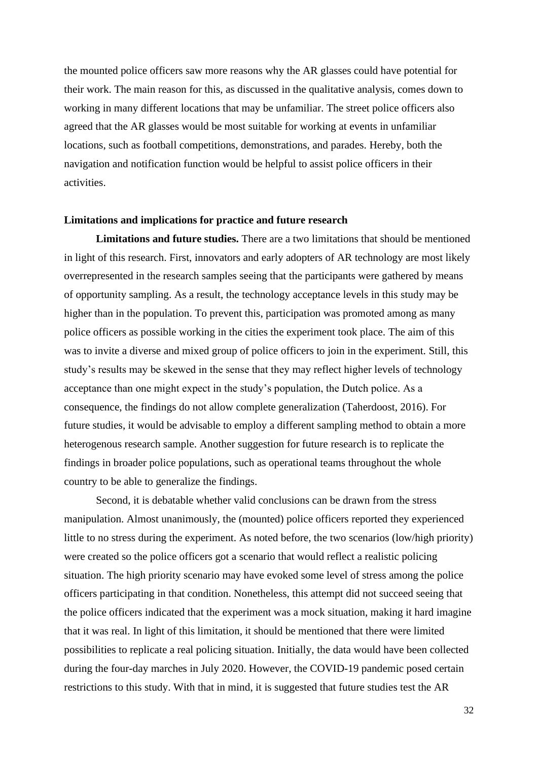the mounted police officers saw more reasons why the AR glasses could have potential for their work. The main reason for this, as discussed in the qualitative analysis, comes down to working in many different locations that may be unfamiliar. The street police officers also agreed that the AR glasses would be most suitable for working at events in unfamiliar locations, such as football competitions, demonstrations, and parades. Hereby, both the navigation and notification function would be helpful to assist police officers in their activities.

### Limitations and implications for practice and future research

**Limitations and future studies.** There are a two limitations that should be mentioned in light of this research. First, innovators and early adopters of AR technology are most likely overrepresented in the research samples seeing that the participants were gathered by means of opportunity sampling. As a result, the technology acceptance levels in this study may be higher than in the population. To prevent this, participation was promoted among as many police officers as possible working in the cities the experiment took place. The aim of this was to invite a diverse and mixed group of police officers to join in the experiment. Still, this study's results may be skewed in the sense that they may reflect higher levels of technology acceptance than one might expect in the study's population, the Dutch police. As a consequence, the findings do not allow complete generalization (Taherdoost, 2016). For future studies, it would be advisable to employ a different sampling method to obtain a more heterogenous research sample. Another suggestion for future research is to replicate the findings in broader police populations, such as operational teams throughout the whole country to be able to generalize the findings.

Second, it is debatable whether valid conclusions can be drawn from the stress manipulation. Almost unanimously, the (mounted) police officers reported they experienced little to no stress during the experiment. As noted before, the two scenarios (low/high priority) were created so the police officers got a scenario that would reflect a realistic policing situation. The high priority scenario may have evoked some level of stress among the police officers participating in that condition. Nonetheless, this attempt did not succeed seeing that the police officers indicated that the experiment was a mock situation, making it hard imagine that it was real. In light of this limitation, it should be mentioned that there were limited possibilities to replicate a real policing situation. Initially, the data would have been collected during the four-day marches in July 2020. However, the COVID-19 pandemic posed certain restrictions to this study. With that in mind, it is suggested that future studies test the AR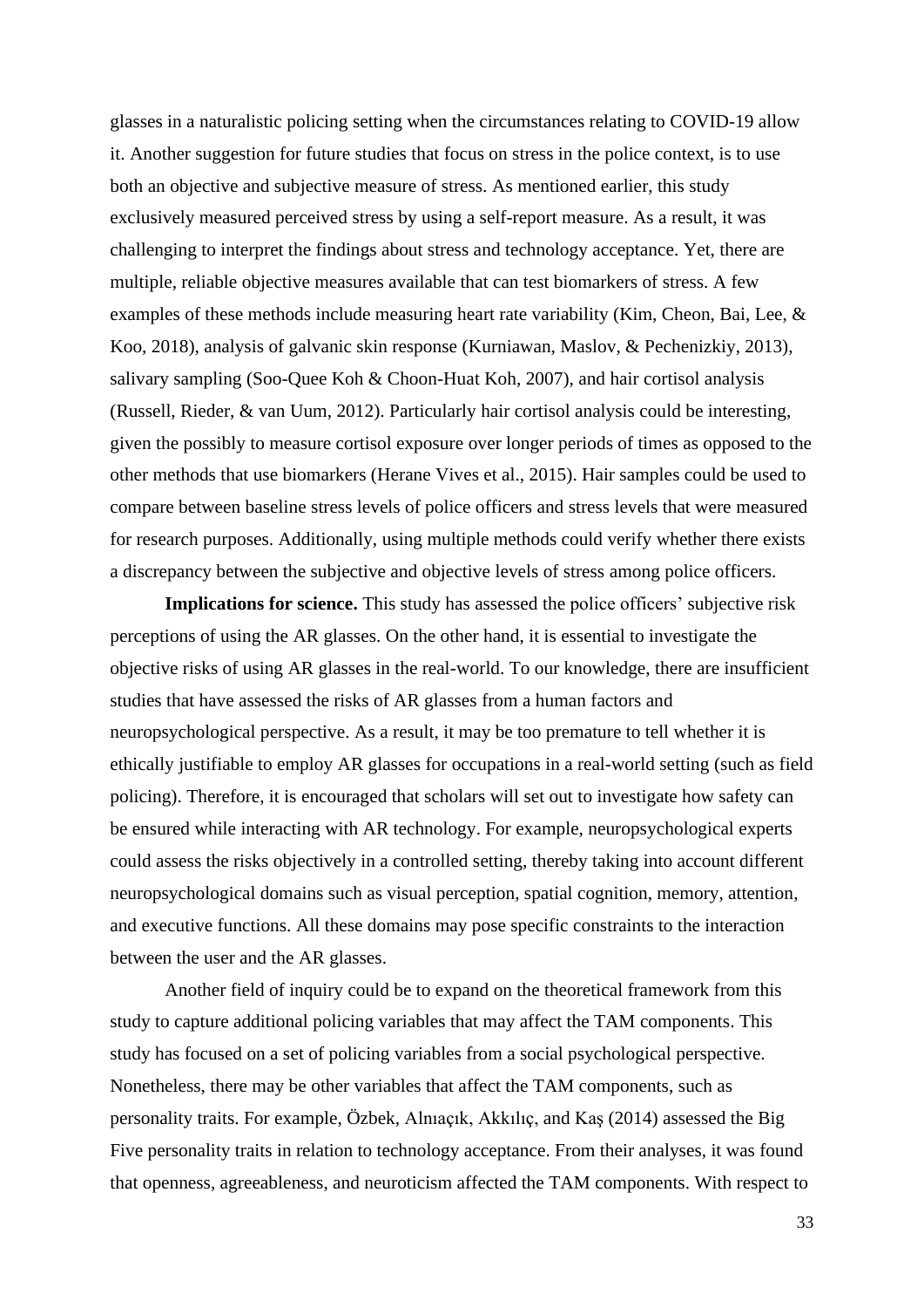glasses in a naturalistic policing setting when the circumstances relating to COVID-19 allow it. Another suggestion for future studies that focus on stress in the police context, is to use both an objective and subjective measure of stress. As mentioned earlier, this study exclusively measured perceived stress by using a self-report measure. As a result, it was challenging to interpret the findings about stress and technology acceptance. Yet, there are multiple, reliable objective measures available that can test biomarkers of stress. A few examples of these methods include measuring heart rate variability (Kim, Cheon, Bai, Lee, & Koo, 2018), analysis of galvanic skin response (Kurniawan, Maslov, & Pechenizkiy, 2013), salivary sampling (Soo-Quee Koh & Choon-Huat Koh, 2007), and hair cortisol analysis (Russell, Rieder, & van Uum, 2012). Particularly hair cortisol analysis could be interesting, given the possibly to measure cortisol exposure over longer periods of times as opposed to the other methods that use biomarkers (Herane Vives et al., 2015). Hair samples could be used to compare between baseline stress levels of police officers and stress levels that were measured for research purposes. Additionally, using multiple methods could verify whether there exists a discrepancy between the subjective and objective levels of stress among police officers.

**Implications for science.** This study has assessed the police officers' subjective risk perceptions of using the AR glasses. On the other hand, it is essential to investigate the objective risks of using AR glasses in the real-world. To our knowledge, there are insufficient studies that have assessed the risks of AR glasses from a human factors and neuropsychological perspective. As a result, it may be too premature to tell whether it is ethically justifiable to employ AR glasses for occupations in a real-world setting (such as field policing). Therefore, it is encouraged that scholars will set out to investigate how safety can be ensured while interacting with AR technology. For example, neuropsychological experts could assess the risks objectively in a controlled setting, thereby taking into account different neuropsychological domains such as visual perception, spatial cognition, memory, attention, and executive functions. All these domains may pose specific constraints to the interaction between the user and the AR glasses.

Another field of inquiry could be to expand on the theoretical framework from this study to capture additional policing variables that may affect the TAM components. This study has focused on a set of policing variables from a social psychological perspective. Nonetheless, there may be other variables that affect the TAM components, such as personality traits. For example, Özbek, Alnıaçık, Akkılıç, and Kaş (2014) assessed the Big Five personality traits in relation to technology acceptance. From their analyses, it was found that openness, agreeableness, and neuroticism affected the TAM components. With respect to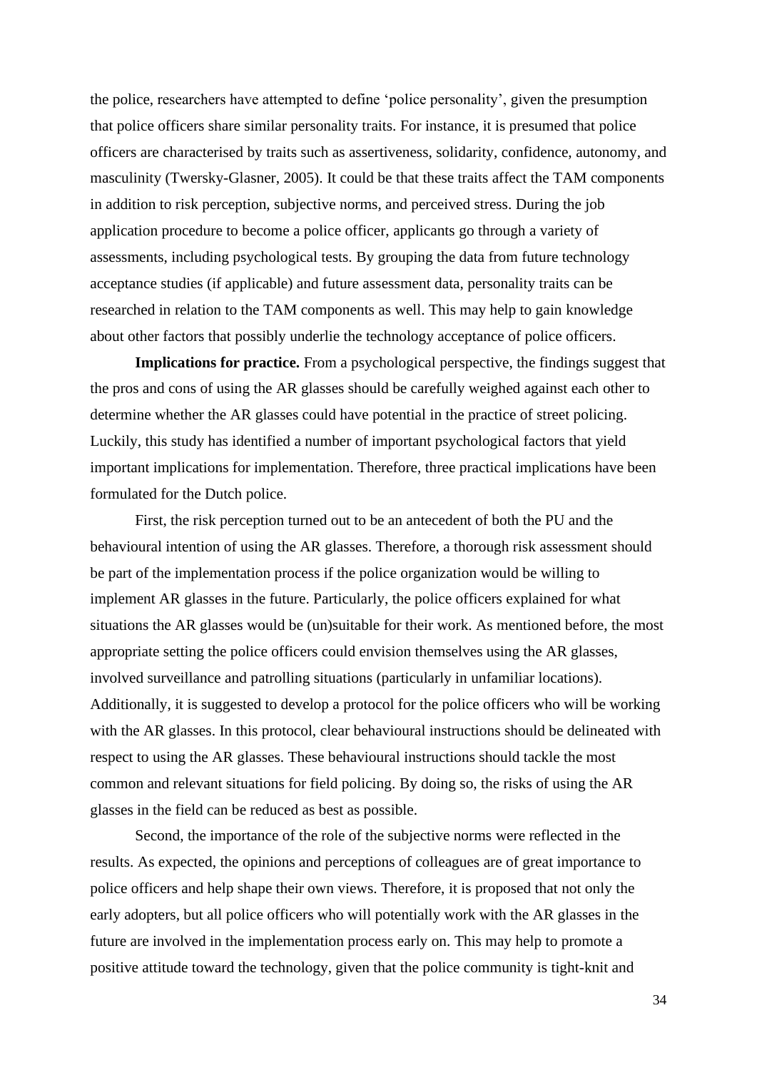the police, researchers have attempted to define 'police personality', given the presumption that police officers share similar personality traits. For instance, it is presumed that police officers are characterised by traits such as assertiveness, solidarity, confidence, autonomy, and masculinity (Twersky-Glasner, 2005). It could be that these traits affect the TAM components in addition to risk perception, subjective norms, and perceived stress. During the job application procedure to become a police officer, applicants go through a variety of assessments, including psychological tests. By grouping the data from future technology acceptance studies (if applicable) and future assessment data, personality traits can be researched in relation to the TAM components as well. This may help to gain knowledge about other factors that possibly underlie the technology acceptance of police officers.

**Implications for practice.** From a psychological perspective, the findings suggest that the pros and cons of using the AR glasses should be carefully weighed against each other to determine whether the AR glasses could have potential in the practice of street policing. Luckily, this study has identified a number of important psychological factors that yield important implications for implementation. Therefore, three practical implications have been formulated for the Dutch police.

First, the risk perception turned out to be an antecedent of both the PU and the behavioural intention of using the AR glasses. Therefore, a thorough risk assessment should be part of the implementation process if the police organization would be willing to implement AR glasses in the future. Particularly, the police officers explained for what situations the AR glasses would be (un)suitable for their work. As mentioned before, the most appropriate setting the police officers could envision themselves using the AR glasses, involved surveillance and patrolling situations (particularly in unfamiliar locations). Additionally, it is suggested to develop a protocol for the police officers who will be working with the AR glasses. In this protocol, clear behavioural instructions should be delineated with respect to using the AR glasses. These behavioural instructions should tackle the most common and relevant situations for field policing. By doing so, the risks of using the AR glasses in the field can be reduced as best as possible.

Second, the importance of the role of the subjective norms were reflected in the results. As expected, the opinions and perceptions of colleagues are of great importance to police officers and help shape their own views. Therefore, it is proposed that not only the early adopters, but all police officers who will potentially work with the AR glasses in the future are involved in the implementation process early on. This may help to promote a positive attitude toward the technology, given that the police community is tight-knit and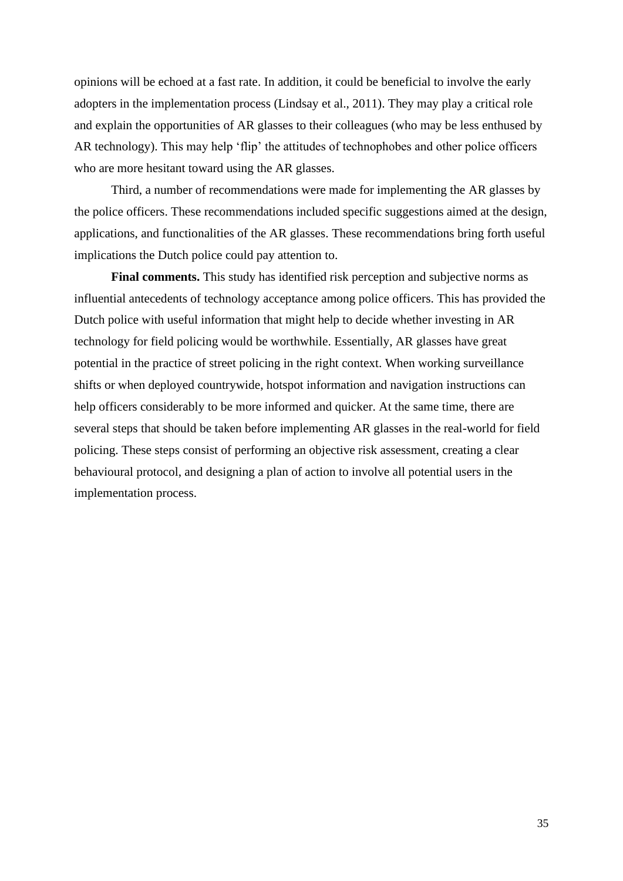opinions will be echoed at a fast rate. In addition, it could be beneficial to involve the early adopters in the implementation process (Lindsay et al., 2011). They may play a critical role and explain the opportunities of AR glasses to their colleagues (who may be less enthused by AR technology). This may help 'flip' the attitudes of technophobes and other police officers who are more hesitant toward using the AR glasses.

Third, a number of recommendations were made for implementing the AR glasses by the police officers. These recommendations included specific suggestions aimed at the design, applications, and functionalities of the AR glasses. These recommendations bring forth useful implications the Dutch police could pay attention to.

**Final comments.** This study has identified risk perception and subjective norms as influential antecedents of technology acceptance among police officers. This has provided the Dutch police with useful information that might help to decide whether investing in AR technology for field policing would be worthwhile. Essentially, AR glasses have great potential in the practice of street policing in the right context. When working surveillance shifts or when deployed countrywide, hotspot information and navigation instructions can help officers considerably to be more informed and quicker. At the same time, there are several steps that should be taken before implementing AR glasses in the real-world for field policing. These steps consist of performing an objective risk assessment, creating a clear behavioural protocol, and designing a plan of action to involve all potential users in the implementation process.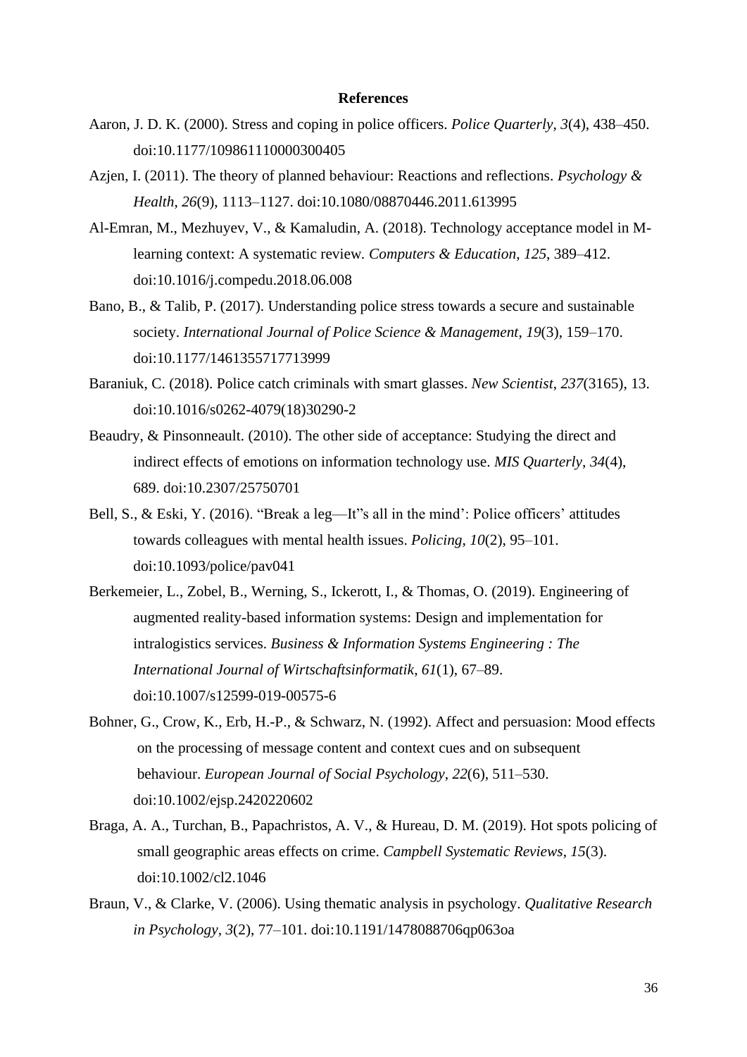## References

Aaron, J. D. K. (2000). Stress and coping in police officers. *Police Quarterly*, *3*(4), 438–450. doi:10.1177/109861110000300405

Azjen, I. (2011). The theory of planned behaviour: Reactions and reflections. *Psychology & Health*, *26*(9), 1113–1127. doi:10.1080/08870446.2011.613995

Al-Emran, M., Mezhuyev, V., & Kamaludin, A. (2018). Technology acceptance model in M-learning context: A systematic review. *Computers & Education*, *125*, 389–412. doi:10.1016/j.compedu.2018.06.008

Bano, B., & Talib, P. (2017). Understanding police stress towards a secure and sustainable society. *International Journal of Police Science & Management*, *19*(3), 159–170. doi:10.1177/1461355717713999

Baraniuk, C. (2018). Police catch criminals with smart glasses. *New Scientist*, *237*(3165), 13. doi:10.1016/s0262-4079(18)30290-2

Beaudry, & Pinsonneault. (2010). The other side of acceptance: Studying the direct and indirect effects of emotions on information technology use. *MIS Quarterly*, *34*(4), 689. doi:10.2307/25750701

Bell, S., & Eski, Y. (2016). "Break a leg—It"s all in the mind': Police officers' attitudes towards colleagues with mental health issues. *Policing*, *10*(2), 95–101. doi:10.1093/police/pav041

Berkemeier, L., Zobel, B., Werning, S., Ickerott, I., & Thomas, O. (2019). Engineering of augmented reality-based information systems: Design and implementation for intralogistics services. *Business & Information Systems Engineering : The International Journal of Wirtschaftsinformatik*, *61*(1), 67–89. doi:10.1007/s12599-019-00575-6

Bohner, G., Crow, K., Erb, H.-P., & Schwarz, N. (1992). Affect and persuasion: Mood effects on the processing of message content and context cues and on subsequent behaviour. *European Journal of Social Psychology*, *22*(6), 511–530. doi:10.1002/ejsp.2420220602

Braga, A. A., Turchan, B., Papachristos, A. V., & Hureau, D. M. (2019). Hot spots policing of small geographic areas effects on crime. *Campbell Systematic Reviews*, *15*(3). doi:10.1002/cl2.1046

Braun, V., & Clarke, V. (2006). Using thematic analysis in psychology. *Qualitative Research in Psychology*, *3*(2), 77–101. doi:10.1191/1478088706qp063oa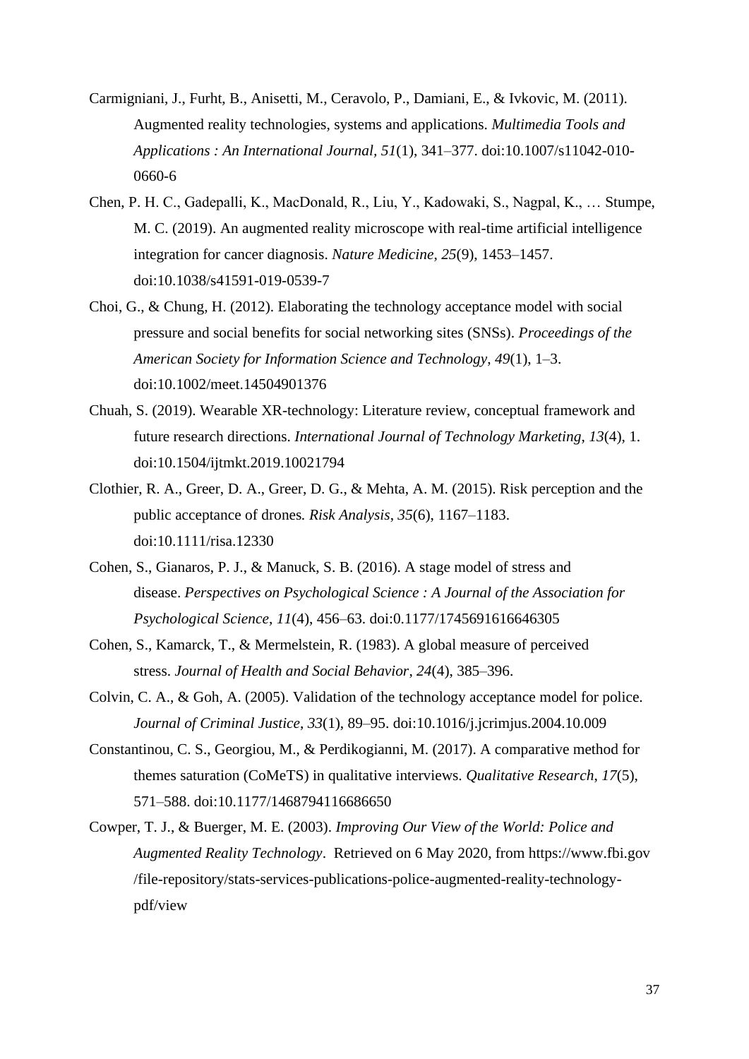Carmigniani, J., Furht, B., Anisetti, M., Ceravolo, P., Damiani, E., & Ivkovic, M. (2011). Augmented reality technologies, systems and applications. *Multimedia Tools and Applications : An International Journal*, *51*(1), 341–377. doi:10.1007/s11042-010-0660-6

Chen, P. H. C., Gadepalli, K., MacDonald, R., Liu, Y., Kadowaki, S., Nagpal, K., … Stumpe, M. C. (2019). An augmented reality microscope with real-time artificial intelligence integration for cancer diagnosis. *Nature Medicine*, *25*(9), 1453–1457. doi:10.1038/s41591-019-0539-7

Choi, G., & Chung, H. (2012). Elaborating the technology acceptance model with social pressure and social benefits for social networking sites (SNSs). *Proceedings of the American Society for Information Science and Technology*, *49*(1), 1–3. doi:10.1002/meet.14504901376

Chuah, S. (2019). Wearable XR-technology: Literature review, conceptual framework and future research directions. *International Journal of Technology Marketing*, *13*(4), 1. doi:10.1504/ijtmkt.2019.10021794

Clothier, R. A., Greer, D. A., Greer, D. G., & Mehta, A. M. (2015). Risk perception and the public acceptance of drones*. Risk Analysis*, *35*(6), 1167–1183. doi:10.1111/risa.12330

Cohen, S., Gianaros, P. J., & Manuck, S. B. (2016). A stage model of stress and disease. *Perspectives on Psychological Science : A Journal of the Association for Psychological Science*, *11*(4), 456–63. doi:0.1177/1745691616646305

Cohen, S., Kamarck, T., & Mermelstein, R. (1983). A global measure of perceived stress. *Journal of Health and Social Behavior*, *24*(4), 385–396.

Colvin, C. A., & Goh, A. (2005). Validation of the technology acceptance model for police. *Journal of Criminal Justice*, *33*(1), 89–95. doi:10.1016/j.jcrimjus.2004.10.009

Constantinou, C. S., Georgiou, M., & Perdikogianni, M. (2017). A comparative method for themes saturation (CoMeTS) in qualitative interviews. *Qualitative Research*, *17*(5), 571–588. doi:10.1177/1468794116686650

Cowper, T. J., & Buerger, M. E. (2003). *Improving Our View of the World: Police and Augmented Reality Technology*. Retrieved on 6 May 2020, from https://www.fbi.gov /file-repository/stats-services-publications-police-augmented-reality-technology-pdf/view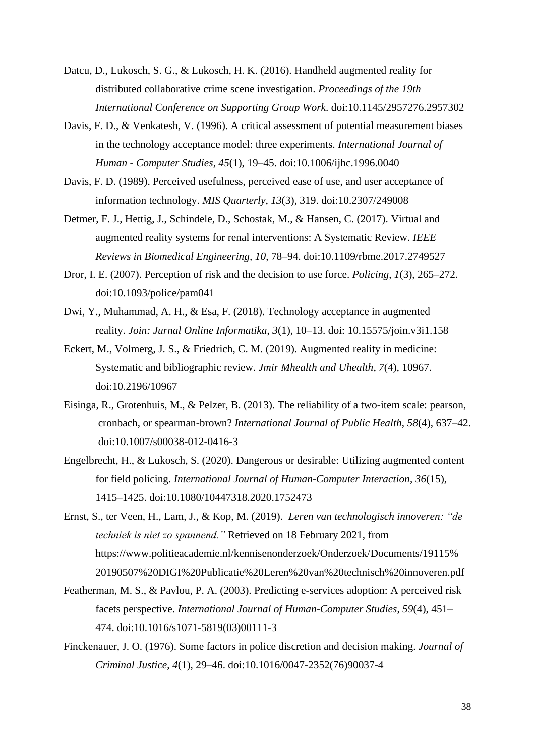Datcu, D., Lukosch, S. G., & Lukosch, H. K. (2016). Handheld augmented reality for distributed collaborative crime scene investigation. *Proceedings of the 19th International Conference on Supporting Group Work*. doi:10.1145/2957276.2957302

Davis, F. D., & Venkatesh, V. (1996). A critical assessment of potential measurement biases in the technology acceptance model: three experiments. *International Journal of Human - Computer Studies*, *45*(1), 19–45. doi:10.1006/ijhc.1996.0040

Davis, F. D. (1989). Perceived usefulness, perceived ease of use, and user acceptance of information technology. *MIS Quarterly*, *13*(3), 319. doi:10.2307/249008

Detmer, F. J., Hettig, J., Schindele, D., Schostak, M., & Hansen, C. (2017). Virtual and augmented reality systems for renal interventions: A Systematic Review. *IEEE Reviews in Biomedical Engineering, 10*, 78–94. doi:10.1109/rbme.2017.2749527

Dror, I. E. (2007). Perception of risk and the decision to use force. *Policing*, *1*(3), 265–272. doi:10.1093/police/pam041

Dwi, Y., Muhammad, A. H., & Esa, F. (2018). Technology acceptance in augmented reality. *Join: Jurnal Online Informatika*, *3*(1), 10–13. doi: 10.15575/join.v3i1.158

Eckert, M., Volmerg, J. S., & Friedrich, C. M. (2019). Augmented reality in medicine: Systematic and bibliographic review. *Jmir Mhealth and Uhealth*, *7*(4), 10967. doi:10.2196/10967

Eisinga, R., Grotenhuis, M., & Pelzer, B. (2013). The reliability of a two-item scale: pearson, cronbach, or spearman-brown? *International Journal of Public Health*, *58*(4), 637–42. doi:10.1007/s00038-012-0416-3

Engelbrecht, H., & Lukosch, S. (2020). Dangerous or desirable: Utilizing augmented content for field policing. *International Journal of Human-Computer Interaction*, *36*(15), 1415–1425. doi:10.1080/10447318.2020.1752473

Ernst, S., ter Veen, H., Lam, J., & Kop, M. (2019). *Leren van technologisch innoveren: "de techniek is niet zo spannend."* Retrieved on 18 February 2021, from https://www.politieacademie.nl/kennisenonderzoek/Onderzoek/Documents/19115%20190507%20DIGI%20Publicatie%20Leren%20van%20technisch%20innoveren.pdf

Featherman, M. S., & Pavlou, P. A. (2003). Predicting e-services adoption: A perceived risk facets perspective. *International Journal of Human-Computer Studies*, *59*(4), 451–474. doi:10.1016/s1071-5819(03)00111-3

Finckenauer, J. O. (1976). Some factors in police discretion and decision making. *Journal of Criminal Justice*, *4*(1), 29–46. doi:10.1016/0047-2352(76)90037-4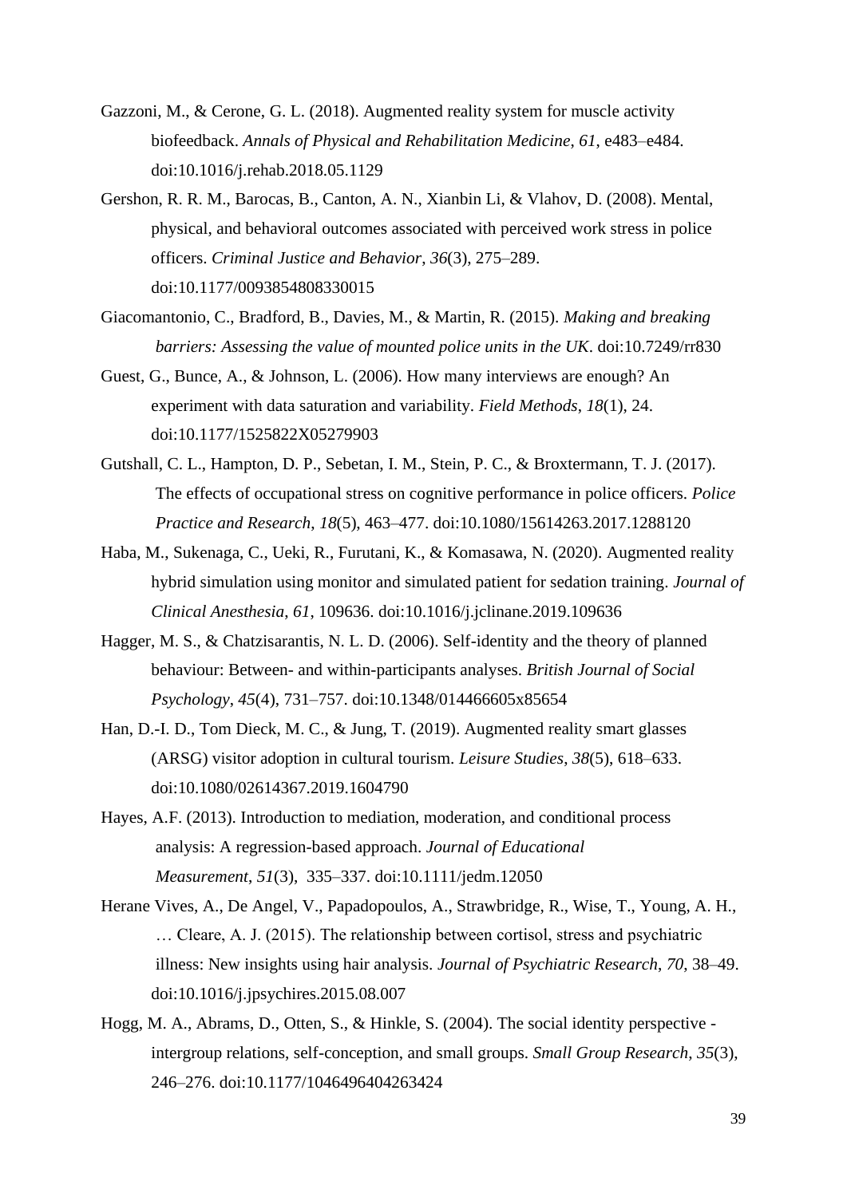Gazzoni, M., & Cerone, G. L. (2018). Augmented reality system for muscle activity biofeedback. *Annals of Physical and Rehabilitation Medicine*, *61*, e483–e484. doi:10.1016/j.rehab.2018.05.1129

Gershon, R. R. M., Barocas, B., Canton, A. N., Xianbin Li, & Vlahov, D. (2008). Mental, physical, and behavioral outcomes associated with perceived work stress in police officers. *Criminal Justice and Behavior*, *36*(3), 275–289. doi:10.1177/0093854808330015

Giacomantonio, C., Bradford, B., Davies, M., & Martin, R. (2015). *Making and breaking barriers: Assessing the value of mounted police units in the UK*. doi:10.7249/rr830

Guest, G., Bunce, A., & Johnson, L. (2006). How many interviews are enough? An experiment with data saturation and variability. *Field Methods*, *18*(1), 24. doi:10.1177/1525822X05279903

Gutshall, C. L., Hampton, D. P., Sebetan, I. M., Stein, P. C., & Broxtermann, T. J. (2017). The effects of occupational stress on cognitive performance in police officers. *Police Practice and Research*, *18*(5), 463–477. doi:10.1080/15614263.2017.1288120

Haba, M., Sukenaga, C., Ueki, R., Furutani, K., & Komasawa, N. (2020). Augmented reality hybrid simulation using monitor and simulated patient for sedation training. *Journal of Clinical Anesthesia*, *61*, 109636. doi:10.1016/j.jclinane.2019.109636

Hagger, M. S., & Chatzisarantis, N. L. D. (2006). Self-identity and the theory of planned behaviour: Between- and within-participants analyses. *British Journal of Social Psychology*, *45*(4), 731–757. doi:10.1348/014466605x85654

Han, D.-I. D., Tom Dieck, M. C., & Jung, T. (2019). Augmented reality smart glasses (ARSG) visitor adoption in cultural tourism. *Leisure Studies*, *38*(5), 618–633. doi:10.1080/02614367.2019.1604790

Hayes, A.F. (2013). Introduction to mediation, moderation, and conditional process analysis: A regression-based approach. *Journal of Educational Measurement*, *51*(3), 335–337. doi:10.1111/jedm.12050

Herane Vives, A., De Angel, V., Papadopoulos, A., Strawbridge, R., Wise, T., Young, A. H., … Cleare, A. J. (2015). The relationship between cortisol, stress and psychiatric illness: New insights using hair analysis. *Journal of Psychiatric Research*, *70*, 38–49. doi:10.1016/j.jpsychires.2015.08.007

Hogg, M. A., Abrams, D., Otten, S., & Hinkle, S. (2004). The social identity perspective - intergroup relations, self-conception, and small groups. *Small Group Research*, *35*(3), 246–276. doi:10.1177/1046496404263424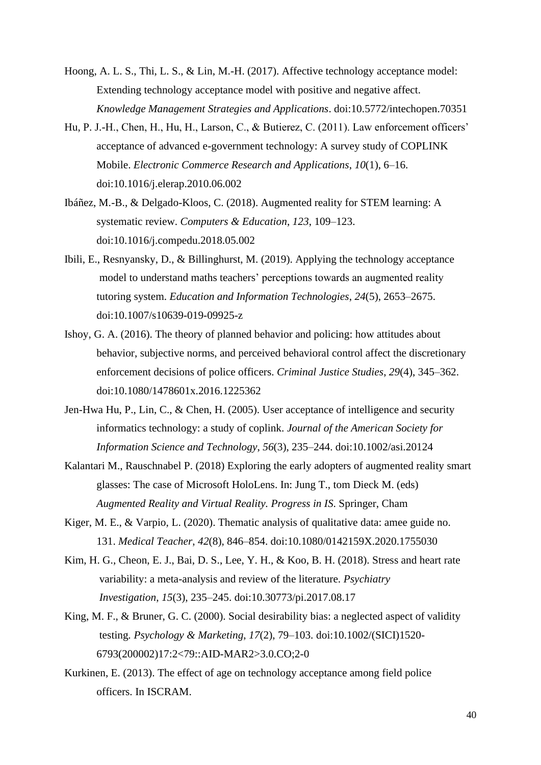Hoong, A. L. S., Thi, L. S., & Lin, M.-H. (2017). Affective technology acceptance model: Extending technology acceptance model with positive and negative affect. *Knowledge Management Strategies and Applications*. doi:10.5772/intechopen.70351

Hu, P. J.-H., Chen, H., Hu, H., Larson, C., & Butierez, C. (2011). Law enforcement officers' acceptance of advanced e-government technology: A survey study of COPLINK Mobile. *Electronic Commerce Research and Applications*, *10*(1), 6–16. doi:10.1016/j.elerap.2010.06.002

Ibáñez, M.-B., & Delgado-Kloos, C. (2018). Augmented reality for STEM learning: A systematic review. *Computers & Education*, *123*, 109–123. doi:10.1016/j.compedu.2018.05.002

Ibili, E., Resnyansky, D., & Billinghurst, M. (2019). Applying the technology acceptance model to understand maths teachers' perceptions towards an augmented reality tutoring system. *Education and Information Technologies*, *24*(5), 2653–2675. doi:10.1007/s10639-019-09925-z

Ishoy, G. A. (2016). The theory of planned behavior and policing: how attitudes about behavior, subjective norms, and perceived behavioral control affect the discretionary enforcement decisions of police officers. *Criminal Justice Studies*, *29*(4), 345–362. doi:10.1080/1478601x.2016.1225362

Jen-Hwa Hu, P., Lin, C., & Chen, H. (2005). User acceptance of intelligence and security informatics technology: a study of coplink. *Journal of the American Society for Information Science and Technology*, *56*(3), 235–244. doi:10.1002/asi.20124

Kalantari M., Rauschnabel P. (2018) Exploring the early adopters of augmented reality smart glasses: The case of Microsoft HoloLens. In: Jung T., tom Dieck M. (eds) *Augmented Reality and Virtual Reality. Progress in IS*. Springer, Cham

Kiger, M. E., & Varpio, L. (2020). Thematic analysis of qualitative data: amee guide no. 131. *Medical Teacher*, *42*(8), 846–854. doi:10.1080/0142159X.2020.1755030

Kim, H. G., Cheon, E. J., Bai, D. S., Lee, Y. H., & Koo, B. H. (2018). Stress and heart rate variability: a meta-analysis and review of the literature. *Psychiatry Investigation*, *15*(3), 235–245. doi:10.30773/pi.2017.08.17

King, M. F., & Bruner, G. C. (2000). Social desirability bias: a neglected aspect of validity testing. *Psychology & Marketing*, *17*(2), 79–103. doi:10.1002/(SICI)1520-6793(200002)17:2<79::AID-MAR2>3.0.CO;2-0

Kurkinen, E. (2013). The effect of age on technology acceptance among field police officers. In ISCRAM.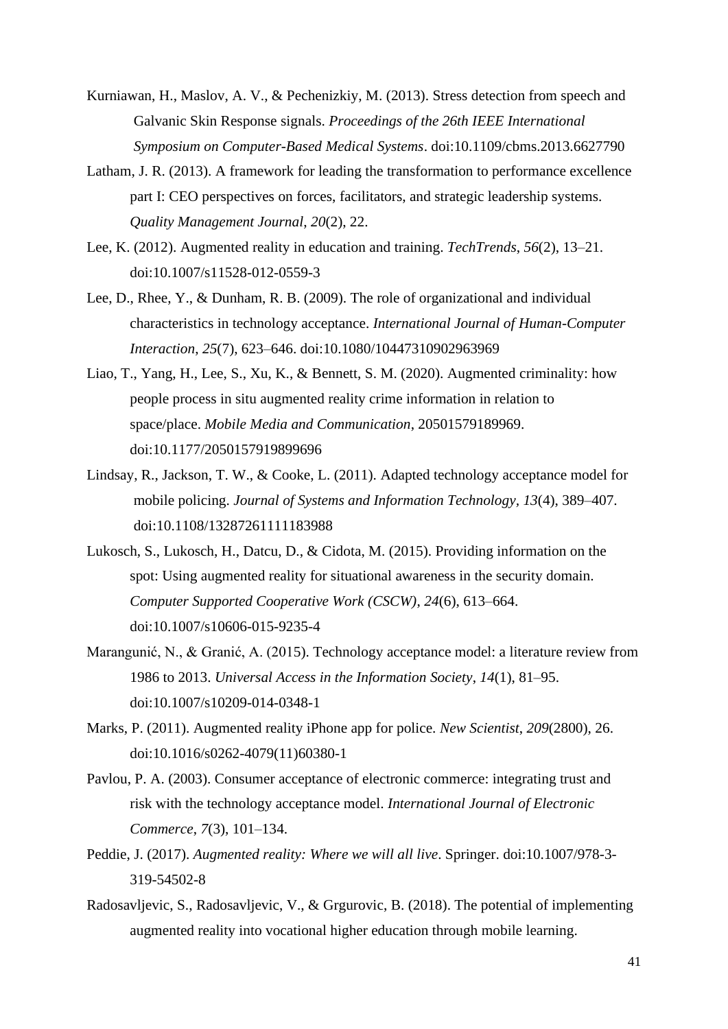Kurniawan, H., Maslov, A. V., & Pechenizkiy, M. (2013). Stress detection from speech and Galvanic Skin Response signals. *Proceedings of the 26th IEEE International Symposium on Computer-Based Medical Systems*. doi:10.1109/cbms.2013.6627790

Latham, J. R. (2013). A framework for leading the transformation to performance excellence part I: CEO perspectives on forces, facilitators, and strategic leadership systems. *Quality Management Journal*, *20*(2), 22.

Lee, K. (2012). Augmented reality in education and training. *TechTrends*, *56*(2), 13–21. doi:10.1007/s11528-012-0559-3

Lee, D., Rhee, Y., & Dunham, R. B. (2009). The role of organizational and individual characteristics in technology acceptance. *International Journal of Human-Computer Interaction*, *25*(7), 623–646. doi:10.1080/10447310902963969

Liao, T., Yang, H., Lee, S., Xu, K., & Bennett, S. M. (2020). Augmented criminality: how people process in situ augmented reality crime information in relation to space/place. *Mobile Media and Communication*, 20501579189969. doi:10.1177/2050157919899696

Lindsay, R., Jackson, T. W., & Cooke, L. (2011). Adapted technology acceptance model for mobile policing. *Journal of Systems and Information Technology*, *13*(4), 389–407. doi:10.1108/13287261111183988

Lukosch, S., Lukosch, H., Datcu, D., & Cidota, M. (2015). Providing information on the spot: Using augmented reality for situational awareness in the security domain. *Computer Supported Cooperative Work (CSCW)*, *24*(6), 613–664. doi:10.1007/s10606-015-9235-4

Marangunić, N., & Granić, A. (2015). Technology acceptance model: a literature review from 1986 to 2013. *Universal Access in the Information Society*, *14*(1), 81–95. doi:10.1007/s10209-014-0348-1

Marks, P. (2011). Augmented reality iPhone app for police. *New Scientist*, *209*(2800), 26. doi:10.1016/s0262-4079(11)60380-1

Pavlou, P. A. (2003). Consumer acceptance of electronic commerce: integrating trust and risk with the technology acceptance model. *International Journal of Electronic Commerce*, *7*(3), 101–134.

Peddie, J. (2017). *Augmented reality: Where we will all live*. Springer. doi:10.1007/978-3-319-54502-8

Radosavljevic, S., Radosavljevic, V., & Grgurovic, B. (2018). The potential of implementing augmented reality into vocational higher education through mobile learning.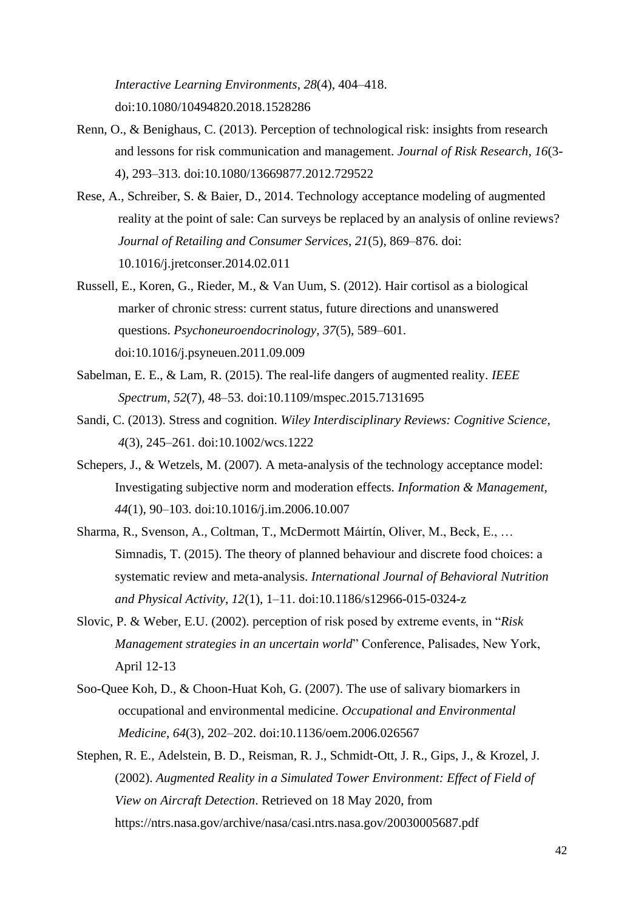*Interactive Learning Environments*, *28*(4), 404–418. doi:10.1080/10494820.2018.1528286

Renn, O., & Benighaus, C. (2013). Perception of technological risk: insights from research and lessons for risk communication and management. *Journal of Risk Research*, *16*(3-4), 293–313. doi:10.1080/13669877.2012.729522

Rese, A., Schreiber, S. & Baier, D., 2014. Technology acceptance modeling of augmented reality at the point of sale: Can surveys be replaced by an analysis of online reviews? *Journal of Retailing and Consumer Services*, *21*(5), 869–876. doi: 10.1016/j.jretconser.2014.02.011

Russell, E., Koren, G., Rieder, M., & Van Uum, S. (2012). Hair cortisol as a biological marker of chronic stress: current status, future directions and unanswered questions. *Psychoneuroendocrinology*, *37*(5), 589–601. doi:10.1016/j.psyneuen.2011.09.009

Sabelman, E. E., & Lam, R. (2015). The real-life dangers of augmented reality. *IEEE Spectrum*, *52*(7), 48–53. doi:10.1109/mspec.2015.7131695

Sandi, C. (2013). Stress and cognition. *Wiley Interdisciplinary Reviews: Cognitive Science*, *4*(3), 245–261. doi:10.1002/wcs.1222

Schepers, J., & Wetzels, M. (2007). A meta-analysis of the technology acceptance model: Investigating subjective norm and moderation effects. *Information & Management*, *44*(1), 90–103. doi:10.1016/j.im.2006.10.007

Sharma, R., Svenson, A., Coltman, T., McDermott Máirtín, Oliver, M., Beck, E., … Simnadis, T. (2015). The theory of planned behaviour and discrete food choices: a systematic review and meta-analysis. *International Journal of Behavioral Nutrition and Physical Activity*, *12*(1), 1–11. doi:10.1186/s12966-015-0324-z

Slovic, P. & Weber, E.U. (2002). perception of risk posed by extreme events, in "*Risk Management strategies in an uncertain world*" Conference, Palisades, New York, April 12-13

Soo-Quee Koh, D., & Choon-Huat Koh, G. (2007). The use of salivary biomarkers in occupational and environmental medicine. *Occupational and Environmental Medicine*, *64*(3), 202–202. doi:10.1136/oem.2006.026567

Stephen, R. E., Adelstein, B. D., Reisman, R. J., Schmidt-Ott, J. R., Gips, J., & Krozel, J. (2002). *Augmented Reality in a Simulated Tower Environment: Effect of Field of View on Aircraft Detection*. Retrieved on 18 May 2020, from https://ntrs.nasa.gov/archive/nasa/casi.ntrs.nasa.gov/20030005687.pdf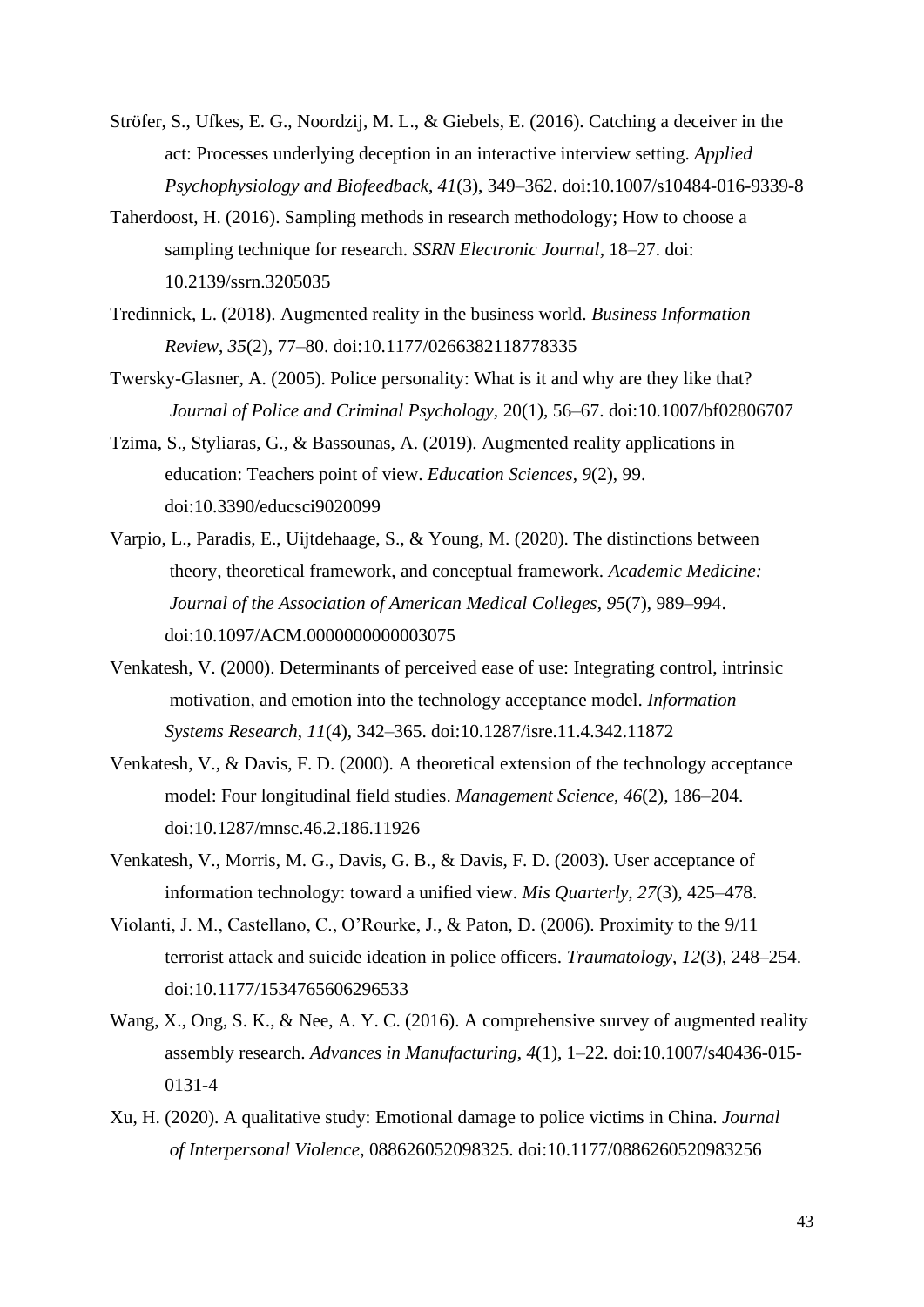Ströfer, S., Ufkes, E. G., Noordzij, M. L., & Giebels, E. (2016). Catching a deceiver in the act: Processes underlying deception in an interactive interview setting. *Applied Psychophysiology and Biofeedback*, *41*(3), 349–362. doi:10.1007/s10484-016-9339-8

Taherdoost, H. (2016). Sampling methods in research methodology; How to choose a sampling technique for research. *SSRN Electronic Journal*, 18–27. doi: 10.2139/ssrn.3205035

Tredinnick, L. (2018). Augmented reality in the business world. *Business Information Review*, *35*(2), 77–80. doi:10.1177/0266382118778335

Twersky-Glasner, A. (2005). Police personality: What is it and why are they like that? *Journal of Police and Criminal Psychology*, 20(1), 56–67. doi:10.1007/bf02806707

Tzima, S., Styliaras, G., & Bassounas, A. (2019). Augmented reality applications in education: Teachers point of view. *Education Sciences*, *9*(2), 99. doi:10.3390/educsci9020099

Varpio, L., Paradis, E., Uijtdehaage, S., & Young, M. (2020). The distinctions between theory, theoretical framework, and conceptual framework. *Academic Medicine: Journal of the Association of American Medical Colleges*, *95*(7), 989–994. doi:10.1097/ACM.0000000000003075

Venkatesh, V. (2000). Determinants of perceived ease of use: Integrating control, intrinsic motivation, and emotion into the technology acceptance model. *Information Systems Research*, *11*(4), 342–365. doi:10.1287/isre.11.4.342.11872

Venkatesh, V., & Davis, F. D. (2000). A theoretical extension of the technology acceptance model: Four longitudinal field studies. *Management Science*, *46*(2), 186–204. doi:10.1287/mnsc.46.2.186.11926

Venkatesh, V., Morris, M. G., Davis, G. B., & Davis, F. D. (2003). User acceptance of information technology: toward a unified view. *Mis Quarterly*, *27*(3), 425–478.

Violanti, J. M., Castellano, C., O'Rourke, J., & Paton, D. (2006). Proximity to the 9/11 terrorist attack and suicide ideation in police officers. *Traumatology*, *12*(3), 248–254. doi:10.1177/1534765606296533

Wang, X., Ong, S. K., & Nee, A. Y. C. (2016). A comprehensive survey of augmented reality assembly research. *Advances in Manufacturing*, *4*(1), 1–22. doi:10.1007/s40436-015-0131-4

Xu, H. (2020). A qualitative study: Emotional damage to police victims in China. *Journal of Interpersonal Violence*, 088626052098325. doi:10.1177/0886260520983256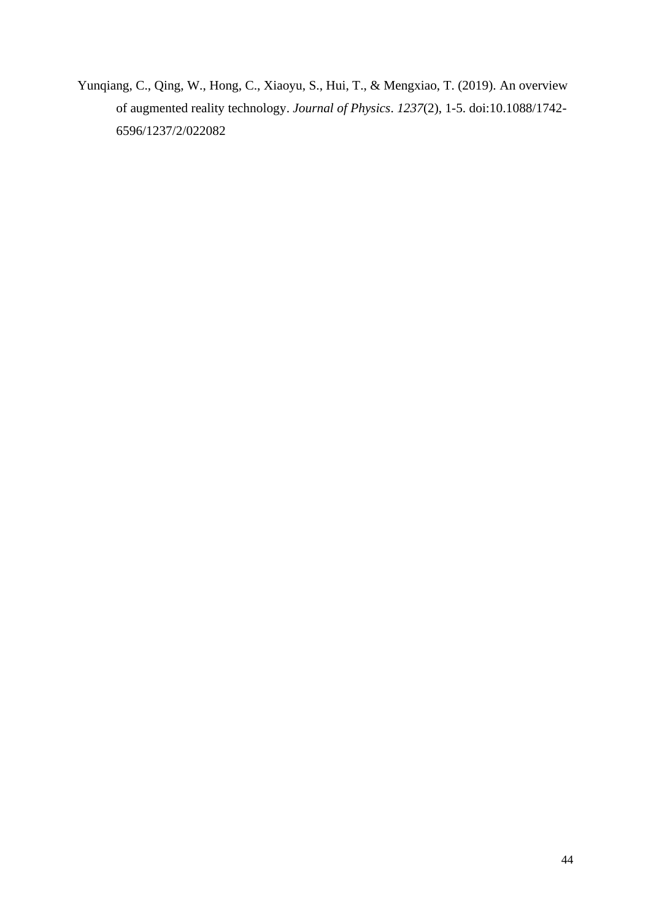Yunqiang, C., Qing, W., Hong, C., Xiaoyu, S., Hui, T., & Mengxiao, T. (2019). An overview of augmented reality technology. *Journal of Physics*. *1237*(2), 1-5. doi:10.1088/1742-6596/1237/2/022082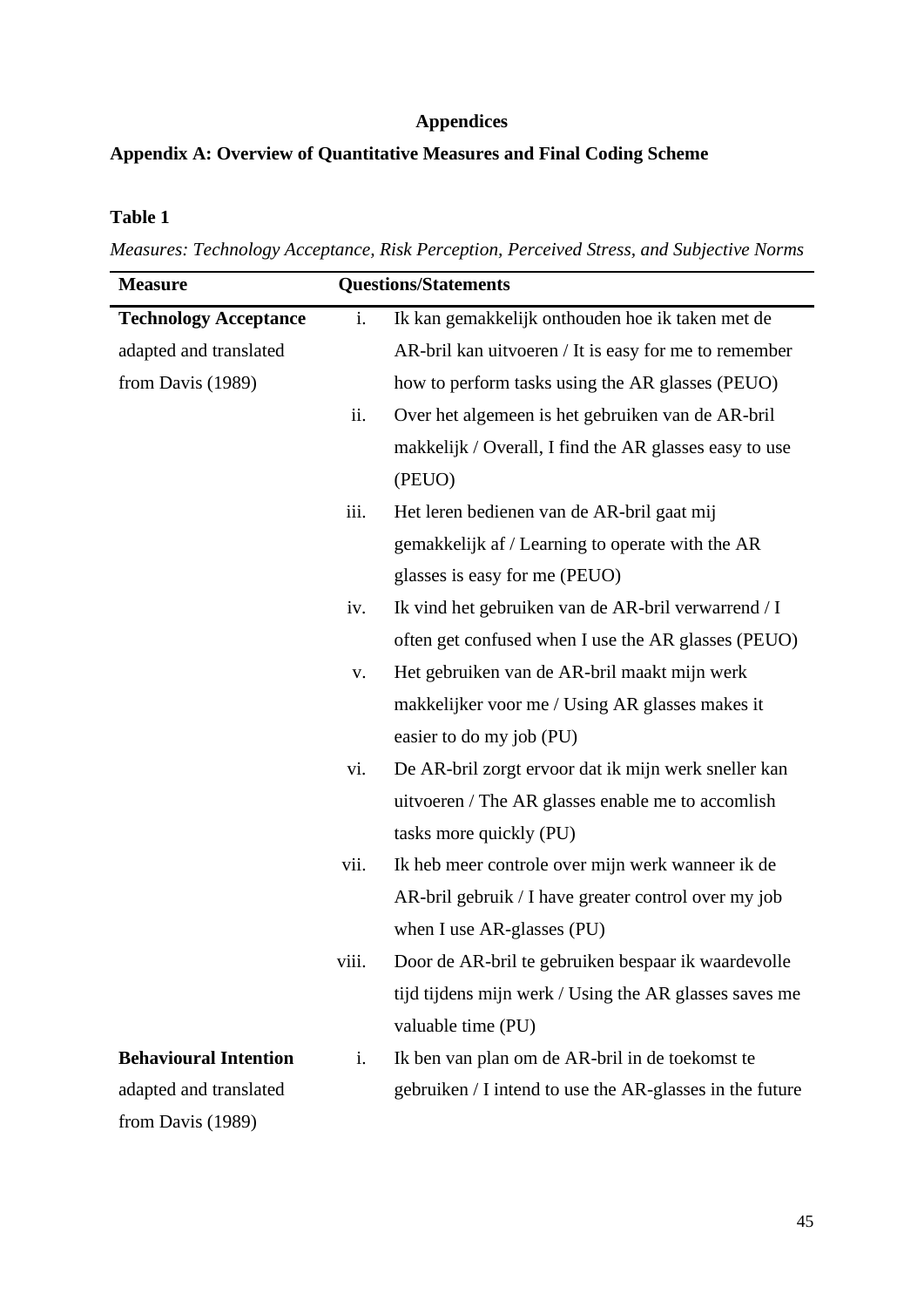# Appendices

## Appendix A: Overview of Quantitative Measures and Final Coding Scheme

**Table 1**

*Measures: Technology Acceptance, Risk Perception, Perceived Stress, and Subjective Norms*

| Measure | | Questions/Statements |
|---|---|---|
| **Technology Acceptance** adapted and translated from Davis (1989) | i. | Ik kan gemakkelijk onthouden hoe ik taken met de AR-bril kan uitvoeren / It is easy for me to remember how to perform tasks using the AR glasses (PEUO) |
| | ii. | Over het algemeen is het gebruiken van de AR-bril makkelijk / Overall, I find the AR glasses easy to use (PEUO) |
| | iii. | Het leren bedienen van de AR-bril gaat mij gemakkelijk af / Learning to operate with the AR glasses is easy for me (PEUO) |
| | iv. | Ik vind het gebruiken van de AR-bril verwarrend / I often get confused when I use the AR glasses (PEUO) |
| | v. | Het gebruiken van de AR-bril maakt mijn werk makkelijker voor me / Using AR glasses makes it easier to do my job (PU) |
| | vi. | De AR-bril zorgt ervoor dat ik mijn werk sneller kan uitvoeren / The AR glasses enable me to accomlish tasks more quickly (PU) |
| | vii. | Ik heb meer controle over mijn werk wanneer ik de AR-bril gebruik / I have greater control over my job when I use AR-glasses (PU) |
| | viii. | Door de AR-bril te gebruiken bespaar ik waardevolle tijd tijdens mijn werk / Using the AR glasses saves me valuable time (PU) |
| **Behavioural Intention** adapted and translated from Davis (1989) | i. | Ik ben van plan om de AR-bril in de toekomst te gebruiken / I intend to use the AR-glasses in the future |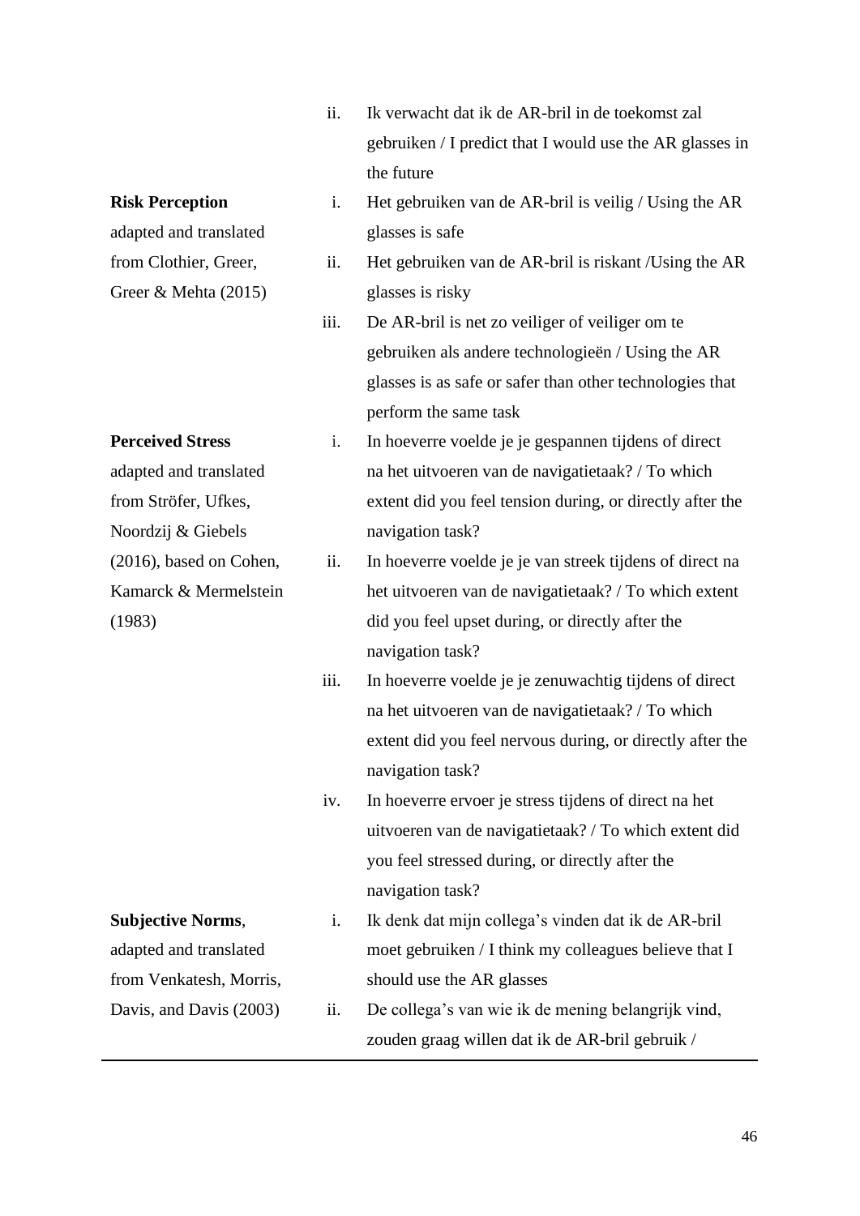| | |
|---|---|
| | ii. Ik verwacht dat ik de AR-bril in de toekomst zal gebruiken / I predict that I would use the AR glasses in the future |
| **Risk Perception** adapted and translated from Clothier, Greer, Greer & Mehta (2015) | i. Het gebruiken van de AR-bril is veilig / Using the AR glasses is safe<br>ii. Het gebruiken van de AR-bril is riskant /Using the AR glasses is risky<br>iii. De AR-bril is net zo veiliger of veiliger om te gebruiken als andere technologieën / Using the AR glasses is as safe or safer than other technologies that perform the same task |
| **Perceived Stress** adapted and translated from Ströfer, Ufkes, Noordzij & Giebels (2016), based on Cohen, Kamarck & Mermelstein (1983) | i. In hoeverre voelde je je gespannen tijdens of direct na het uitvoeren van de navigatietaak? / To which extent did you feel tension during, or directly after the navigation task?<br>ii. In hoeverre voelde je je van streek tijdens of direct na het uitvoeren van de navigatietaak? / To which extent did you feel upset during, or directly after the navigation task?<br>iii. In hoeverre voelde je je zenuwachtig tijdens of direct na het uitvoeren van de navigatietaak? / To which extent did you feel nervous during, or directly after the navigation task?<br>iv. In hoeverre ervoer je stress tijdens of direct na het uitvoeren van de navigatietaak? / To which extent did you feel stressed during, or directly after the navigation task? |
| **Subjective Norms**, adapted and translated from Venkatesh, Morris, Davis, and Davis (2003) | i. Ik denk dat mijn collega's vinden dat ik de AR-bril moet gebruiken / I think my colleagues believe that I should use the AR glasses<br>ii. De collega's van wie ik de mening belangrijk vind, zouden graag willen dat ik de AR-bril gebruik / |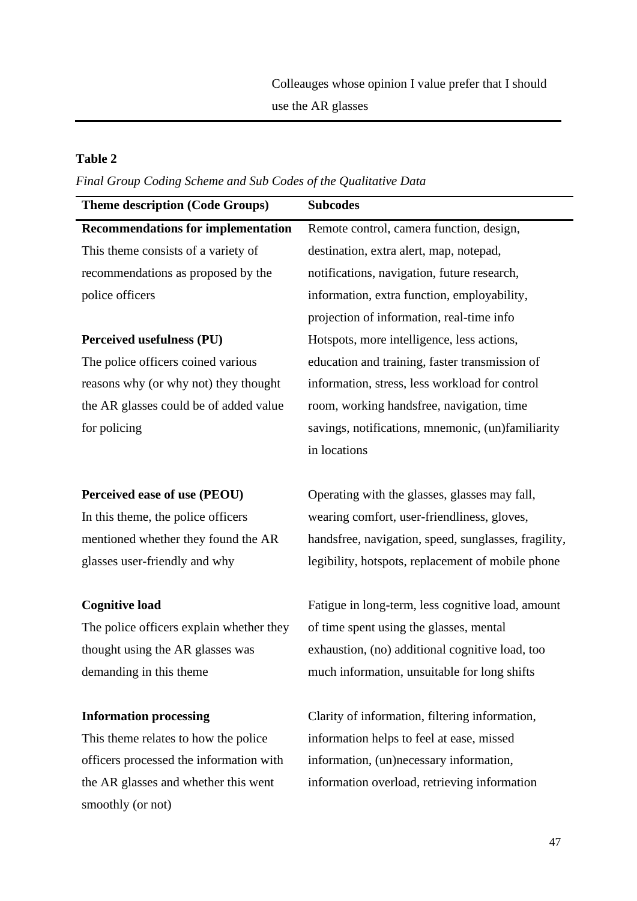| | Colleauges whose opinion I value prefer that I should use the AR glasses |
|---|---|

**Table 2**

*Final Group Coding Scheme and Sub Codes of the Qualitative Data*

| Theme description (Code Groups) | Subcodes |
|---|---|
| **Recommendations for implementation** This theme consists of a variety of recommendations as proposed by the police officers | Remote control, camera function, design, destination, extra alert, map, notepad, notifications, navigation, future research, information, extra function, employability, projection of information, real-time info |
| **Perceived usefulness (PU)** The police officers coined various reasons why (or why not) they thought the AR glasses could be of added value for policing | Hotspots, more intelligence, less actions, education and training, faster transmission of information, stress, less workload for control room, working handsfree, navigation, time savings, notifications, mnemonic, (un)familiarity in locations |
| **Perceived ease of use (PEOU)** In this theme, the police officers mentioned whether they found the AR glasses user-friendly and why | Operating with the glasses, glasses may fall, wearing comfort, user-friendliness, gloves, handsfree, navigation, speed, sunglasses, fragility, legibility, hotspots, replacement of mobile phone |
| **Cognitive load** The police officers explain whether they thought using the AR glasses was demanding in this theme | Fatigue in long-term, less cognitive load, amount of time spent using the glasses, mental exhaustion, (no) additional cognitive load, too much information, unsuitable for long shifts |
| **Information processing** This theme relates to how the police officers processed the information with the AR glasses and whether this went smoothly (or not) | Clarity of information, filtering information, information helps to feel at ease, missed information, (un)necessary information, information overload, retrieving information |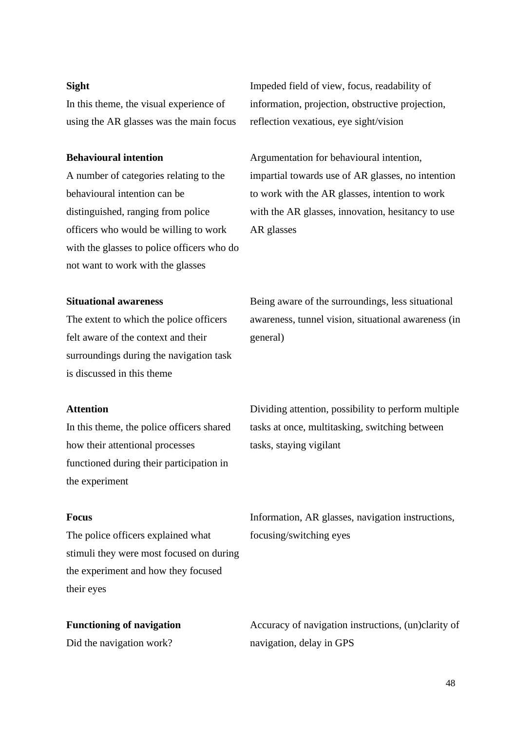| | |
|---|---|
| **Sight**<br>In this theme, the visual experience of using the AR glasses was the main focus | Impeded field of view, focus, readability of information, projection, obstructive projection, reflection vexatious, eye sight/vision |
| **Behavioural intention**<br>A number of categories relating to the behavioural intention can be distinguished, ranging from police officers who would be willing to work with the glasses to police officers who do not want to work with the glasses | Argumentation for behavioural intention, impartial towards use of AR glasses, no intention to work with the AR glasses, intention to work with the AR glasses, innovation, hesitancy to use AR glasses |
| **Situational awareness**<br>The extent to which the police officers felt aware of the context and their surroundings during the navigation task is discussed in this theme | Being aware of the surroundings, less situational awareness, tunnel vision, situational awareness (in general) |
| **Attention**<br>In this theme, the police officers shared how their attentional processes functioned during their participation in the experiment | Dividing attention, possibility to perform multiple tasks at once, multitasking, switching between tasks, staying vigilant |
| **Focus**<br>The police officers explained what stimuli they were most focused on during the experiment and how they focused their eyes | Information, AR glasses, navigation instructions, focusing/switching eyes |
| **Functioning of navigation**<br>Did the navigation work? | Accuracy of navigation instructions, (un)clarity of navigation, delay in GPS |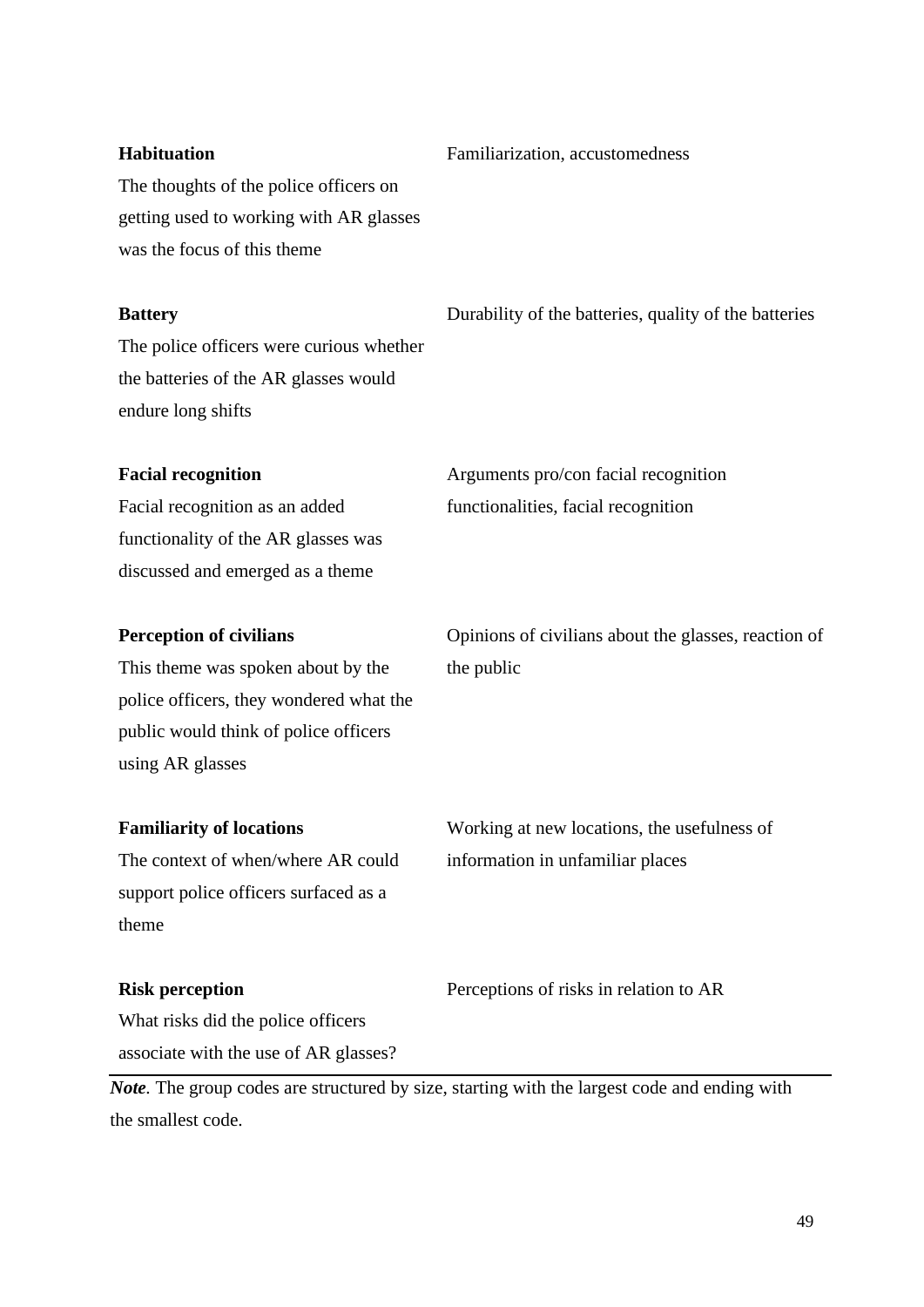| | |
|---|---|
| **Habituation**<br>The thoughts of the police officers on getting used to working with AR glasses was the focus of this theme | Familiarization, accustomedness |
| **Battery**<br>The police officers were curious whether the batteries of the AR glasses would endure long shifts | Durability of the batteries, quality of the batteries |
| **Facial recognition**<br>Facial recognition as an added functionality of the AR glasses was discussed and emerged as a theme | Arguments pro/con facial recognition functionalities, facial recognition |
| **Perception of civilians**<br>This theme was spoken about by the police officers, they wondered what the public would think of police officers using AR glasses | Opinions of civilians about the glasses, reaction of the public |
| **Familiarity of locations**<br>The context of when/where AR could support police officers surfaced as a theme | Working at new locations, the usefulness of information in unfamiliar places |
| **Risk perception**<br>What risks did the police officers associate with the use of AR glasses? | Perceptions of risks in relation to AR |

***Note***. The group codes are structured by size, starting with the largest code and ending with the smallest code.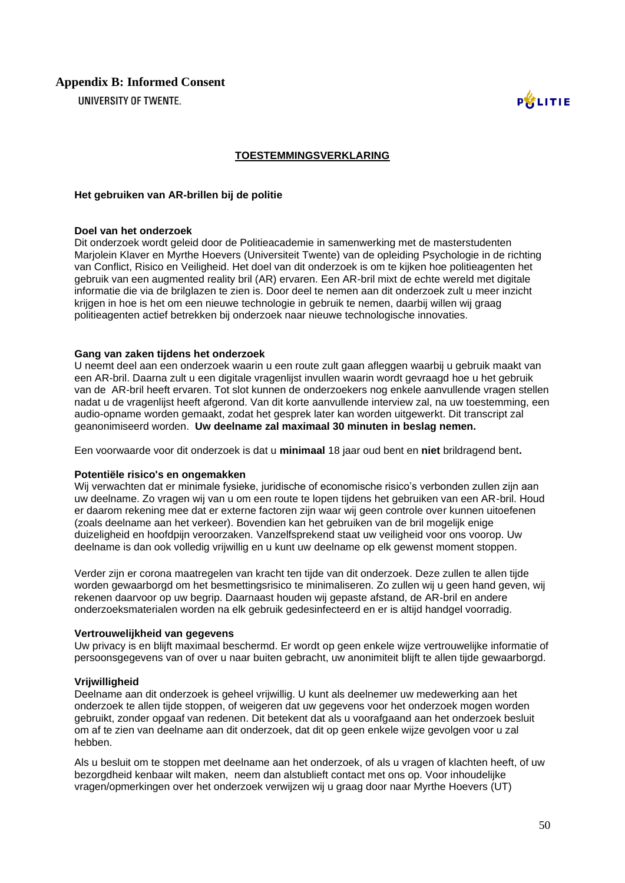## Appendix B: Informed Consent

UNIVERSITY OF TWENTE.

POLITIE

**TOESTEMMINGSVERKLARING**

**Het gebruiken van AR-brillen bij de politie**

**Doel van het onderzoek**

Dit onderzoek wordt geleid door de Politieacademie in samenwerking met de masterstudenten Marjolein Klaver en Myrthe Hoevers (Universiteit Twente) van de opleiding Psychologie in de richting van Conflict, Risico en Veiligheid. Het doel van dit onderzoek is om te kijken hoe politieagenten het gebruik van een augmented reality bril (AR) ervaren. Een AR-bril mixt de echte wereld met digitale informatie die via de brilglazen te zien is. Door deel te nemen aan dit onderzoek zult u meer inzicht krijgen in hoe is het om een nieuwe technologie in gebruik te nemen, daarbij willen wij graag politieagenten actief betrekken bij onderzoek naar nieuwe technologische innovaties.

**Gang van zaken tijdens het onderzoek**

U neemt deel aan een onderzoek waarin u een route zult gaan afleggen waarbij u gebruik maakt van een AR-bril. Daarna zult u een digitale vragenlijst invullen waarin wordt gevraagd hoe u het gebruik van de AR-bril heeft ervaren. Tot slot kunnen de onderzoekers nog enkele aanvullende vragen stellen nadat u de vragenlijst heeft afgerond. Van dit korte aanvullende interview zal, na uw toestemming, een audio-opname worden gemaakt, zodat het gesprek later kan worden uitgewerkt. Dit transcript zal geanonimiseerd worden. **Uw deelname zal maximaal 30 minuten in beslag nemen.**

Een voorwaarde voor dit onderzoek is dat u **minimaal** 18 jaar oud bent en **niet** brildragend bent**.**

**Potentiële risico's en ongemakken**

Wij verwachten dat er minimale fysieke, juridische of economische risico's verbonden zullen zijn aan uw deelname. Zo vragen wij van u om een route te lopen tijdens het gebruiken van een AR-bril. Houd er daarom rekening mee dat er externe factoren zijn waar wij geen controle over kunnen uitoefenen (zoals deelname aan het verkeer). Bovendien kan het gebruiken van de bril mogelijk enige duizeligheid en hoofdpijn veroorzaken. Vanzelfsprekend staat uw veiligheid voor ons voorop. Uw deelname is dan ook volledig vrijwillig en u kunt uw deelname op elk gewenst moment stoppen.

Verder zijn er corona maatregelen van kracht ten tijde van dit onderzoek. Deze zullen te allen tijde worden gewaarborgd om het besmettingsrisico te minimaliseren. Zo zullen wij u geen hand geven, wij rekenen daarvoor op uw begrip. Daarnaast houden wij gepaste afstand, de AR-bril en andere onderzoeksmaterialen worden na elk gebruik gedesinfecteerd en er is altijd handgel voorradig.

**Vertrouwelijkheid van gegevens**

Uw privacy is en blijft maximaal beschermd. Er wordt op geen enkele wijze vertrouwelijke informatie of persoonsgegevens van of over u naar buiten gebracht, uw anonimiteit blijft te allen tijde gewaarborgd.

**Vrijwilligheid**

Deelname aan dit onderzoek is geheel vrijwillig. U kunt als deelnemer uw medewerking aan het onderzoek te allen tijde stoppen, of weigeren dat uw gegevens voor het onderzoek mogen worden gebruikt, zonder opgaaf van redenen. Dit betekent dat als u voorafgaand aan het onderzoek besluit om af te zien van deelname aan dit onderzoek, dat dit op geen enkele wijze gevolgen voor u zal hebben.

Als u besluit om te stoppen met deelname aan het onderzoek, of als u vragen of klachten heeft, of uw bezorgdheid kenbaar wilt maken, neem dan alstublieft contact met ons op. Voor inhoudelijke vragen/opmerkingen over het onderzoek verwijzen wij u graag door naar Myrthe Hoevers (UT)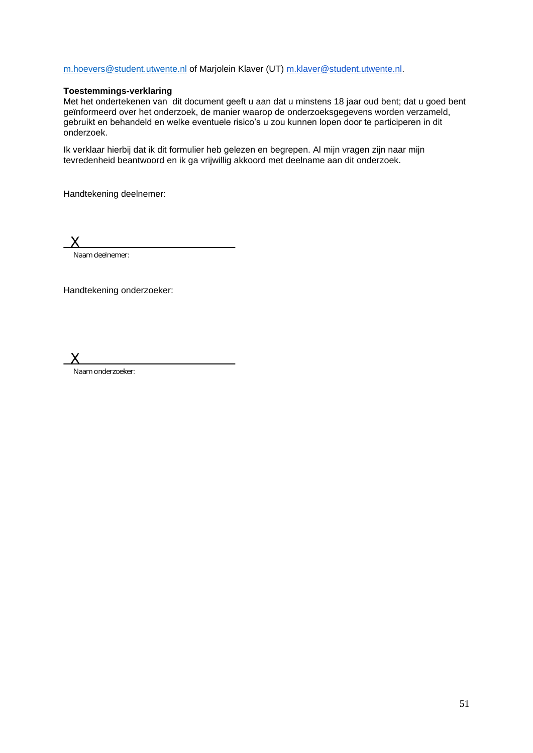m.hoevers@student.utwente.nl of Marjolein Klaver (UT) m.klaver@student.utwente.nl.

**Toestemmings-verklaring**

Met het ondertekenen van dit document geeft u aan dat u minstens 18 jaar oud bent; dat u goed bent geïnformeerd over het onderzoek, de manier waarop de onderzoeksgegevens worden verzameld, gebruikt en behandeld en welke eventuele risico's u zou kunnen lopen door te participeren in dit onderzoek.

Ik verklaar hierbij dat ik dit formulier heb gelezen en begrepen. Al mijn vragen zijn naar mijn tevredenheid beantwoord en ik ga vrijwillig akkoord met deelname aan dit onderzoek.

Handtekening deelnemer:

X ______________________________

Naam deelnemer:

Handtekening onderzoeker:

X ______________________________

Naam onderzoeker: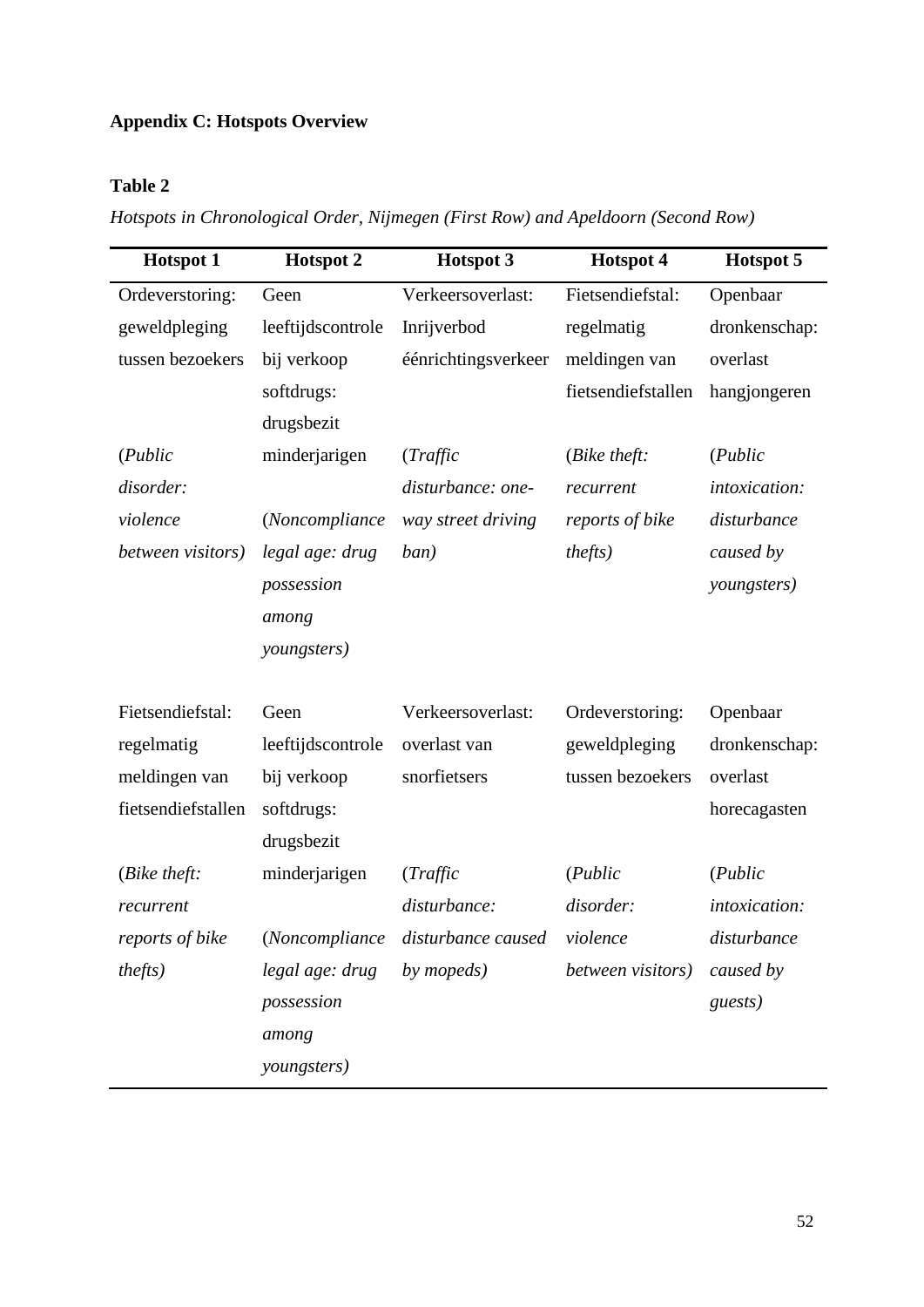**Appendix C: Hotspots Overview**

**Table 2**

*Hotspots in Chronological Order, Nijmegen (First Row) and Apeldoorn (Second Row)*

| Hotspot 1 | Hotspot 2 | Hotspot 3 | Hotspot 4 | Hotspot 5 |
|---|---|---|---|---|
| Ordeverstoring: geweldpleging tussen bezoekers (*Public disorder: violence between visitors)* | Geen leeftijdscontrole bij verkoop softdrugs: drugsbezit minderjarigen (*Noncompliance legal age: drug possession among youngsters)* | Verkeersoverlast: Inrijverbod éénrichtingsverkeer (*Traffic disturbance: one-way street driving ban)* | Fietsendiefstal: regelmatig meldingen van fietsendiefstallen (*Bike theft: recurrent reports of bike thefts)* | Openbaar dronkenschap: overlast hangjongeren (*Public intoxication: disturbance caused by youngsters)* |
| Fietsendiefstal: regelmatig meldingen van fietsendiefstallen (*Bike theft: recurrent reports of bike thefts)* | Geen leeftijdscontrole bij verkoop softdrugs: drugsbezit minderjarigen (*Noncompliance legal age: drug possession among youngsters)* | Verkeersoverlast: overlast van snorfietsers (*Traffic disturbance: disturbance caused by mopeds)* | Ordeverstoring: geweldpleging tussen bezoekers (*Public disorder: violence between visitors)* | Openbaar dronkenschap: overlast horecagasten (*Public intoxication: disturbance caused by guests)* |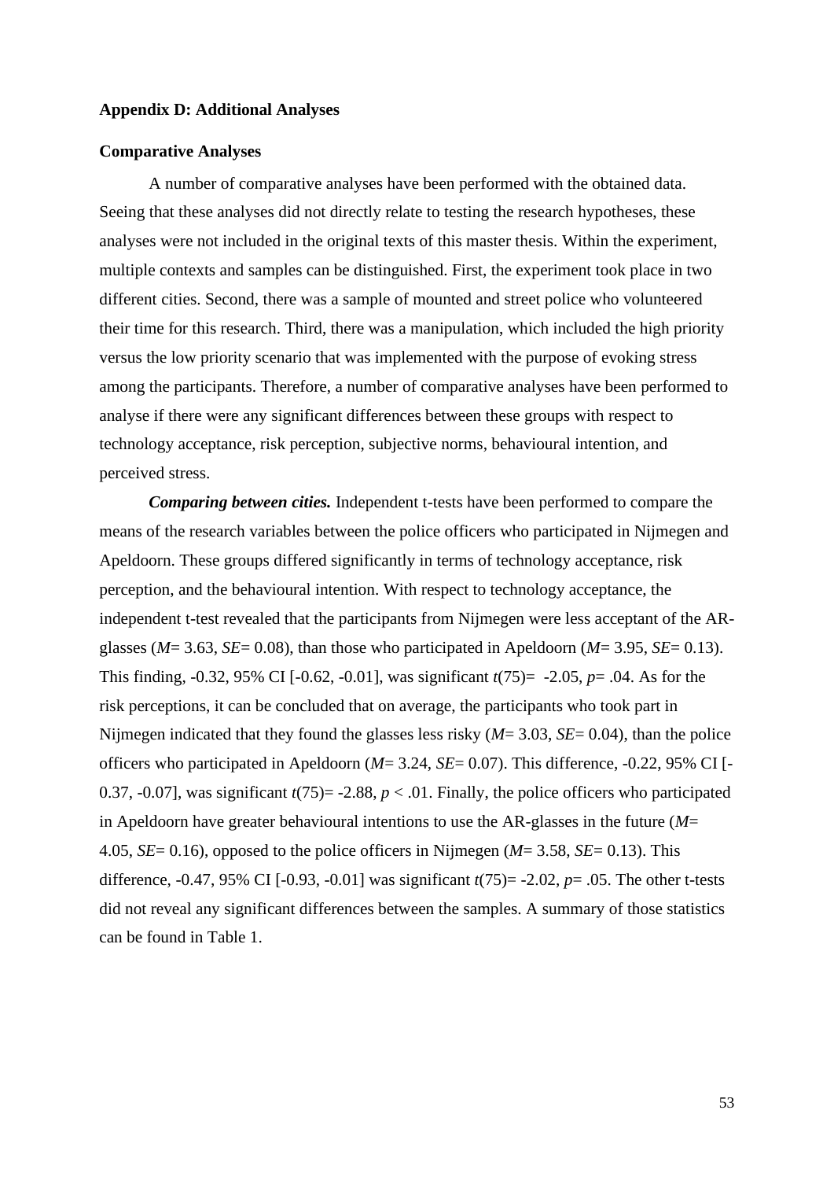## Appendix D: Additional Analyses

### Comparative Analyses

A number of comparative analyses have been performed with the obtained data. Seeing that these analyses did not directly relate to testing the research hypotheses, these analyses were not included in the original texts of this master thesis. Within the experiment, multiple contexts and samples can be distinguished. First, the experiment took place in two different cities. Second, there was a sample of mounted and street police who volunteered their time for this research. Third, there was a manipulation, which included the high priority versus the low priority scenario that was implemented with the purpose of evoking stress among the participants. Therefore, a number of comparative analyses have been performed to analyse if there were any significant differences between these groups with respect to technology acceptance, risk perception, subjective norms, behavioural intention, and perceived stress.

***Comparing between cities.*** Independent t-tests have been performed to compare the means of the research variables between the police officers who participated in Nijmegen and Apeldoorn. These groups differed significantly in terms of technology acceptance, risk perception, and the behavioural intention. With respect to technology acceptance, the independent t-test revealed that the participants from Nijmegen were less acceptant of the AR-glasses ($M$= 3.63, $SE$= 0.08), than those who participated in Apeldoorn ($M$= 3.95, $SE$= 0.13). This finding, -0.32, 95% CI [-0.62, -0.01], was significant $t(75)$= -2.05, $p$= .04. As for the risk perceptions, it can be concluded that on average, the participants who took part in Nijmegen indicated that they found the glasses less risky ($M$= 3.03, $SE$= 0.04), than the police officers who participated in Apeldoorn ($M$= 3.24, $SE$= 0.07). This difference, -0.22, 95% CI [-0.37, -0.07], was significant $t(75)$= -2.88, $p < .01$. Finally, the police officers who participated in Apeldoorn have greater behavioural intentions to use the AR-glasses in the future ($M$= 4.05, $SE$= 0.16), opposed to the police officers in Nijmegen ($M$= 3.58, $SE$= 0.13). This difference, -0.47, 95% CI [-0.93, -0.01] was significant $t(75)$= -2.02, $p$= .05. The other t-tests did not reveal any significant differences between the samples. A summary of those statistics can be found in Table 1.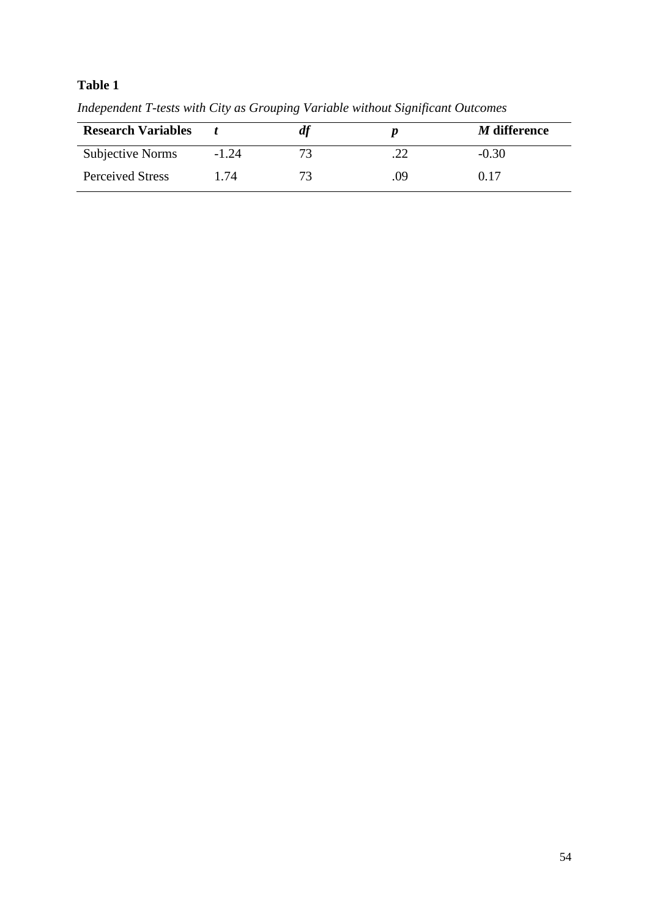**Table 1**

*Independent T-tests with City as Grouping Variable without Significant Outcomes*

| **Research Variables** | ***t*** | ***df*** | ***p*** | ***M* difference** |
|---|---|---|---|---|
| Subjective Norms | -1.24 | 73 | .22 | -0.30 |
| Perceived Stress | 1.74 | 73 | .09 | 0.17 |